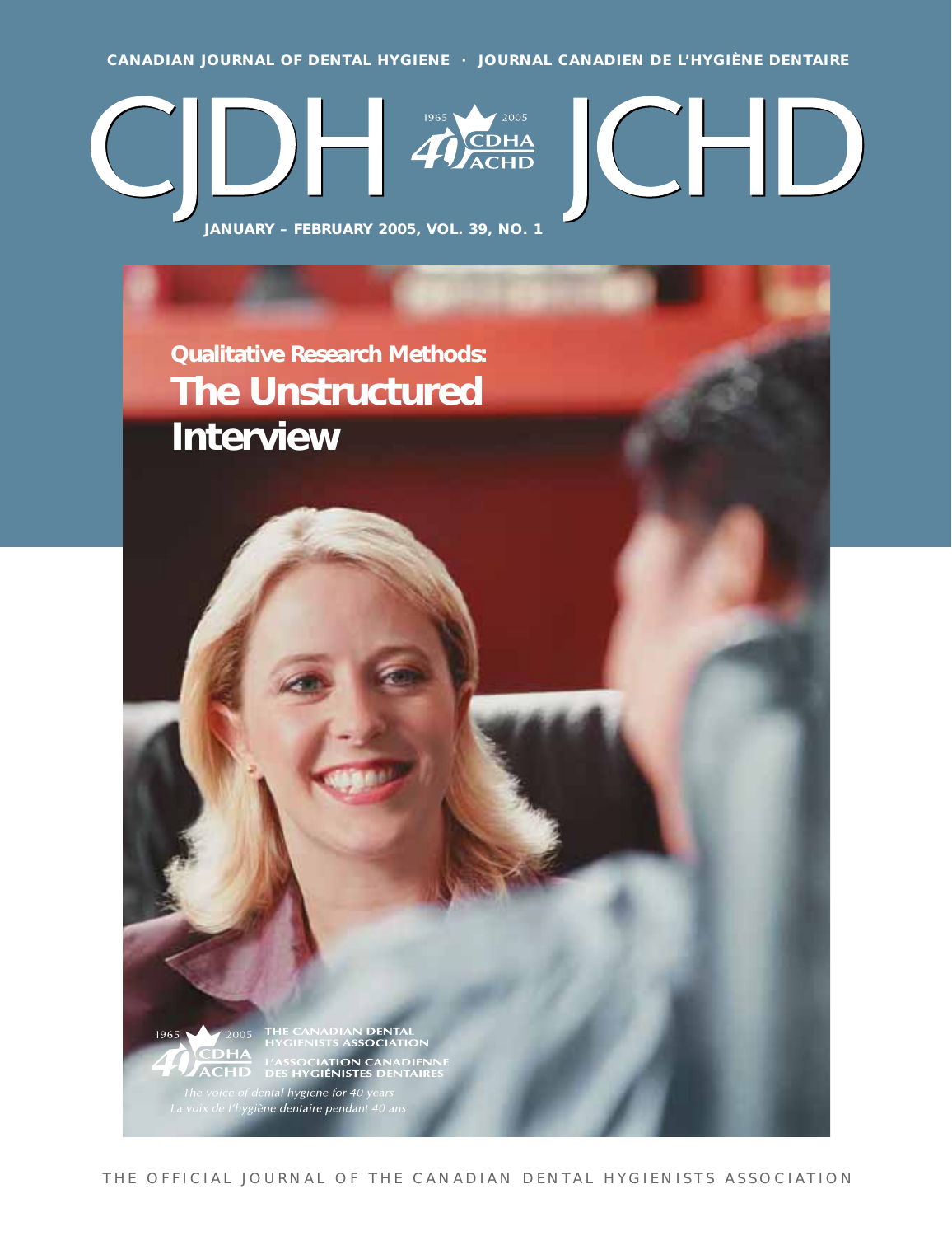CANADIAN JOURNAL OF DENTAL HYGIENE · JOURNAL CANADIEN DE L'HYGIÈNE DENTAIRE

# CJDH JCHD

1965 2005 40 CDHA ACHD

JANUARY – FEBRUARY 2005, VOL. 39, NO. 1

## Qualitative Research Methods: The Unstructured Interview

1965 2005 40 CDHA ACHD

THE CANADIAN DENTAL HYGIENISTS ASSOCIATION

L'ASSOCIATION CANADIENNE DES HYGIÉNISTES DENTAIRES

*The voice of dental hygiene for 40 years*

*La voix de l'hygiène dentaire pendant 40 ans*

THE OFFICIAL JOURNAL OF THE CANADIAN DENTAL HYGIENISTS ASSOCIATION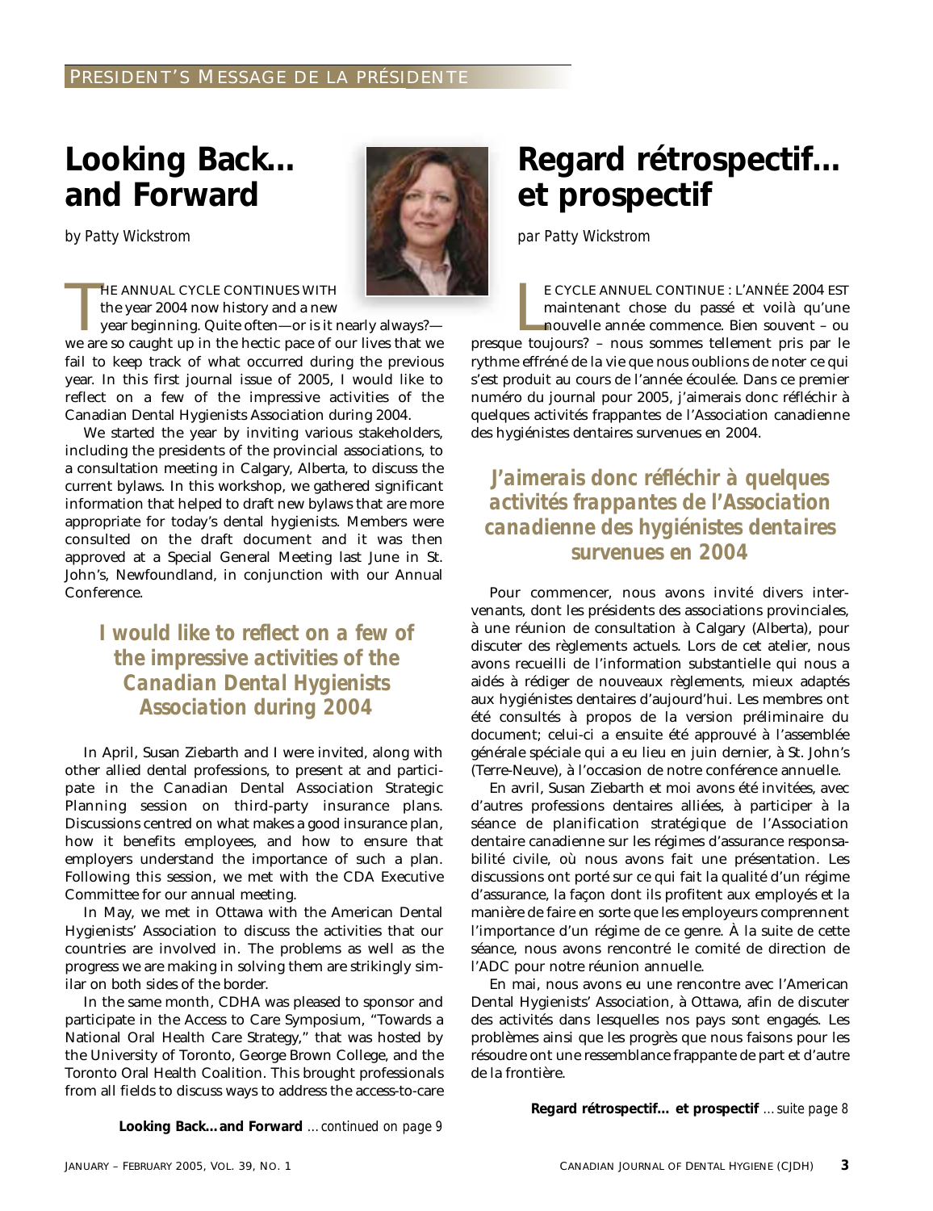PRESIDENT'S MESSAGE DE LA PRÉSIDENTE

# Looking Back… and Forward

*by Patty Wickstrom*

THE ANNUAL CYCLE CONTINUES WITH the year 2004 now history and a new year beginning. Quite often—or is it nearly always?—we are so caught up in the hectic pace of our lives that we fail to keep track of what occurred during the previous year. In this first journal issue of 2005, I would like to reflect on a few of the impressive activities of the Canadian Dental Hygienists Association during 2004.

We started the year by inviting various stakeholders, including the presidents of the provincial associations, to a consultation meeting in Calgary, Alberta, to discuss the current bylaws. In this workshop, we gathered significant information that helped to draft new bylaws that are more appropriate for today's dental hygienists. Members were consulted on the draft document and it was then approved at a Special General Meeting last June in St. John's, Newfoundland, in conjunction with our Annual Conference.

> **I would like to reflect on a few of the impressive activities of the Canadian Dental Hygienists Association during 2004**

In April, Susan Ziebarth and I were invited, along with other allied dental professions, to present at and participate in the Canadian Dental Association Strategic Planning session on third-party insurance plans. Discussions centred on what makes a good insurance plan, how it benefits employees, and how to ensure that employers understand the importance of such a plan. Following this session, we met with the CDA Executive Committee for our annual meeting.

In May, we met in Ottawa with the American Dental Hygienists' Association to discuss the activities that our countries are involved in. The problems as well as the progress we are making in solving them are strikingly similar on both sides of the border.

In the same month, CDHA was pleased to sponsor and participate in the Access to Care Symposium, "Towards a National Oral Health Care Strategy," that was hosted by the University of Toronto, George Brown College, and the Toronto Oral Health Coalition. This brought professionals from all fields to discuss ways to address the access-to-care

**Looking Back…and Forward** *…continued on page 9*

# Regard rétrospectif… et prospectif

*par Patty Wickstrom*

LE CYCLE ANNUEL CONTINUE : L'ANNÉE 2004 EST maintenant chose du passé et voilà qu'une nouvelle année commence. Bien souvent – ou presque toujours? – nous sommes tellement pris par le rythme effréné de la vie que nous oublions de noter ce qui s'est produit au cours de l'année écoulée. Dans ce premier numéro du journal pour 2005, j'aimerais donc réfléchir à quelques activités frappantes de l'Association canadienne des hygiénistes dentaires survenues en 2004.

> **J'aimerais donc réfléchir à quelques activités frappantes de l'Association canadienne des hygiénistes dentaires survenues en 2004**

Pour commencer, nous avons invité divers intervenants, dont les présidents des associations provinciales, à une réunion de consultation à Calgary (Alberta), pour discuter des règlements actuels. Lors de cet atelier, nous avons recueilli de l'information substantielle qui nous a aidés à rédiger de nouveaux règlements, mieux adaptés aux hygiénistes dentaires d'aujourd'hui. Les membres ont été consultés à propos de la version préliminaire du document; celui-ci a ensuite été approuvé à l'assemblée générale spéciale qui a eu lieu en juin dernier, à St. John's (Terre-Neuve), à l'occasion de notre conférence annuelle.

En avril, Susan Ziebarth et moi avons été invitées, avec d'autres professions dentaires alliées, à participer à la séance de planification stratégique de l'Association dentaire canadienne sur les régimes d'assurance responsabilité civile, où nous avons fait une présentation. Les discussions ont porté sur ce qui fait la qualité d'un régime d'assurance, la façon dont ils profitent aux employés et la manière de faire en sorte que les employeurs comprennent l'importance d'un régime de ce genre. À la suite de cette séance, nous avons rencontré le comité de direction de l'ADC pour notre réunion annuelle.

En mai, nous avons eu une rencontre avec l'American Dental Hygienists' Association, à Ottawa, afin de discuter des activités dans lesquelles nos pays sont engagés. Les problèmes ainsi que les progrès que nous faisons pour les résoudre ont une ressemblance frappante de part et d'autre de la frontière.

**Regard rétrospectif… et prospectif** *…suite page 8*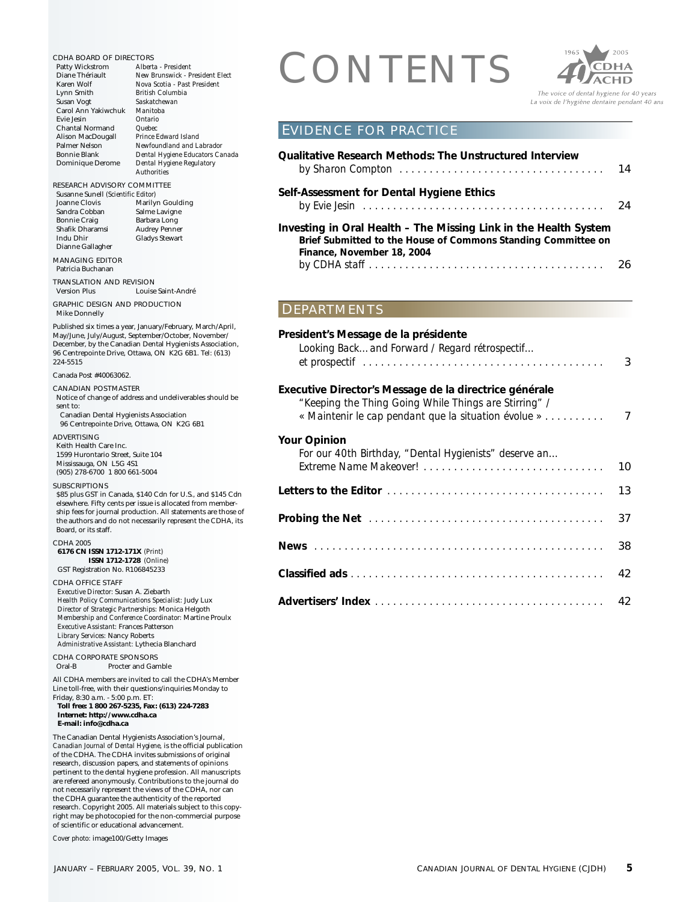# CONTENTS

*The voice of dental hygiene for 40 years*
*La voix de l'hygiène dentaire pendant 40 ans*

## EVIDENCE FOR PRACTICE

**Qualitative Research Methods: The Unstructured Interview**
by Sharon Compton . . . . . . . . . . 14

**Self-Assessment for Dental Hygiene Ethics**
by Evie Jesin . . . . . . . . . . 24

**Investing in Oral Health – The Missing Link in the Health System**
**Brief Submitted to the House of Commons Standing Committee on Finance, November 18, 2004**
by CDHA staff . . . . . . . . . . 26

## DEPARTMENTS

**President's Message de la présidente**
Looking Back… and Forward / Regard rétrospectif… et prospectif . . . . . . . . . . 3

**Executive Director's Message de la directrice générale**
"Keeping the Thing Going While Things are Stirring" / « Maintenir le cap pendant que la situation évolue » . . . . . . . . . . 7

**Your Opinion**
For our 40th Birthday, "Dental Hygienists" deserve an… Extreme Name Makeover! . . . . . . . . . . 10

**Letters to the Editor** . . . . . . . . . . 13

**Probing the Net** . . . . . . . . . . 37

**News** . . . . . . . . . . 38

**Classified ads** . . . . . . . . . . 42

**Advertisers' Index** . . . . . . . . . . 42

---

CDHA BOARD OF DIRECTORS

| | |
|---|---|
| Patty Wickstrom | *Alberta - President* |
| Diane Thériault | *New Brunswick - President Elect* |
| Karen Wolf | *Nova Scotia - Past President* |
| Lynn Smith | *British Columbia* |
| Susan Vogt | *Saskatchewan* |
| Carol Ann Yakiwchuk | *Manitoba* |
| Evie Jesin | *Ontario* |
| Chantal Normand | *Quebec* |
| Alison MacDougall | *Prince Edward Island* |
| Palmer Nelson | *Newfoundland and Labrador* |
| Bonnie Blank | *Dental Hygiene Educators Canada* |
| Dominique Derome | *Dental Hygiene Regulatory Authorities* |

RESEARCH ADVISORY COMMITTEE
Susanne Sunell *(Scientific Editor)*

| | |
|---|---|
| Joanne Clovis | Marilyn Goulding |
| Sandra Cobban | Salme Lavigne |
| Bonnie Craig | Barbara Long |
| Shafik Dharamsi | Audrey Penner |
| Indu Dhir | Gladys Stewart |
| Dianne Gallagher | |

MANAGING EDITOR
Patricia Buchanan

TRANSLATION AND REVISION
Version Plus    Louise Saint-André

GRAPHIC DESIGN AND PRODUCTION
Mike Donnelly

Published six times a year, January/February, March/April, May/June, July/August, September/October, November/December, by the Canadian Dental Hygienists Association, 96 Centrepointe Drive, Ottawa, ON K2G 6B1. Tel: (613) 224-5515

Canada Post #40063062.

CANADIAN POSTMASTER
Notice of change of address and undeliverables should be sent to:
Canadian Dental Hygienists Association
96 Centrepointe Drive, Ottawa, ON K2G 6B1

ADVERTISING
Keith Health Care Inc.
1599 Hurontario Street, Suite 104
Mississauga, ON L5G 4S1
(905) 278-6700 1 800 661-5004

SUBSCRIPTIONS
$85 plus GST in Canada, $140 Cdn for U.S., and $145 Cdn elsewhere. Fifty cents per issue is allocated from membership fees for journal production. All statements are those of the authors and do not necessarily represent the CDHA, its Board, or its staff.

CDHA 2005
**6176 CN ISSN 1712-171X** *(Print)*
**ISSN 1712-1728** *(Online)*
GST Registration No. R106845233

CDHA OFFICE STAFF
*Executive Director:* Susan A. Ziebarth
*Health Policy Communications Specialist:* Judy Lux
*Director of Strategic Partnerships:* Monica Helgoth
*Membership and Conference Coordinator:* Martine Proulx
*Executive Assistant:* Frances Patterson
*Library Services:* Nancy Roberts
*Administrative Assistant:* Lythecia Blanchard

CDHA CORPORATE SPONSORS
Oral-B    Procter and Gamble

All CDHA members are invited to call the CDHA's Member Line toll-free, with their questions/inquiries Monday to Friday, 8:30 a.m. - 5:00 p.m. ET:
**Toll free: 1 800 267-5235, Fax: (613) 224-7283**
**Internet: http://www.cdha.ca**
**E-mail: info@cdha.ca**

The Canadian Dental Hygienists Association's Journal, *Canadian Journal of Dental Hygiene*, is the official publication of the CDHA. The CDHA invites submissions of original research, discussion papers, and statements of opinions pertinent to the dental hygiene profession. All manuscripts are refereed anonymously. Contributions to the journal do not necessarily represent the views of the CDHA, nor can the CDHA guarantee the authenticity of the reported research. Copyright 2005. All materials subject to this copyright may be photocopied for the non-commercial purpose of scientific or educational advancement.

*Cover photo:* image100/Getty Images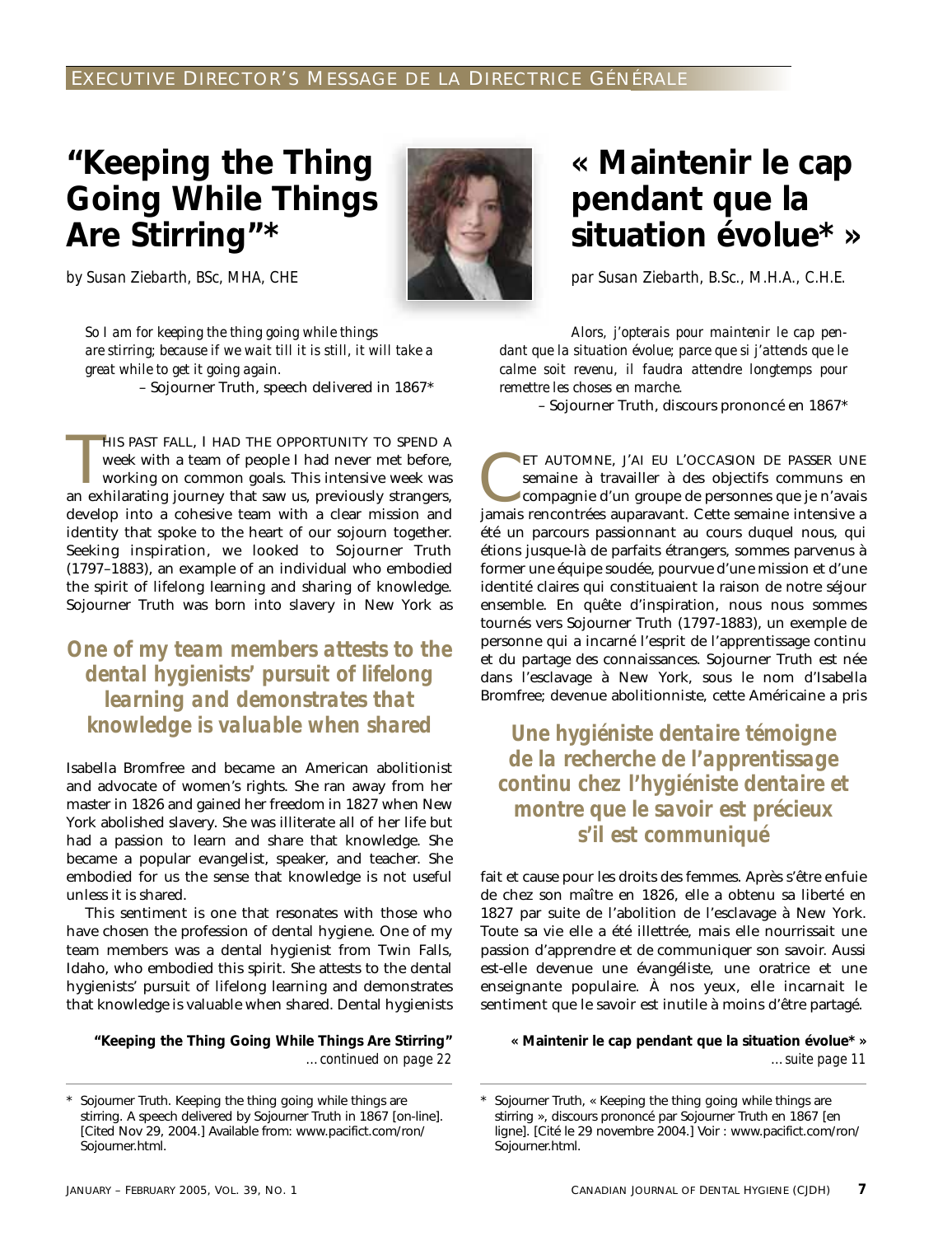EXECUTIVE DIRECTOR'S MESSAGE DE LA DIRECTRICE GÉNÉRALE

# "Keeping the Thing Going While Things Are Stirring"*

*by Susan Ziebarth, BSc, MHA, CHE*

> *So I am for keeping the thing going while things are stirring; because if we wait till it is still, it will take a great while to get it going again.*
>
> – Sojourner Truth, speech delivered in 1867*

THIS PAST FALL, I HAD THE OPPORTUNITY TO SPEND A week with a team of people I had never met before, working on common goals. This intensive week was an exhilarating journey that saw us, previously strangers, develop into a cohesive team with a clear mission and identity that spoke to the heart of our sojourn together. Seeking inspiration, we looked to Sojourner Truth (1797–1883), an example of an individual who embodied the spirit of lifelong learning and sharing of knowledge. Sojourner Truth was born into slavery in New York as Isabella Bromfree and became an American abolitionist and advocate of women's rights. She ran away from her master in 1826 and gained her freedom in 1827 when New York abolished slavery. She was illiterate all of her life but had a passion to learn and share that knowledge. She became a popular evangelist, speaker, and teacher. She embodied for us the sense that knowledge is not useful unless it is shared.

**One of my team members attests to the dental hygienists' pursuit of lifelong learning and demonstrates that knowledge is valuable when shared**

This sentiment is one that resonates with those who have chosen the profession of dental hygiene. One of my team members was a dental hygienist from Twin Falls, Idaho, who embodied this spirit. She attests to the dental hygienists' pursuit of lifelong learning and demonstrates that knowledge is valuable when shared. Dental hygienists

**"Keeping the Thing Going While Things Are Stirring"** *...continued on page 22*

\* Sojourner Truth. Keeping the thing going while things are stirring. A speech delivered by Sojourner Truth in 1867 [on-line]. [Cited Nov 29, 2004.] Available from: www.pacifict.com/ron/Sojourner.html.

# « Maintenir le cap pendant que la situation évolue* »

*par Susan Ziebarth, B.Sc., M.H.A., C.H.E.*

> *Alors, j'opterais pour maintenir le cap pendant que la situation évolue; parce que si j'attends que le calme soit revenu, il faudra attendre longtemps pour remettre les choses en marche.*
>
> – Sojourner Truth, discours prononcé en 1867*

CET AUTOMNE, J'AI EU L'OCCASION DE PASSER UNE semaine à travailler à des objectifs communs en compagnie d'un groupe de personnes que je n'avais jamais rencontrées auparavant. Cette semaine intensive a été un parcours passionnant au cours duquel nous, qui étions jusque-là de parfaits étrangers, sommes parvenus à former une équipe soudée, pourvue d'une mission et d'une identité claires qui constituaient la raison de notre séjour ensemble. En quête d'inspiration, nous nous sommes tournés vers Sojourner Truth (1797-1883), un exemple de personne qui a incarné l'esprit de l'apprentissage continu et du partage des connaissances. Sojourner Truth est née dans l'esclavage à New York, sous le nom d'Isabella Bromfree; devenue abolitionniste, cette Américaine a pris fait et cause pour les droits des femmes. Après s'être enfuie de chez son maître en 1826, elle a obtenu sa liberté en 1827 par suite de l'abolition de l'esclavage à New York. Toute sa vie elle a été illettrée, mais elle nourrissait une passion d'apprendre et de communiquer son savoir. Aussi est-elle devenue une évangéliste, une oratrice et une enseignante populaire. À nos yeux, elle incarnait le sentiment que le savoir est inutile à moins d'être partagé.

**Une hygiéniste dentaire témoigne de la recherche de l'apprentissage continu chez l'hygiéniste dentaire et montre que le savoir est précieux s'il est communiqué**

**« Maintenir le cap pendant que la situation évolue* »** *...suite page 11*

\* Sojourner Truth, « Keeping the thing going while things are stirring », discours prononcé par Sojourner Truth en 1867 [en ligne]. [Cité le 29 novembre 2004.] Voir : www.pacifict.com/ron/Sojourner.html.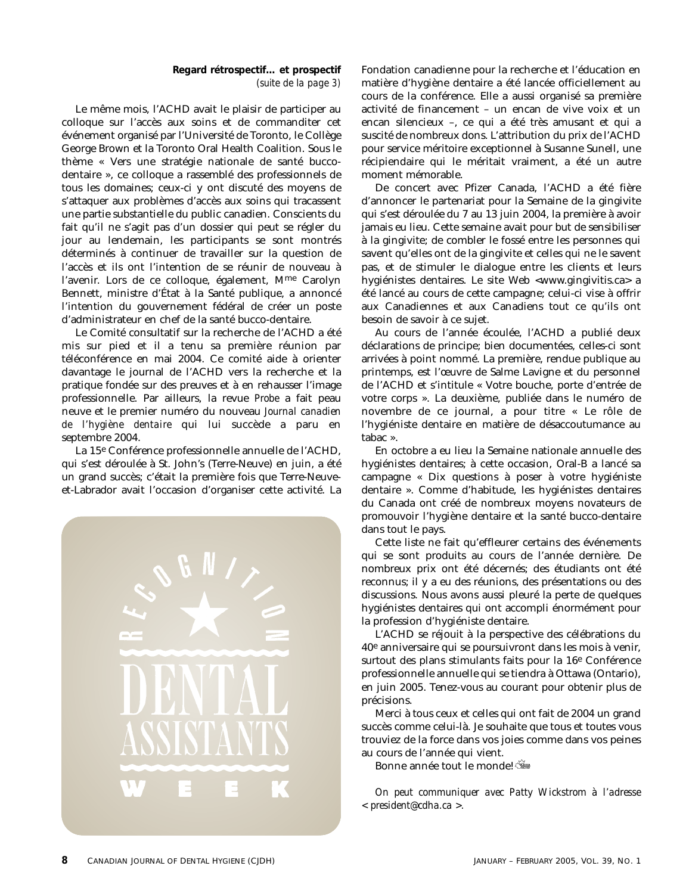**Regard rétrospectif... et prospectif**
*(suite de la page 3)*

Le même mois, l'ACHD avait le plaisir de participer au colloque sur l'accès aux soins et de commanditer cet événement organisé par l'Université de Toronto, le Collège George Brown et la Toronto Oral Health Coalition. Sous le thème « Vers une stratégie nationale de santé bucco-dentaire », ce colloque a rassemblé des professionnels de tous les domaines; ceux-ci y ont discuté des moyens de s'attaquer aux problèmes d'accès aux soins qui tracassent une partie substantielle du public canadien. Conscients du fait qu'il ne s'agit pas d'un dossier qui peut se régler du jour au lendemain, les participants se sont montrés déterminés à continuer de travailler sur la question de l'accès et ils ont l'intention de se réunir de nouveau à l'avenir. Lors de ce colloque, également, M[me] Carolyn Bennett, ministre d'État à la Santé publique, a annoncé l'intention du gouvernement fédéral de créer un poste d'administrateur en chef de la santé bucco-dentaire.

Le Comité consultatif sur la recherche de l'ACHD a été mis sur pied et il a tenu sa première réunion par téléconférence en mai 2004. Ce comité aide à orienter davantage le journal de l'ACHD vers la recherche et la pratique fondée sur des preuves et à en rehausser l'image professionnelle. Par ailleurs, la revue *Probe* a fait peau neuve et le premier numéro du nouveau *Journal canadien de l'hygiène dentaire* qui lui succède a paru en septembre 2004.

La 15[e] Conférence professionnelle annuelle de l'ACHD, qui s'est déroulée à St. John's (Terre-Neuve) en juin, a été un grand succès; c'était la première fois que Terre-Neuve-et-Labrador avait l'occasion d'organiser cette activité. La Fondation canadienne pour la recherche et l'éducation en matière d'hygiène dentaire a été lancée officiellement au cours de la conférence. Elle a aussi organisé sa première activité de financement – un encan de vive voix et un encan silencieux –, ce qui a été très amusant et qui a suscité de nombreux dons. L'attribution du prix de l'ACHD pour service méritoire exceptionnel à Susanne Sunell, une récipiendaire qui le méritait vraiment, a été un autre moment mémorable.

De concert avec Pfizer Canada, l'ACHD a été fière d'annoncer le partenariat pour la Semaine de la gingivite qui s'est déroulée du 7 au 13 juin 2004, la première à avoir jamais eu lieu. Cette semaine avait pour but de sensibiliser à la gingivite; de combler le fossé entre les personnes qui savent qu'elles ont de la gingivite et celles qui ne le savent pas, et de stimuler le dialogue entre les clients et leurs hygiénistes dentaires. Le site Web <www.gingivitis.ca> a été lancé au cours de cette campagne; celui-ci vise à offrir aux Canadiennes et aux Canadiens tout ce qu'ils ont besoin de savoir à ce sujet.

Au cours de l'année écoulée, l'ACHD a publié deux déclarations de principe; bien documentées, celles-ci sont arrivées à point nommé. La première, rendue publique au printemps, est l'œuvre de Salme Lavigne et du personnel de l'ACHD et s'intitule « Votre bouche, porte d'entrée de votre corps ». La deuxième, publiée dans le numéro de novembre de ce journal, a pour titre « Le rôle de l'hygiéniste dentaire en matière de désaccoutumance au tabac ».

En octobre a eu lieu la Semaine nationale annuelle des hygiénistes dentaires; à cette occasion, Oral-B a lancé sa campagne « Dix questions à poser à votre hygiéniste dentaire ». Comme d'habitude, les hygiénistes dentaires du Canada ont créé de nombreux moyens novateurs de promouvoir l'hygiène dentaire et la santé bucco-dentaire dans tout le pays.

Cette liste ne fait qu'effleurer certains des événements qui se sont produits au cours de l'année dernière. De nombreux prix ont été décernés; des étudiants ont été reconnus; il y a eu des réunions, des présentations ou des discussions. Nous avons aussi pleuré la perte de quelques hygiénistes dentaires qui ont accompli énormément pour la profession d'hygiéniste dentaire.

L'ACHD se réjouit à la perspective des célébrations du 40[e] anniversaire qui se poursuivront dans les mois à venir, surtout des plans stimulants faits pour la 16[e] Conférence professionnelle annuelle qui se tiendra à Ottawa (Ontario), en juin 2005. Tenez-vous au courant pour obtenir plus de précisions.

Merci à tous ceux et celles qui ont fait de 2004 un grand succès comme celui-là. Je souhaite que tous et toutes vous trouviez de la force dans vos joies comme dans vos peines au cours de l'année qui vient.

Bonne année tout le monde!

*On peut communiquer avec Patty Wickstrom à l'adresse <president@cdha.ca>.*

RECOGNITION
DENTAL ASSISTANTS
WEEK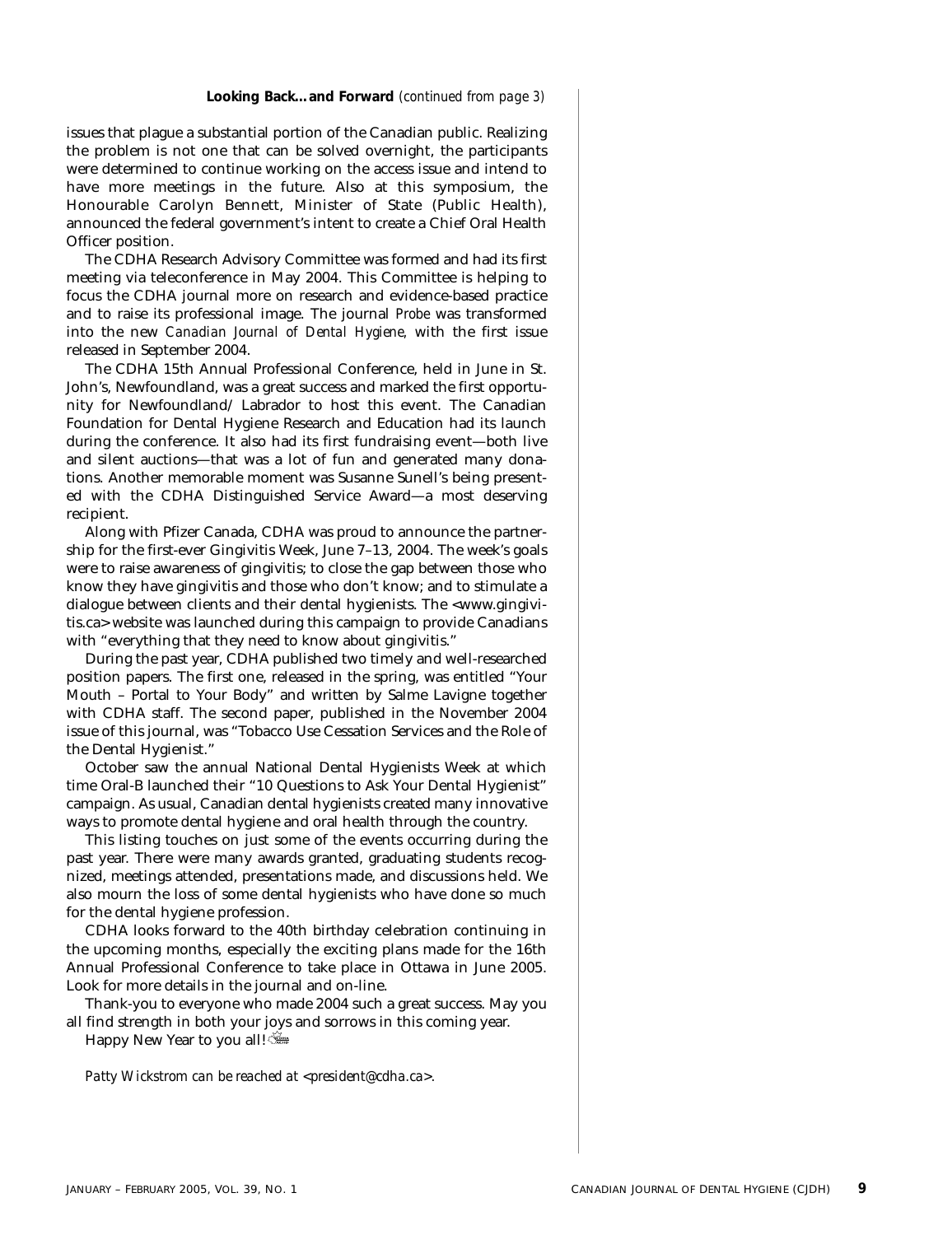**Looking Back…and Forward** *(continued from page 3)*

issues that plague a substantial portion of the Canadian public. Realizing the problem is not one that can be solved overnight, the participants were determined to continue working on the access issue and intend to have more meetings in the future. Also at this symposium, the Honourable Carolyn Bennett, Minister of State (Public Health), announced the federal government's intent to create a Chief Oral Health Officer position.

The CDHA Research Advisory Committee was formed and had its first meeting via teleconference in May 2004. This Committee is helping to focus the CDHA journal more on research and evidence-based practice and to raise its professional image. The journal *Probe* was transformed into the new *Canadian Journal of Dental Hygiene,* with the first issue released in September 2004.

The CDHA 15th Annual Professional Conference, held in June in St. John's, Newfoundland, was a great success and marked the first opportunity for Newfoundland/ Labrador to host this event. The Canadian Foundation for Dental Hygiene Research and Education had its launch during the conference. It also had its first fundraising event—both live and silent auctions—that was a lot of fun and generated many donations. Another memorable moment was Susanne Sunell's being presented with the CDHA Distinguished Service Award—a most deserving recipient.

Along with Pfizer Canada, CDHA was proud to announce the partnership for the first-ever Gingivitis Week, June 7–13, 2004. The week's goals were to raise awareness of gingivitis; to close the gap between those who know they have gingivitis and those who don't know; and to stimulate a dialogue between clients and their dental hygienists. The <www.gingivitis.ca> website was launched during this campaign to provide Canadians with "everything that they need to know about gingivitis."

During the past year, CDHA published two timely and well-researched position papers. The first one, released in the spring, was entitled "Your Mouth – Portal to Your Body" and written by Salme Lavigne together with CDHA staff. The second paper, published in the November 2004 issue of this journal, was "Tobacco Use Cessation Services and the Role of the Dental Hygienist."

October saw the annual National Dental Hygienists Week at which time Oral-B launched their "10 Questions to Ask Your Dental Hygienist" campaign. As usual, Canadian dental hygienists created many innovative ways to promote dental hygiene and oral health through the country.

This listing touches on just some of the events occurring during the past year. There were many awards granted, graduating students recognized, meetings attended, presentations made, and discussions held. We also mourn the loss of some dental hygienists who have done so much for the dental hygiene profession.

CDHA looks forward to the 40th birthday celebration continuing in the upcoming months, especially the exciting plans made for the 16th Annual Professional Conference to take place in Ottawa in June 2005. Look for more details in the journal and on-line.

Thank-you to everyone who made 2004 such a great success. May you all find strength in both your joys and sorrows in this coming year.

Happy New Year to you all!

*Patty Wickstrom can be reached at <president@cdha.ca>.*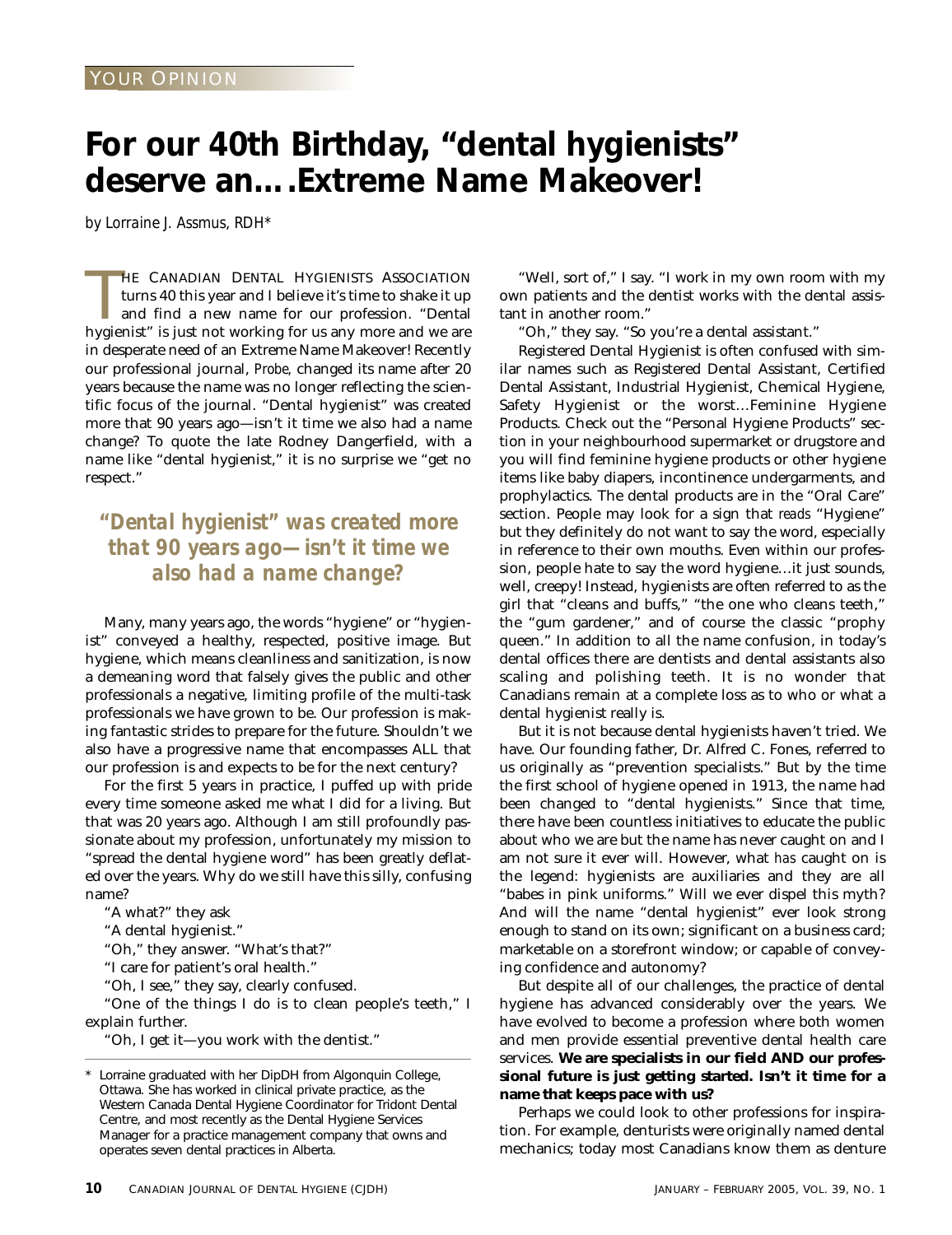YOUR OPINION

# For our 40th Birthday, "dental hygienists" deserve an….Extreme Name Makeover!

*by Lorraine J. Assmus, RDH**

THE CANADIAN DENTAL HYGIENISTS ASSOCIATION turns 40 this year and I believe it's time to shake it up and find a new name for our profession. "Dental hygienist" is just not working for us any more and we are in desperate need of an Extreme Name Makeover! Recently our professional journal, *Probe*, changed its name after 20 years because the name was no longer reflecting the scientific focus of the journal. "Dental hygienist" was created more that 90 years ago—isn't it time we also had a name change? To quote the late Rodney Dangerfield, with a name like "dental hygienist," it is no surprise we "get no respect."

> ***"Dental hygienist" was created more that 90 years ago—isn't it time we also had a name change?***

Many, many years ago, the words "hygiene" or "hygienist" conveyed a healthy, respected, positive image. But hygiene, which means cleanliness and sanitization, is now a demeaning word that falsely gives the public and other professionals a negative, limiting profile of the multi-task professionals we have grown to be. Our profession is making fantastic strides to prepare for the future. Shouldn't we also have a progressive name that encompasses ALL that our profession is and expects to be for the next century?

For the first 5 years in practice, I puffed up with pride every time someone asked me what I did for a living. But that was 20 years ago. Although I am still profoundly passionate about my profession, unfortunately my mission to "spread the dental hygiene word" has been greatly deflated over the years. Why do we still have this silly, confusing name?

"A what?" they ask

"A dental hygienist."

"Oh," they answer. "What's that?"

"I care for patient's oral health."

"Oh, I see," they say, clearly confused.

"One of the things I do is to clean people's teeth," I explain further.

"Oh, I get it—you work with the dentist."

"Well, sort of," I say. "I work in my own room with my own patients and the dentist works with the dental assistant in another room."

"Oh," they say. "So you're a dental assistant."

Registered Dental Hygienist is often confused with similar names such as Registered Dental Assistant, Certified Dental Assistant, Industrial Hygienist, Chemical Hygiene, Safety Hygienist or the worst…Feminine Hygiene Products. Check out the "Personal Hygiene Products" section in your neighbourhood supermarket or drugstore and you will find feminine hygiene products or other hygiene items like baby diapers, incontinence undergarments, and prophylactics. The dental products are in the "Oral Care" section. People may look for a sign that *reads* "Hygiene" but they definitely do not want to say the word, especially in reference to their own mouths. Even within our profession, people hate to say the word hygiene…it just sounds, well, creepy! Instead, hygienists are often referred to as the girl that "cleans and buffs," "the one who cleans teeth," the "gum gardener," and of course the classic "prophy queen." In addition to all the name confusion, in today's dental offices there are dentists and dental assistants also scaling and polishing teeth. It is no wonder that Canadians remain at a complete loss as to who or what a dental hygienist really is.

But it is not because dental hygienists haven't tried. We have. Our founding father, Dr. Alfred C. Fones, referred to us originally as "prevention specialists." But by the time the first school of hygiene opened in 1913, the name had been changed to "dental hygienists." Since that time, there have been countless initiatives to educate the public about who we are but the name has never caught on and I am not sure it ever will. However, what *has* caught on is the legend: hygienists are auxiliaries and they are all "babes in pink uniforms." Will we ever dispel this myth? And will the name "dental hygienist" ever look strong enough to stand on its own; significant on a business card; marketable on a storefront window; or capable of conveying confidence and autonomy?

But despite all of our challenges, the practice of dental hygiene has advanced considerably over the years. We have evolved to become a profession where both women and men provide essential preventive dental health care services. **We are specialists in our field AND our professional future is just getting started. Isn't it time for a name that keeps pace with us?**

Perhaps we could look to other professions for inspiration. For example, denturists were originally named dental mechanics; today most Canadians know them as denture

---

\* Lorraine graduated with her DipDH from Algonquin College, Ottawa. She has worked in clinical private practice, as the Western Canada Dental Hygiene Coordinator for Tridont Dental Centre, and most recently as the Dental Hygiene Services Manager for a practice management company that owns and operates seven dental practices in Alberta.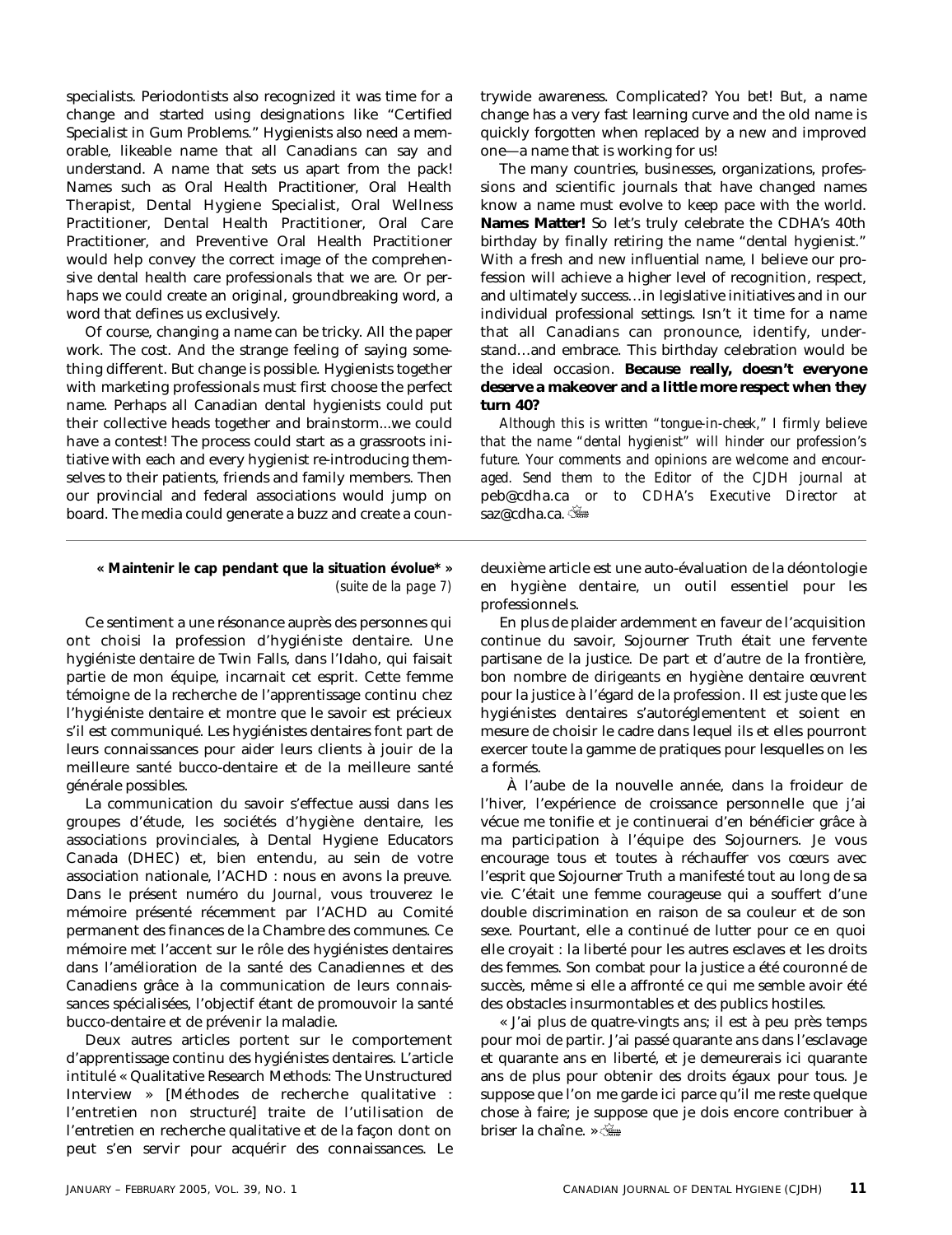specialists. Periodontists also recognized it was time for a change and started using designations like "Certified Specialist in Gum Problems." Hygienists also need a memorable, likeable name that all Canadians can say and understand. A name that sets us apart from the pack! Names such as Oral Health Practitioner, Oral Health Therapist, Dental Hygiene Specialist, Oral Wellness Practitioner, Dental Health Practitioner, Oral Care Practitioner, and Preventive Oral Health Practitioner would help convey the correct image of the comprehensive dental health care professionals that we are. Or perhaps we could create an original, groundbreaking word, a word that defines us exclusively.

Of course, changing a name can be tricky. All the paper work. The cost. And the strange feeling of saying something different. But change is possible. Hygienists together with marketing professionals must first choose the perfect name. Perhaps all Canadian dental hygienists could put their collective heads together and brainstorm...we could have a contest! The process could start as a grassroots initiative with each and every hygienist re-introducing themselves to their patients, friends and family members. Then our provincial and federal associations would jump on board. The media could generate a buzz and create a countrywide awareness. Complicated? You bet! But, a name change has a very fast learning curve and the old name is quickly forgotten when replaced by a new and improved one—a name that is working for us!

The many countries, businesses, organizations, professions and scientific journals that have changed names know a name must evolve to keep pace with the world. **Names Matter!** So let's truly celebrate the CDHA's 40th birthday by finally retiring the name "dental hygienist." With a fresh and new influential name, I believe our profession will achieve a higher level of recognition, respect, and ultimately success…in legislative initiatives and in our individual professional settings. Isn't it time for a name that all Canadians can pronounce, identify, understand…and embrace. This birthday celebration would be the ideal occasion. **Because really, doesn't everyone deserve a makeover and a little more respect when they turn 40?**

*Although this is written "tongue-in-cheek," I firmly believe that the name "dental hygienist" will hinder our profession's future. Your comments and opinions are welcome and encouraged. Send them to the Editor of the CJDH journal at* peb@cdha.ca *or to CDHA's Executive Director at* saz@cdha.ca.

---

**« Maintenir le cap pendant que la situation évolue* »**
*(suite de la page 7)*

Ce sentiment a une résonance auprès des personnes qui ont choisi la profession d'hygiéniste dentaire. Une hygiéniste dentaire de Twin Falls, dans l'Idaho, qui faisait partie de mon équipe, incarnait cet esprit. Cette femme témoigne de la recherche de l'apprentissage continu chez l'hygiéniste dentaire et montre que le savoir est précieux s'il est communiqué. Les hygiénistes dentaires font part de leurs connaissances pour aider leurs clients à jouir de la meilleure santé bucco-dentaire et de la meilleure santé générale possibles.

La communication du savoir s'effectue aussi dans les groupes d'étude, les sociétés d'hygiène dentaire, les associations provinciales, à Dental Hygiene Educators Canada (DHEC) et, bien entendu, au sein de votre association nationale, l'ACHD : nous en avons la preuve. Dans le présent numéro du *Journal*, vous trouverez le mémoire présenté récemment par l'ACHD au Comité permanent des finances de la Chambre des communes. Ce mémoire met l'accent sur le rôle des hygiénistes dentaires dans l'amélioration de la santé des Canadiennes et des Canadiens grâce à la communication de leurs connaissances spécialisées, l'objectif étant de promouvoir la santé bucco-dentaire et de prévenir la maladie.

Deux autres articles portent sur le comportement d'apprentissage continu des hygiénistes dentaires. L'article intitulé « Qualitative Research Methods: The Unstructured Interview » [Méthodes de recherche qualitative : l'entretien non structuré] traite de l'utilisation de l'entretien en recherche qualitative et de la façon dont on peut s'en servir pour acquérir des connaissances. Le deuxième article est une auto-évaluation de la déontologie en hygiène dentaire, un outil essentiel pour les professionnels.

En plus de plaider ardemment en faveur de l'acquisition continue du savoir, Sojourner Truth était une fervente partisane de la justice. De part et d'autre de la frontière, bon nombre de dirigeants en hygiène dentaire œuvrent pour la justice à l'égard de la profession. Il est juste que les hygiénistes dentaires s'autoréglementent et soient en mesure de choisir le cadre dans lequel ils et elles pourront exercer toute la gamme de pratiques pour lesquelles on les a formés.

À l'aube de la nouvelle année, dans la froideur de l'hiver, l'expérience de croissance personnelle que j'ai vécue me tonifie et je continuerai d'en bénéficier grâce à ma participation à l'équipe des Sojourners. Je vous encourage tous et toutes à réchauffer vos cœurs avec l'esprit que Sojourner Truth a manifesté tout au long de sa vie. C'était une femme courageuse qui a souffert d'une double discrimination en raison de sa couleur et de son sexe. Pourtant, elle a continué de lutter pour ce en quoi elle croyait : la liberté pour les autres esclaves et les droits des femmes. Son combat pour la justice a été couronné de succès, même si elle a affronté ce qui me semble avoir été des obstacles insurmontables et des publics hostiles.

« J'ai plus de quatre-vingts ans; il est à peu près temps pour moi de partir. J'ai passé quarante ans dans l'esclavage et quarante ans en liberté, et je demeurerais ici quarante ans de plus pour obtenir des droits égaux pour tous. Je suppose que l'on me garde ici parce qu'il me reste quelque chose à faire; je suppose que je dois encore contribuer à briser la chaîne. »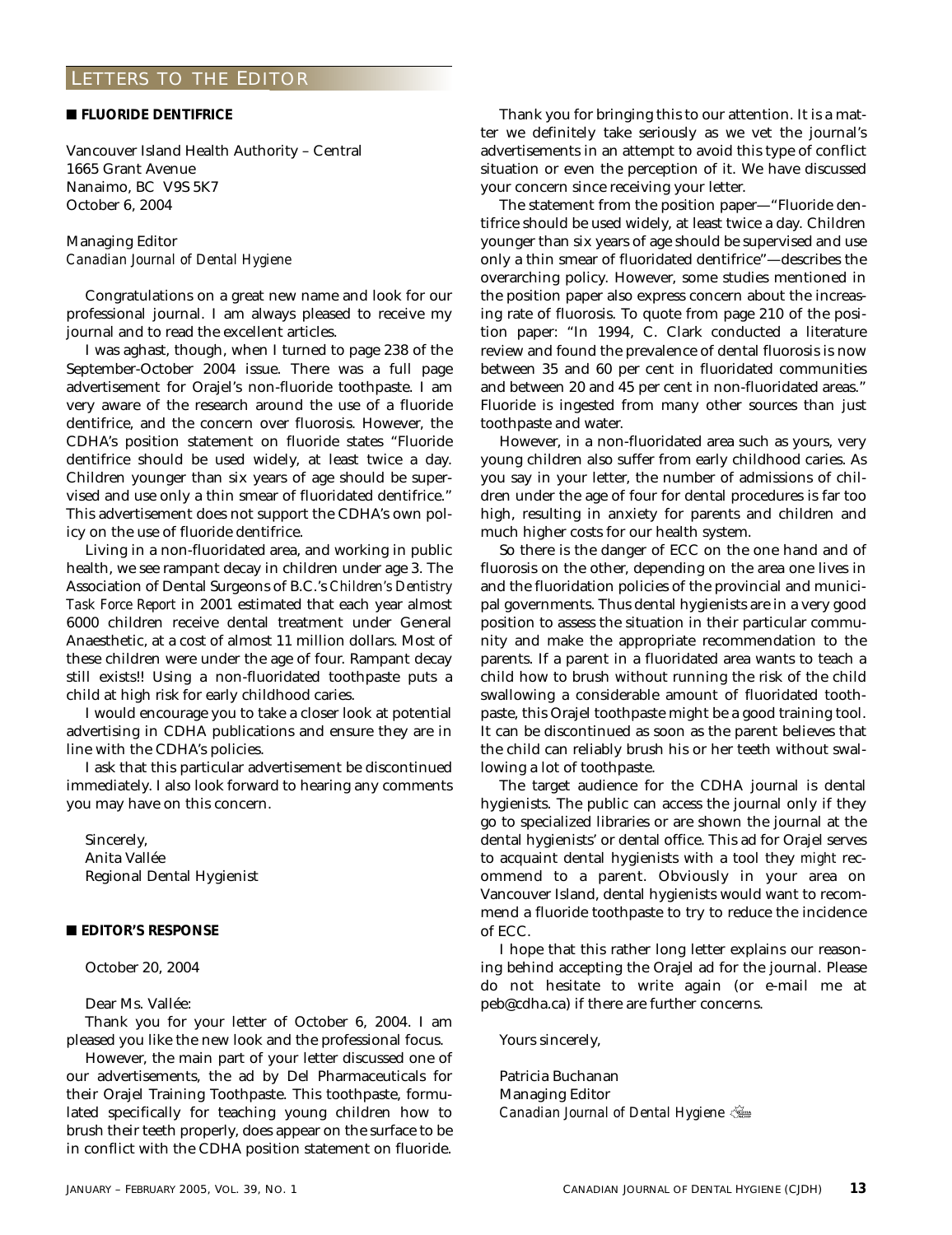## LETTERS TO THE EDITOR

### ■ FLUORIDE DENTIFRICE

Vancouver Island Health Authority – Central
1665 Grant Avenue
Nanaimo, BC V9S 5K7
October 6, 2004

Managing Editor
*Canadian Journal of Dental Hygiene*

Congratulations on a great new name and look for our professional journal. I am always pleased to receive my journal and to read the excellent articles.

I was aghast, though, when I turned to page 238 of the September-October 2004 issue. There was a full page advertisement for Orajel's non-fluoride toothpaste. I am very aware of the research around the use of a fluoride dentifrice, and the concern over fluorosis. However, the CDHA's position statement on fluoride states "Fluoride dentifrice should be used widely, at least twice a day. Children younger than six years of age should be supervised and use only a thin smear of fluoridated dentifrice." This advertisement does not support the CDHA's own policy on the use of fluoride dentifrice.

Living in a non-fluoridated area, and working in public health, we see rampant decay in children under age 3. The Association of Dental Surgeons of B.C.'s *Children's Dentistry Task Force Report* in 2001 estimated that each year almost 6000 children receive dental treatment under General Anaesthetic, at a cost of almost 11 million dollars. Most of these children were under the age of four. Rampant decay still exists!! Using a non-fluoridated toothpaste puts a child at high risk for early childhood caries.

I would encourage you to take a closer look at potential advertising in CDHA publications and ensure they are in line with the CDHA's policies.

I ask that this particular advertisement be discontinued immediately. I also look forward to hearing any comments you may have on this concern.

Sincerely,
Anita Vallée
Regional Dental Hygienist

### ■ EDITOR'S RESPONSE

October 20, 2004

Dear Ms. Vallée:

Thank you for your letter of October 6, 2004. I am pleased you like the new look and the professional focus.

However, the main part of your letter discussed one of our advertisements, the ad by Del Pharmaceuticals for their Orajel Training Toothpaste. This toothpaste, formulated specifically for teaching young children how to brush their teeth properly, does appear on the surface to be in conflict with the CDHA position statement on fluoride.

Thank you for bringing this to our attention. It is a matter we definitely take seriously as we vet the journal's advertisements in an attempt to avoid this type of conflict situation or even the perception of it. We have discussed your concern since receiving your letter.

The statement from the position paper—"Fluoride dentifrice should be used widely, at least twice a day. Children younger than six years of age should be supervised and use only a thin smear of fluoridated dentifrice"—describes the overarching policy. However, some studies mentioned in the position paper also express concern about the increasing rate of fluorosis. To quote from page 210 of the position paper: "In 1994, C. Clark conducted a literature review and found the prevalence of dental fluorosis is now between 35 and 60 per cent in fluoridated communities and between 20 and 45 per cent in non-fluoridated areas." Fluoride is ingested from many other sources than just toothpaste and water.

However, in a non-fluoridated area such as yours, very young children also suffer from early childhood caries. As you say in your letter, the number of admissions of children under the age of four for dental procedures is far too high, resulting in anxiety for parents and children and much higher costs for our health system.

So there is the danger of ECC on the one hand and of fluorosis on the other, depending on the area one lives in and the fluoridation policies of the provincial and municipal governments. Thus dental hygienists are in a very good position to assess the situation in their particular community and make the appropriate recommendation to the parents. If a parent in a fluoridated area wants to teach a child how to brush without running the risk of the child swallowing a considerable amount of fluoridated toothpaste, this Orajel toothpaste might be a good training tool. It can be discontinued as soon as the parent believes that the child can reliably brush his or her teeth without swallowing a lot of toothpaste.

The target audience for the CDHA journal is dental hygienists. The public can access the journal only if they go to specialized libraries or are shown the journal at the dental hygienists' or dental office. This ad for Orajel serves to acquaint dental hygienists with a tool they *might* recommend to a parent. Obviously in your area on Vancouver Island, dental hygienists would want to recommend a fluoride toothpaste to try to reduce the incidence of ECC.

I hope that this rather long letter explains our reasoning behind accepting the Orajel ad for the journal. Please do not hesitate to write again (or e-mail me at peb@cdha.ca) if there are further concerns.

Yours sincerely,

Patricia Buchanan
Managing Editor
*Canadian Journal of Dental Hygiene*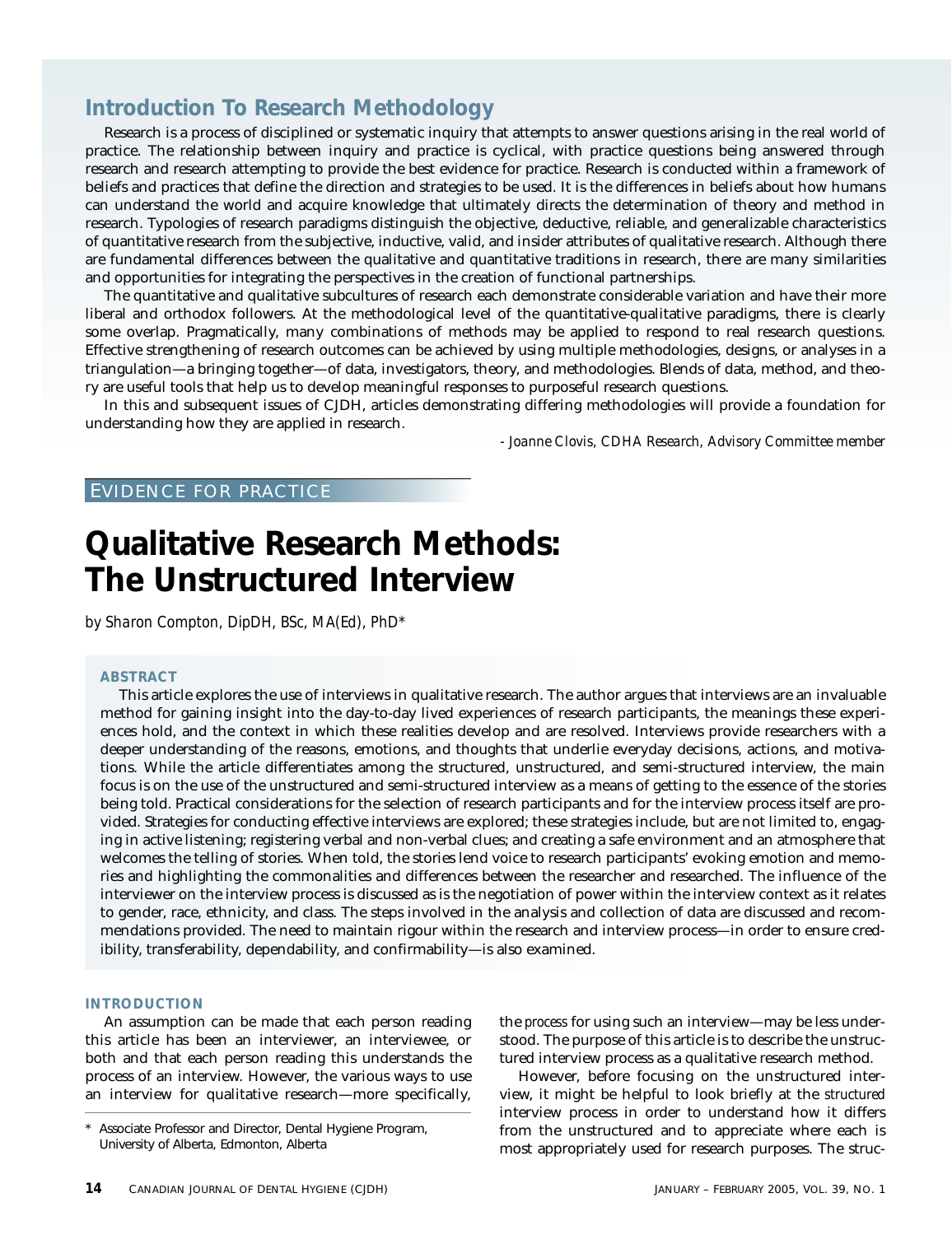## Introduction To Research Methodology

Research is a process of disciplined or systematic inquiry that attempts to answer questions arising in the real world of practice. The relationship between inquiry and practice is cyclical, with practice questions being answered through research and research attempting to provide the best evidence for practice. Research is conducted within a framework of beliefs and practices that define the direction and strategies to be used. It is the differences in beliefs about how humans can understand the world and acquire knowledge that ultimately directs the determination of theory and method in research. Typologies of research paradigms distinguish the objective, deductive, reliable, and generalizable characteristics of quantitative research from the subjective, inductive, valid, and insider attributes of qualitative research. Although there are fundamental differences between the qualitative and quantitative traditions in research, there are many similarities and opportunities for integrating the perspectives in the creation of functional partnerships.

The quantitative and qualitative subcultures of research each demonstrate considerable variation and have their more liberal and orthodox followers. At the methodological level of the quantitative-qualitative paradigms, there is clearly some overlap. Pragmatically, many combinations of methods may be applied to respond to real research questions. Effective strengthening of research outcomes can be achieved by using multiple methodologies, designs, or analyses in a triangulation—a bringing together—of data, investigators, theory, and methodologies. Blends of data, method, and theory are useful tools that help us to develop meaningful responses to purposeful research questions.

In this and subsequent issues of CJDH, articles demonstrating differing methodologies will provide a foundation for understanding how they are applied in research.

*- Joanne Clovis, CDHA Research, Advisory Committee member*

EVIDENCE FOR PRACTICE

# Qualitative Research Methods: The Unstructured Interview

*by Sharon Compton, DipDH, BSc, MA(Ed), PhD**

### ABSTRACT

This article explores the use of interviews in qualitative research. The author argues that interviews are an invaluable method for gaining insight into the day-to-day lived experiences of research participants, the meanings these experiences hold, and the context in which these realities develop and are resolved. Interviews provide researchers with a deeper understanding of the reasons, emotions, and thoughts that underlie everyday decisions, actions, and motivations. While the article differentiates among the structured, unstructured, and semi-structured interview, the main focus is on the use of the unstructured and semi-structured interview as a means of getting to the essence of the stories being told. Practical considerations for the selection of research participants and for the interview process itself are provided. Strategies for conducting effective interviews are explored; these strategies include, but are not limited to, engaging in active listening; registering verbal and non-verbal clues; and creating a safe environment and an atmosphere that welcomes the telling of stories. When told, the stories lend voice to research participants' evoking emotion and memories and highlighting the commonalities and differences between the researcher and researched. The influence of the interviewer on the interview process is discussed as is the negotiation of power within the interview context as it relates to gender, race, ethnicity, and class. The steps involved in the analysis and collection of data are discussed and recommendations provided. The need to maintain rigour within the research and interview process—in order to ensure credibility, transferability, dependability, and confirmability—is also examined.

### INTRODUCTION

An assumption can be made that each person reading this article has been an interviewer, an interviewee, or both and that each person reading this understands the process of an interview. However, the various ways to use an interview for qualitative research—more specifically, the *process* for using such an interview—may be less understood. The purpose of this article is to describe the unstructured interview process as a qualitative research method.

However, before focusing on the unstructured interview, it might be helpful to look briefly at the *structured* interview process in order to understand how it differs from the unstructured and to appreciate where each is most appropriately used for research purposes. The struc-

\* Associate Professor and Director, Dental Hygiene Program, University of Alberta, Edmonton, Alberta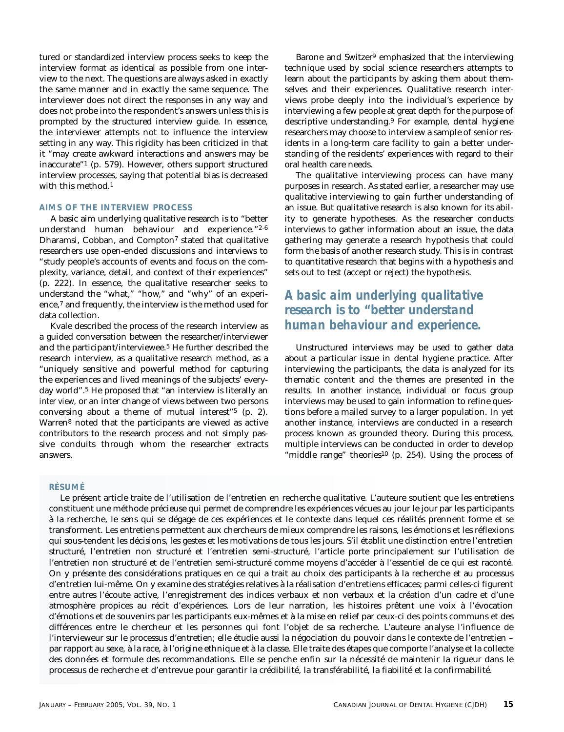tured or standardized interview process seeks to keep the interview format as identical as possible from one interview to the next. The questions are always asked in exactly the same manner and in exactly the same sequence. The interviewer does not direct the responses in any way and does not probe into the respondent's answers unless this is prompted by the structured interview guide. In essence, the interviewer attempts not to influence the interview setting in any way. This rigidity has been criticized in that it "may create awkward interactions and answers may be inaccurate"[1] (p. 579). However, others support structured interview processes, saying that potential bias is decreased with this method.[1]

### AIMS OF THE INTERVIEW PROCESS

A basic aim underlying qualitative research is to "better understand human behaviour and experience."[2-6] Dharamsi, Cobban, and Compton[7] stated that qualitative researchers use open-ended discussions and interviews to "study people's accounts of events and focus on the complexity, variance, detail, and context of their experiences" (p. 222). In essence, the qualitative researcher seeks to understand the "what," "how," and "why" of an experience,[7] and frequently, the interview is the method used for data collection.

Kvale described the process of the research interview as a guided conversation between the researcher/interviewer and the participant/interviewee.[5] He further described the research interview, as a qualitative research method, as a "uniquely sensitive and powerful method for capturing the experiences and lived meanings of the subjects' everyday world".[5] He proposed that "an interview is literally an *inter view*, or an inter change of views between two persons conversing about a theme of mutual interest"[5] (p. 2). Warren[8] noted that the participants are viewed as active contributors to the research process and not simply passive conduits through whom the researcher extracts answers.

Barone and Switzer[9] emphasized that the interviewing technique used by social science researchers attempts to learn about the participants by asking them about themselves and their experiences. Qualitative research interviews probe deeply into the individual's experience by interviewing a few people at great depth for the purpose of descriptive understanding.[9] For example, dental hygiene researchers may choose to interview a sample of senior residents in a long-term care facility to gain a better understanding of the residents' experiences with regard to their oral health care needs.

The qualitative interviewing process can have many purposes in research. As stated earlier, a researcher may use qualitative interviewing to gain further understanding of an issue. But qualitative research is also known for its ability to generate hypotheses. As the researcher conducts interviews to gather information about an issue, the data gathering may generate a research hypothesis that could form the basis of another research study. This is in contrast to quantitative research that begins with a hypothesis and sets out to test (accept or reject) the hypothesis.

***A basic aim underlying qualitative research is to "better understand human behaviour and experience.***

Unstructured interviews may be used to gather data about a particular issue in dental hygiene practice. After interviewing the participants, the data is analyzed for its thematic content and the themes are presented in the results. In another instance, individual or focus group interviews may be used to gain information to refine questions before a mailed survey to a larger population. In yet another instance, interviews are conducted in a research process known as grounded theory. During this process, multiple interviews can be conducted in order to develop "middle range" theories[10] (p. 254). Using the process of

### RÉSUMÉ

Le présent article traite de l'utilisation de l'entretien en recherche qualitative. L'auteure soutient que les entretiens constituent une méthode précieuse qui permet de comprendre les expériences vécues au jour le jour par les participants à la recherche, le sens qui se dégage de ces expériences et le contexte dans lequel ces réalités prennent forme et se transforment. Les entretiens permettent aux chercheurs de mieux comprendre les raisons, les émotions et les réflexions qui sous-tendent les décisions, les gestes et les motivations de tous les jours. S'il établit une distinction entre l'entretien structuré, l'entretien non structuré et l'entretien semi-structuré, l'article porte principalement sur l'utilisation de l'entretien non structuré et de l'entretien semi-structuré comme moyens d'accéder à l'essentiel de ce qui est raconté. On y présente des considérations pratiques en ce qui a trait au choix des participants à la recherche et au processus d'entretien lui-même. On y examine des stratégies relatives à la réalisation d'entretiens efficaces; parmi celles-ci figurent entre autres l'écoute active, l'enregistrement des indices verbaux et non verbaux et la création d'un cadre et d'une atmosphère propices au récit d'expériences. Lors de leur narration, les histoires prêtent une voix à l'évocation d'émotions et de souvenirs par les participants eux-mêmes et à la mise en relief par ceux-ci des points communs et des différences entre le chercheur et les personnes qui font l'objet de sa recherche. L'auteure analyse l'influence de l'intervieweur sur le processus d'entretien; elle étudie aussi la négociation du pouvoir dans le contexte de l'entretien – par rapport au sexe, à la race, à l'origine ethnique et à la classe. Elle traite des étapes que comporte l'analyse et la collecte des données et formule des recommandations. Elle se penche enfin sur la nécessité de maintenir la rigueur dans le processus de recherche et d'entrevue pour garantir la crédibilité, la transférabilité, la fiabilité et la confirmabilité.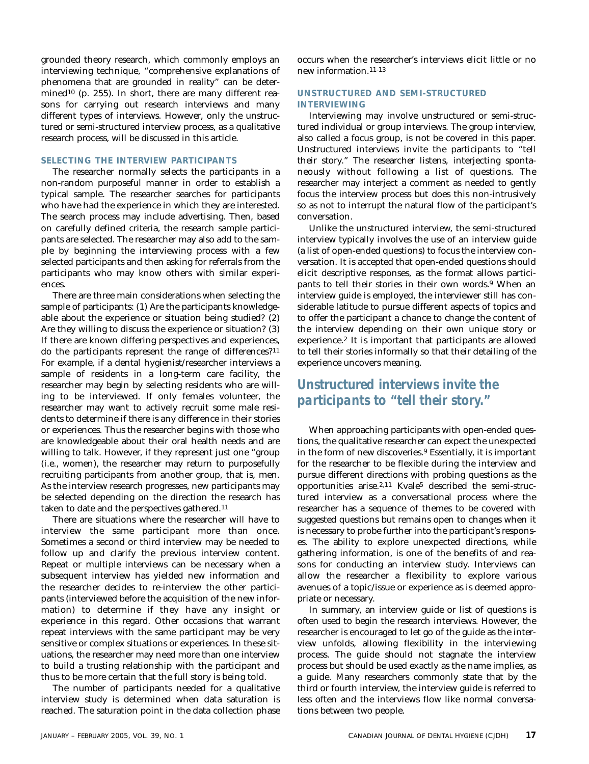grounded theory research, which commonly employs an interviewing technique, "comprehensive explanations of phenomena that are grounded in reality" can be determined[10] (p. 255). In short, there are many different reasons for carrying out research interviews and many different types of interviews. However, only the unstructured or semi-structured interview process, as a qualitative research process, will be discussed in this article.

### SELECTING THE INTERVIEW PARTICIPANTS

The researcher normally selects the participants in a non-random purposeful manner in order to establish a typical sample. The researcher searches for participants who have had the experience in which they are interested. The search process may include advertising. Then, based on carefully defined criteria, the research sample participants are selected. The researcher may also add to the sample by beginning the interviewing process with a few selected participants and then asking for referrals from the participants who may know others with similar experiences.

There are three main considerations when selecting the sample of participants: (1) Are the participants knowledgeable about the experience or situation being studied? (2) Are they willing to discuss the experience or situation? (3) If there are known differing perspectives and experiences, do the participants represent the range of differences?[11] For example, if a dental hygienist/researcher interviews a sample of residents in a long-term care facility, the researcher may begin by selecting residents who are willing to be interviewed. If only females volunteer, the researcher may want to actively recruit some male residents to determine if there is any difference in their stories or experiences. Thus the researcher begins with those who are knowledgeable about their oral health needs and are willing to talk. However, if they represent just one "group (i.e., women), the researcher may return to purposefully recruiting participants from another group, that is, men. As the interview research progresses, new participants may be selected depending on the direction the research has taken to date and the perspectives gathered.[11]

There are situations where the researcher will have to interview the same participant more than once. Sometimes a second or third interview may be needed to follow up and clarify the previous interview content. Repeat or multiple interviews can be necessary when a subsequent interview has yielded new information and the researcher decides to re-interview the other participants (interviewed before the acquisition of the new information) to determine if they have any insight or experience in this regard. Other occasions that warrant repeat interviews with the same participant may be very sensitive or complex situations or experiences. In these situations, the researcher may need more than one interview to build a trusting relationship with the participant and thus to be more certain that the full story is being told.

The number of participants needed for a qualitative interview study is determined when data saturation is reached. The saturation point in the data collection phase occurs when the researcher's interviews elicit little or no new information.[11-13]

### UNSTRUCTURED AND SEMI-STRUCTURED INTERVIEWING

Interviewing may involve unstructured or semi-structured individual or group interviews. The group interview, also called a focus group, is not be covered in this paper. Unstructured interviews invite the participants to "tell their story." The researcher listens, interjecting spontaneously without following a list of questions. The researcher may interject a comment as needed to gently focus the interview process but does this non-intrusively so as not to interrupt the natural flow of the participant's conversation.

Unlike the unstructured interview, the semi-structured interview typically involves the use of an interview guide (a list of open-ended questions) to focus the interview conversation. It is accepted that open-ended questions should elicit descriptive responses, as the format allows participants to tell their stories in their own words.[9] When an interview guide is employed, the interviewer still has considerable latitude to pursue different aspects of topics and to offer the participant a chance to change the content of the interview depending on their own unique story or experience.[2] It is important that participants are allowed to tell their stories informally so that their detailing of the experience uncovers meaning.

## *Unstructured interviews invite the participants to "tell their story."*

When approaching participants with open-ended questions, the qualitative researcher can expect the unexpected in the form of new discoveries.[9] Essentially, it is important for the researcher to be flexible during the interview and pursue different directions with probing questions as the opportunities arise.[2,11] Kvale[5] described the semi-structured interview as a conversational process where the researcher has a sequence of themes to be covered with suggested questions but remains open to changes when it is necessary to probe further into the participant's responses. The ability to explore unexpected directions, while gathering information, is one of the benefits of and reasons for conducting an interview study. Interviews can allow the researcher a flexibility to explore various avenues of a topic/issue or experience as is deemed appropriate or necessary.

In summary, an interview guide or list of questions is often used to begin the research interviews. However, the researcher is encouraged to let go of the guide as the interview unfolds, allowing flexibility in the interviewing process. The guide should not stagnate the interview process but should be used exactly as the name implies, as a guide. Many researchers commonly state that by the third or fourth interview, the interview guide is referred to less often and the interviews flow like normal conversations between two people.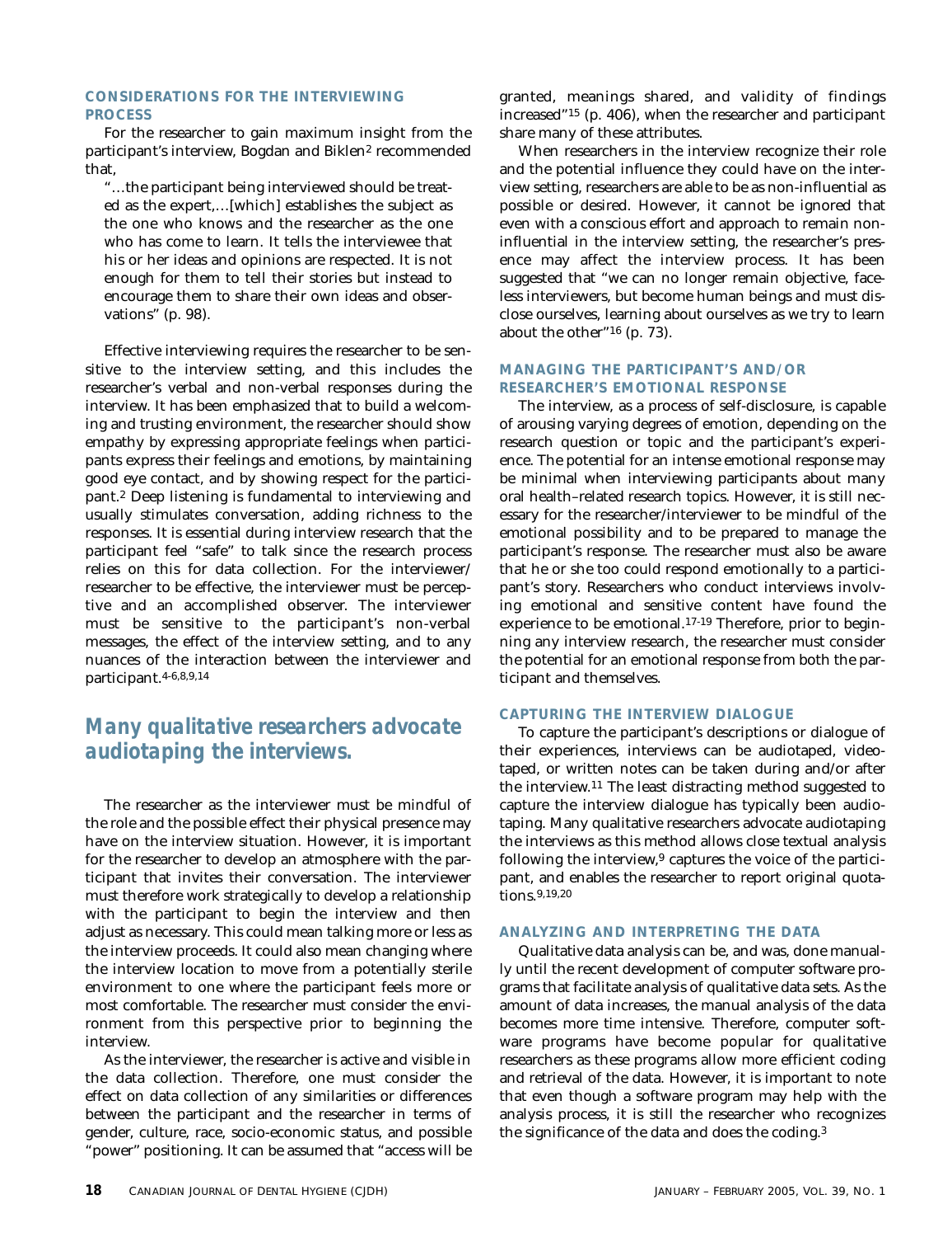### CONSIDERATIONS FOR THE INTERVIEWING PROCESS

For the researcher to gain maximum insight from the participant's interview, Bogdan and Biklen[2] recommended that,

> "…the participant being interviewed should be treated as the expert,…[which] establishes the subject as the one who knows and the researcher as the one who has come to learn. It tells the interviewee that his or her ideas and opinions are respected. It is not enough for them to tell their stories but instead to encourage them to share their own ideas and observations" (p. 98).

Effective interviewing requires the researcher to be sensitive to the interview setting, and this includes the researcher's verbal and non-verbal responses during the interview. It has been emphasized that to build a welcoming and trusting environment, the researcher should show empathy by expressing appropriate feelings when participants express their feelings and emotions, by maintaining good eye contact, and by showing respect for the participant.[2] Deep listening is fundamental to interviewing and usually stimulates conversation, adding richness to the responses. It is essential during interview research that the participant feel "safe" to talk since the research process relies on this for data collection. For the interviewer/researcher to be effective, the interviewer must be perceptive and an accomplished observer. The interviewer must be sensitive to the participant's non-verbal messages, the effect of the interview setting, and to any nuances of the interaction between the interviewer and participant.[4-6,8,9,14]

## *Many qualitative researchers advocate audiotaping the interviews.*

The researcher as the interviewer must be mindful of the role and the possible effect their physical presence may have on the interview situation. However, it is important for the researcher to develop an atmosphere with the participant that invites their conversation. The interviewer must therefore work strategically to develop a relationship with the participant to begin the interview and then adjust as necessary. This could mean talking more or less as the interview proceeds. It could also mean changing where the interview location to move from a potentially sterile environment to one where the participant feels more or most comfortable. The researcher must consider the environment from this perspective prior to beginning the interview.

As the interviewer, the researcher is active and visible in the data collection. Therefore, one must consider the effect on data collection of any similarities or differences between the participant and the researcher in terms of gender, culture, race, socio-economic status, and possible "power" positioning. It can be assumed that "access will be granted, meanings shared, and validity of findings increased"[15] (p. 406), when the researcher and participant share many of these attributes.

When researchers in the interview recognize their role and the potential influence they could have on the interview setting, researchers are able to be as non-influential as possible or desired. However, it cannot be ignored that even with a conscious effort and approach to remain non-influential in the interview setting, the researcher's presence may affect the interview process. It has been suggested that "we can no longer remain objective, faceless interviewers, but become human beings and must disclose ourselves, learning about ourselves as we try to learn about the other"[16] (p. 73).

### MANAGING THE PARTICIPANT'S AND/OR RESEARCHER'S EMOTIONAL RESPONSE

The interview, as a process of self-disclosure, is capable of arousing varying degrees of emotion, depending on the research question or topic and the participant's experience. The potential for an intense emotional response may be minimal when interviewing participants about many oral health–related research topics. However, it is still necessary for the researcher/interviewer to be mindful of the emotional possibility and to be prepared to manage the participant's response. The researcher must also be aware that he or she too could respond emotionally to a participant's story. Researchers who conduct interviews involving emotional and sensitive content have found the experience to be emotional.[17-19] Therefore, prior to beginning any interview research, the researcher must consider the potential for an emotional response from both the participant and themselves.

### CAPTURING THE INTERVIEW DIALOGUE

To capture the participant's descriptions or dialogue of their experiences, interviews can be audiotaped, videotaped, or written notes can be taken during and/or after the interview.[11] The least distracting method suggested to capture the interview dialogue has typically been audiotaping. Many qualitative researchers advocate audiotaping the interviews as this method allows close textual analysis following the interview,[9] captures the voice of the participant, and enables the researcher to report original quotations.[9,19,20]

### ANALYZING AND INTERPRETING THE DATA

Qualitative data analysis can be, and was, done manually until the recent development of computer software programs that facilitate analysis of qualitative data sets. As the amount of data increases, the manual analysis of the data becomes more time intensive. Therefore, computer software programs have become popular for qualitative researchers as these programs allow more efficient coding and retrieval of the data. However, it is important to note that even though a software program may help with the analysis process, it is still the researcher who recognizes the significance of the data and does the coding.[3]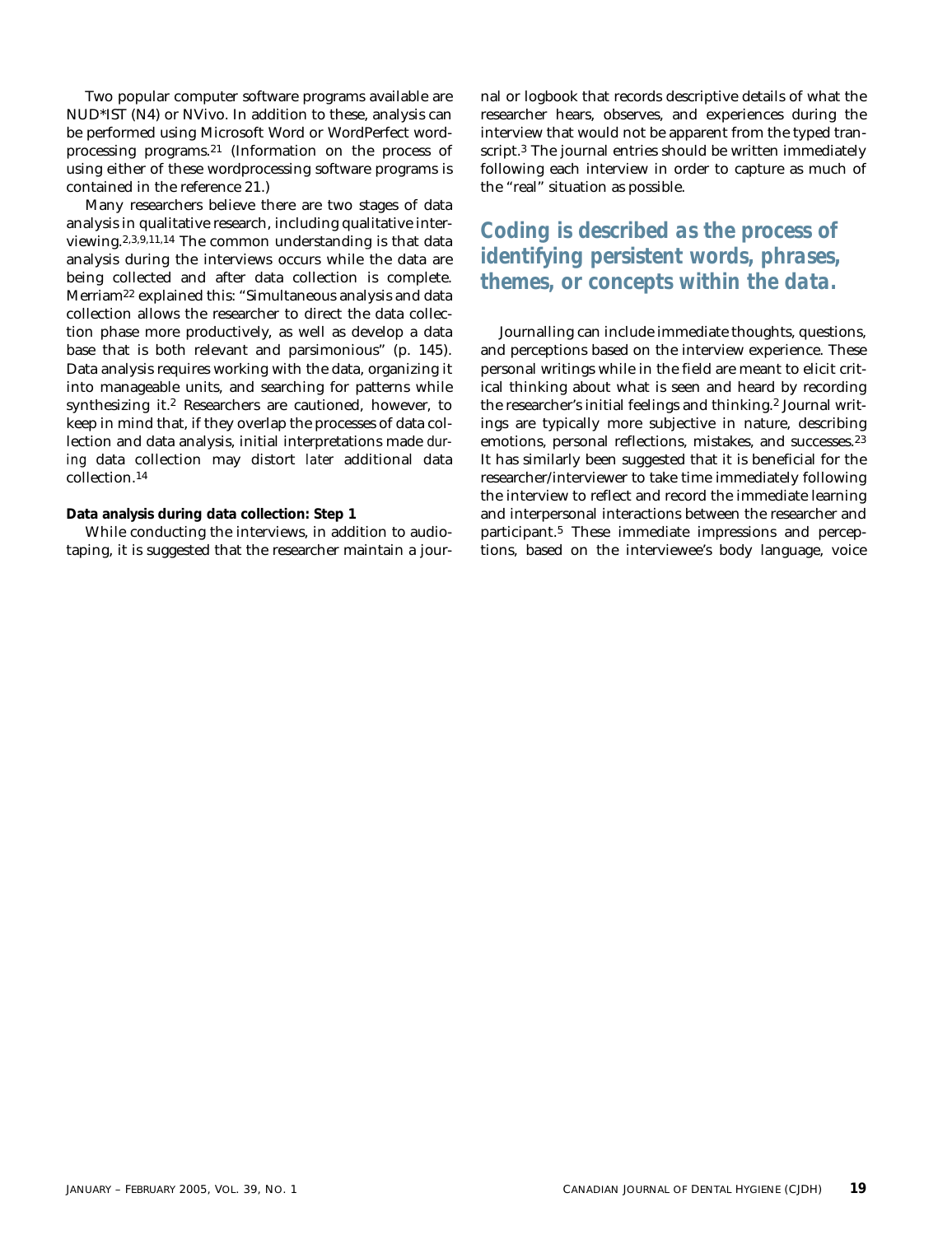Two popular computer software programs available are NUD*IST (N4) or NVivo. In addition to these, analysis can be performed using Microsoft Word or WordPerfect word-processing programs.[21] (Information on the process of using either of these wordprocessing software programs is contained in the reference 21.)

Many researchers believe there are two stages of data analysis in qualitative research, including qualitative interviewing.[2,3,9,11,14] The common understanding is that data analysis during the interviews occurs while the data are being collected and after data collection is complete. Merriam[22] explained this: "Simultaneous analysis and data collection allows the researcher to direct the data collection phase more productively, as well as develop a data base that is both relevant and parsimonious" (p. 145). Data analysis requires working with the data, organizing it into manageable units, and searching for patterns while synthesizing it.[2] Researchers are cautioned, however, to keep in mind that, if they overlap the processes of data collection and data analysis, initial interpretations made *during* data collection may distort *later* additional data collection.[14]

**Data analysis during data collection: Step 1**

While conducting the interviews, in addition to audiotaping, it is suggested that the researcher maintain a journal or logbook that records descriptive details of what the researcher hears, observes, and experiences during the interview that would not be apparent from the typed transcript.[3] The journal entries should be written immediately following each interview in order to capture as much of the "real" situation as possible.

**Coding is described as the process of identifying persistent words, phrases, themes, or concepts within the data.**

Journalling can include immediate thoughts, questions, and perceptions based on the interview experience. These personal writings while in the field are meant to elicit critical thinking about what is seen and heard by recording the researcher's initial feelings and thinking.[2] Journal writings are typically more subjective in nature, describing emotions, personal reflections, mistakes, and successes.[23] It has similarly been suggested that it is beneficial for the researcher/interviewer to take time immediately following the interview to reflect and record the immediate learning and interpersonal interactions between the researcher and participant.[5] These immediate impressions and perceptions, based on the interviewee's body language, voice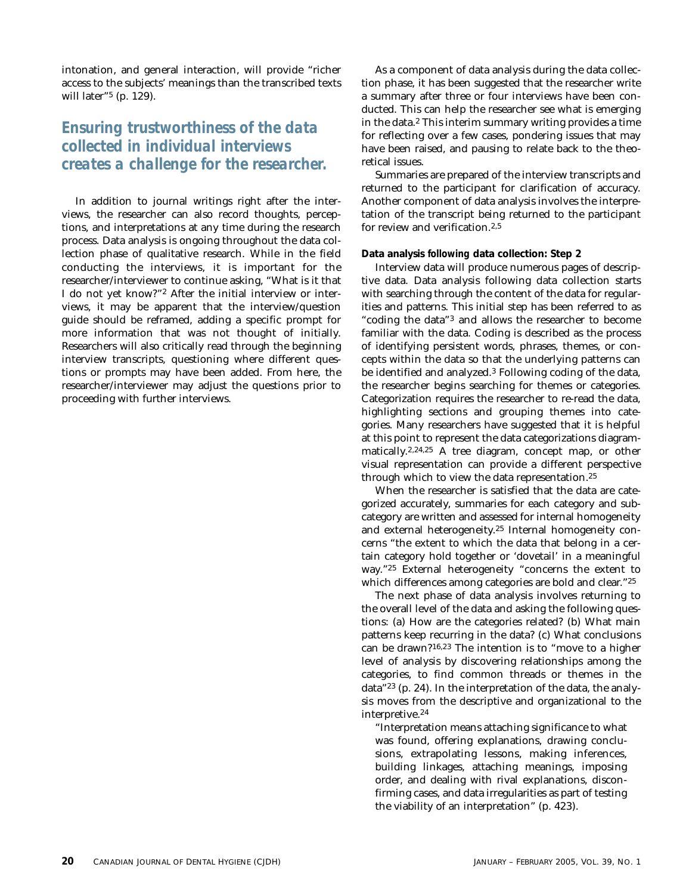intonation, and general interaction, will provide "richer access to the subjects' meanings than the transcribed texts will later"[5] (p. 129).

> **Ensuring trustworthiness of the data collected in individual interviews creates a challenge for the researcher.**

In addition to journal writings right after the interviews, the researcher can also record thoughts, perceptions, and interpretations at any time during the research process. Data analysis is ongoing throughout the data collection phase of qualitative research. While in the field conducting the interviews, it is important for the researcher/interviewer to continue asking, "What is it that I do not yet know?"[2] After the initial interview or interviews, it may be apparent that the interview/question guide should be reframed, adding a specific prompt for more information that was not thought of initially. Researchers will also critically read through the beginning interview transcripts, questioning where different questions or prompts may have been added. From here, the researcher/interviewer may adjust the questions prior to proceeding with further interviews.

As a component of data analysis during the data collection phase, it has been suggested that the researcher write a summary after three or four interviews have been conducted. This can help the researcher see what is emerging in the data.[2] This interim summary writing provides a time for reflecting over a few cases, pondering issues that may have been raised, and pausing to relate back to the theoretical issues.

Summaries are prepared of the interview transcripts and returned to the participant for clarification of accuracy. Another component of data analysis involves the interpretation of the transcript being returned to the participant for review and verification.[2,5]

#### Data analysis *following* data collection: Step 2

Interview data will produce numerous pages of descriptive data. Data analysis following data collection starts with searching through the content of the data for regularities and patterns. This initial step has been referred to as "coding the data"[3] and allows the researcher to become familiar with the data. Coding is described as the process of identifying persistent words, phrases, themes, or concepts within the data so that the underlying patterns can be identified and analyzed.[3] Following coding of the data, the researcher begins searching for themes or categories. Categorization requires the researcher to re-read the data, highlighting sections and grouping themes into categories. Many researchers have suggested that it is helpful at this point to represent the data categorizations diagrammatically.[2,24,25] A tree diagram, concept map, or other visual representation can provide a different perspective through which to view the data representation.[25]

When the researcher is satisfied that the data are categorized accurately, summaries for each category and subcategory are written and assessed for internal homogeneity and external heterogeneity.[25] Internal homogeneity concerns "the extent to which the data that belong in a certain category hold together or 'dovetail' in a meaningful way."[25] External heterogeneity "concerns the extent to which differences among categories are bold and clear."[25]

The next phase of data analysis involves returning to the overall level of the data and asking the following questions: (a) How are the categories related? (b) What main patterns keep recurring in the data? (c) What conclusions can be drawn?[16,23] The intention is to "move to a higher level of analysis by discovering relationships among the categories, to find common threads or themes in the data"[23] (p. 24). In the interpretation of the data, the analysis moves from the descriptive and organizational to the interpretive.[24]

> "Interpretation means attaching significance to what was found, offering explanations, drawing conclusions, extrapolating lessons, making inferences, building linkages, attaching meanings, imposing order, and dealing with rival explanations, disconfirming cases, and data irregularities as part of testing the viability of an interpretation" (p. 423).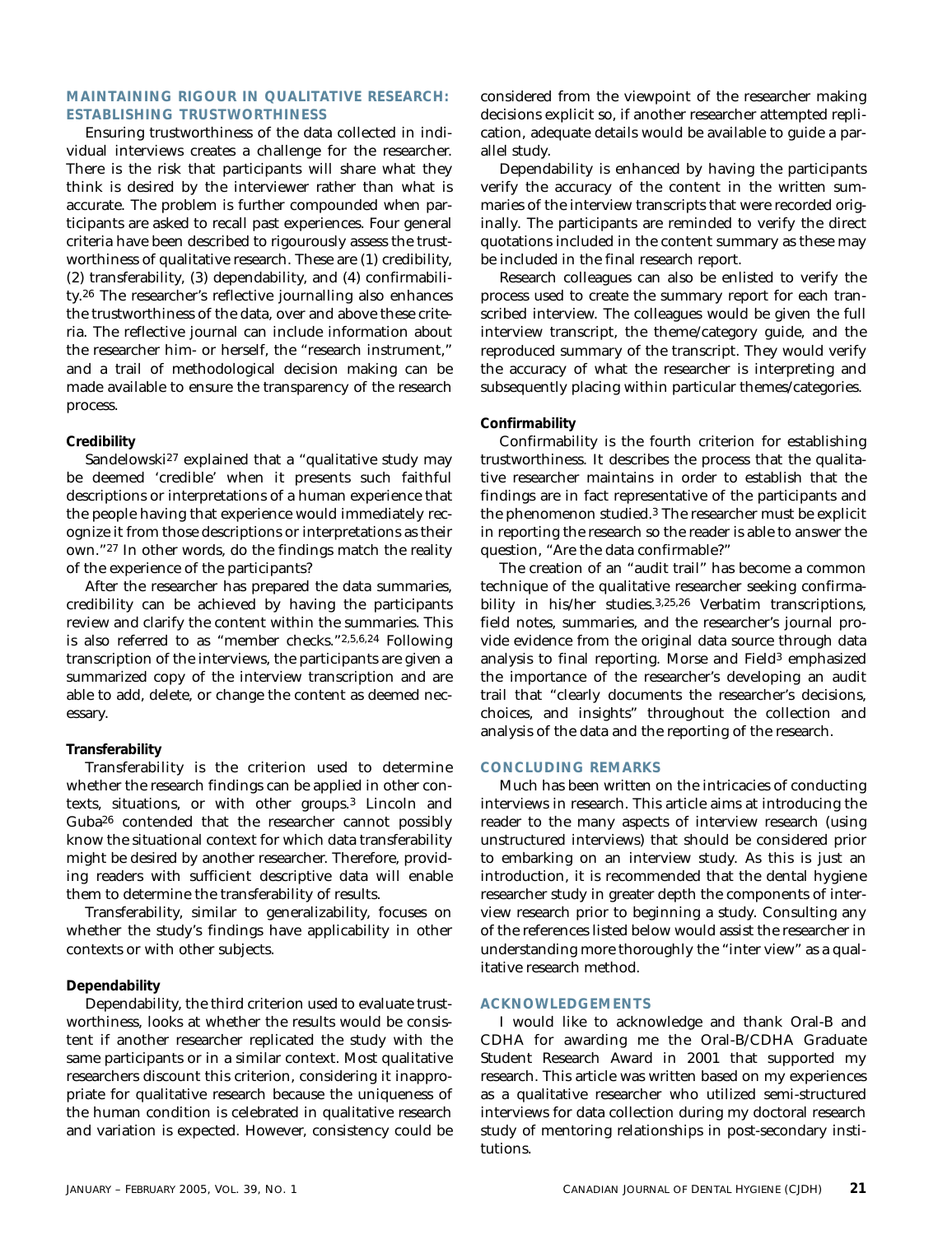## MAINTAINING RIGOUR IN QUALITATIVE RESEARCH: ESTABLISHING TRUSTWORTHINESS

Ensuring trustworthiness of the data collected in individual interviews creates a challenge for the researcher. There is the risk that participants will share what they think is desired by the interviewer rather than what is accurate. The problem is further compounded when participants are asked to recall past experiences. Four general criteria have been described to rigourously assess the trustworthiness of qualitative research. These are (1) credibility, (2) transferability, (3) dependability, and (4) confirmability.[26] The researcher's reflective journalling also enhances the trustworthiness of the data, over and above these criteria. The reflective journal can include information about the researcher him- or herself, the "research instrument," and a trail of methodological decision making can be made available to ensure the transparency of the research process.

### Credibility

Sandelowski[27] explained that a "qualitative study may be deemed 'credible' when it presents such faithful descriptions or interpretations of a human experience that the people having that experience would immediately recognize it from those descriptions or interpretations as their own."[27] In other words, do the findings match the reality of the experience of the participants?

After the researcher has prepared the data summaries, credibility can be achieved by having the participants review and clarify the content within the summaries. This is also referred to as "member checks."[2,5,6,24] Following transcription of the interviews, the participants are given a summarized copy of the interview transcription and are able to add, delete, or change the content as deemed necessary.

### Transferability

Transferability is the criterion used to determine whether the research findings can be applied in other contexts, situations, or with other groups.[3] Lincoln and Guba[26] contended that the researcher cannot possibly know the situational context for which data transferability might be desired by another researcher. Therefore, providing readers with sufficient descriptive data will enable them to determine the transferability of results.

Transferability, similar to generalizability, focuses on whether the study's findings have applicability in other contexts or with other subjects.

### Dependability

Dependability, the third criterion used to evaluate trustworthiness, looks at whether the results would be consistent if another researcher replicated the study with the same participants or in a similar context. Most qualitative researchers discount this criterion, considering it inappropriate for qualitative research because the uniqueness of the human condition is celebrated in qualitative research and variation is expected. However, consistency could be considered from the viewpoint of the researcher making decisions explicit so, if another researcher attempted replication, adequate details would be available to guide a parallel study.

Dependability is enhanced by having the participants verify the accuracy of the content in the written summaries of the interview transcripts that were recorded originally. The participants are reminded to verify the direct quotations included in the content summary as these may be included in the final research report.

Research colleagues can also be enlisted to verify the process used to create the summary report for each transcribed interview. The colleagues would be given the full interview transcript, the theme/category guide, and the reproduced summary of the transcript. They would verify the accuracy of what the researcher is interpreting and subsequently placing within particular themes/categories.

### Confirmability

Confirmability is the fourth criterion for establishing trustworthiness. It describes the process that the qualitative researcher maintains in order to establish that the findings are in fact representative of the participants and the phenomenon studied.[3] The researcher must be explicit in reporting the research so the reader is able to answer the question, "Are the data confirmable?"

The creation of an "audit trail" has become a common technique of the qualitative researcher seeking confirmability in his/her studies.[3,25,26] Verbatim transcriptions, field notes, summaries, and the researcher's journal provide evidence from the original data source through data analysis to final reporting. Morse and Field[3] emphasized the importance of the researcher's developing an audit trail that "clearly documents the researcher's decisions, choices, and insights" throughout the collection and analysis of the data and the reporting of the research.

## CONCLUDING REMARKS

Much has been written on the intricacies of conducting interviews in research. This article aims at introducing the reader to the many aspects of interview research (using unstructured interviews) that should be considered prior to embarking on an interview study. As this is just an introduction, it is recommended that the dental hygiene researcher study in greater depth the components of interview research prior to beginning a study. Consulting any of the references listed below would assist the researcher in understanding more thoroughly the "inter view" as a qualitative research method.

## ACKNOWLEDGEMENTS

I would like to acknowledge and thank Oral-B and CDHA for awarding me the Oral-B/CDHA Graduate Student Research Award in 2001 that supported my research. This article was written based on my experiences as a qualitative researcher who utilized semi-structured interviews for data collection during my doctoral research study of mentoring relationships in post-secondary institutions.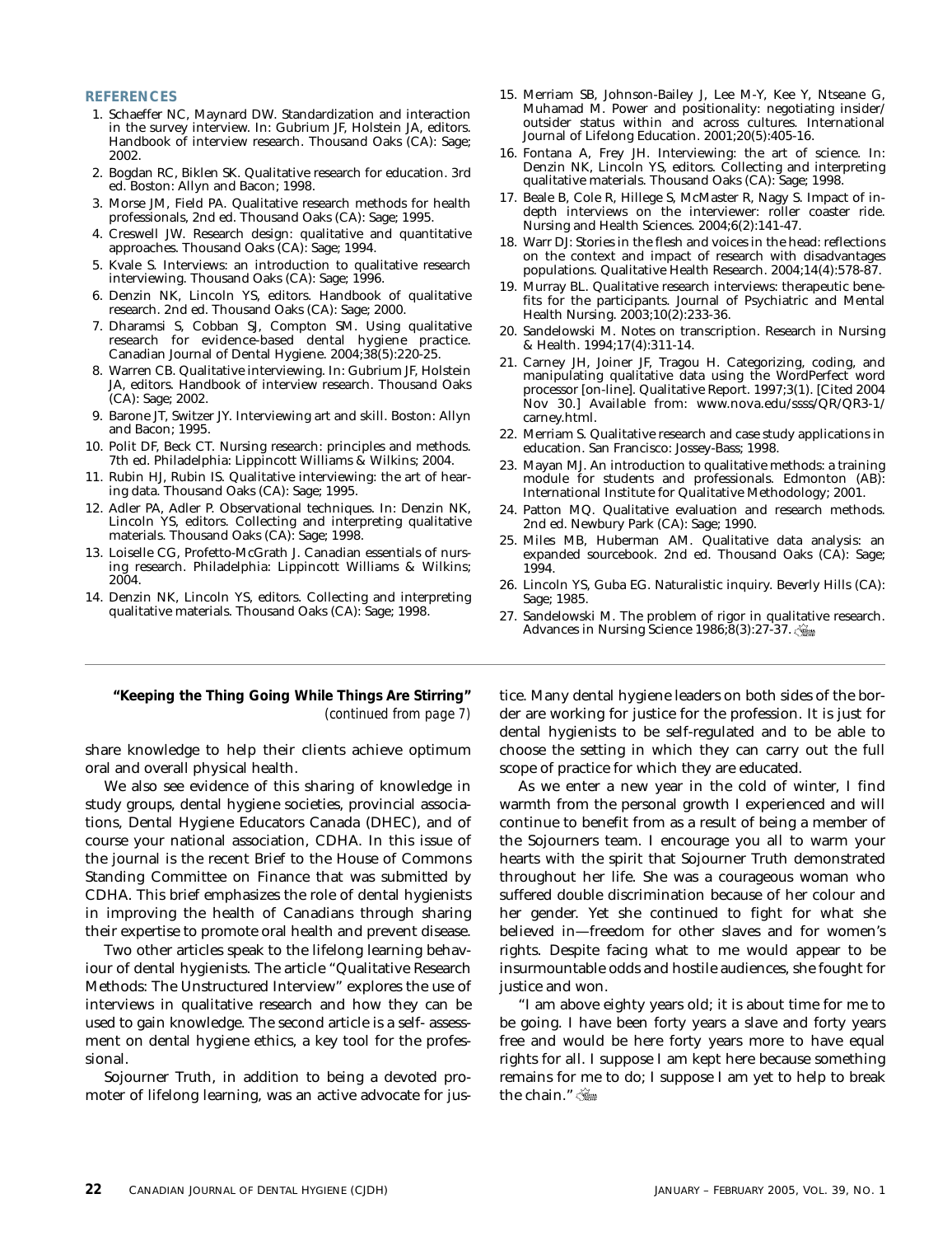## REFERENCES

1. Schaeffer NC, Maynard DW. Standardization and interaction in the survey interview. In: Gubrium JF, Holstein JA, editors. Handbook of interview research. Thousand Oaks (CA): Sage; 2002.
2. Bogdan RC, Biklen SK. Qualitative research for education. 3rd ed. Boston: Allyn and Bacon; 1998.
3. Morse JM, Field PA. Qualitative research methods for health professionals, 2nd ed. Thousand Oaks (CA): Sage; 1995.
4. Creswell JW. Research design: qualitative and quantitative approaches. Thousand Oaks (CA): Sage; 1994.
5. Kvale S. Interviews: an introduction to qualitative research interviewing. Thousand Oaks (CA): Sage; 1996.
6. Denzin NK, Lincoln YS, editors. Handbook of qualitative research. 2nd ed. Thousand Oaks (CA): Sage; 2000.
7. Dharamsi S, Cobban SJ, Compton SM. Using qualitative research for evidence-based dental hygiene practice. Canadian Journal of Dental Hygiene. 2004;38(5):220-25.
8. Warren CB. Qualitative interviewing. In: Gubrium JF, Holstein JA, editors. Handbook of interview research. Thousand Oaks (CA): Sage; 2002.
9. Barone JT, Switzer JY. Interviewing art and skill. Boston: Allyn and Bacon; 1995.
10. Polit DF, Beck CT. Nursing research: principles and methods. 7th ed. Philadelphia: Lippincott Williams & Wilkins; 2004.
11. Rubin HJ, Rubin IS. Qualitative interviewing: the art of hearing data. Thousand Oaks (CA): Sage; 1995.
12. Adler PA, Adler P. Observational techniques. In: Denzin NK, Lincoln YS, editors. Collecting and interpreting qualitative materials. Thousand Oaks (CA): Sage; 1998.
13. Loiselle CG, Profetto-McGrath J. Canadian essentials of nursing research. Philadelphia: Lippincott Williams & Wilkins; 2004.
14. Denzin NK, Lincoln YS, editors. Collecting and interpreting qualitative materials. Thousand Oaks (CA): Sage; 1998.
15. Merriam SB, Johnson-Bailey J, Lee M-Y, Kee Y, Ntseane G, Muhamad M. Power and positionality: negotiating insider/outsider status within and across cultures. International Journal of Lifelong Education. 2001;20(5):405-16.
16. Fontana A, Frey JH. Interviewing: the art of science. In: Denzin NK, Lincoln YS, editors. Collecting and interpreting qualitative materials. Thousand Oaks (CA): Sage; 1998.
17. Beale B, Cole R, Hillege S, McMaster R, Nagy S. Impact of in-depth interviews on the interviewer: roller coaster ride. Nursing and Health Sciences. 2004;6(2):141-47.
18. Warr DJ: Stories in the flesh and voices in the head: reflections on the context and impact of research with disadvantages populations. Qualitative Health Research. 2004;14(4):578-87.
19. Murray BL. Qualitative research interviews: therapeutic benefits for the participants. Journal of Psychiatric and Mental Health Nursing. 2003;10(2):233-36.
20. Sandelowski M. Notes on transcription. Research in Nursing & Health. 1994;17(4):311-14.
21. Carney JH, Joiner JF, Tragou H. Categorizing, coding, and manipulating qualitative data using the WordPerfect word processor [on-line]. Qualitative Report. 1997;3(1). [Cited 2004 Nov 30.] Available from: www.nova.edu/ssss/QR/QR3-1/carney.html.
22. Merriam S. Qualitative research and case study applications in education. San Francisco: Jossey-Bass; 1998.
23. Mayan MJ. An introduction to qualitative methods: a training module for students and professionals. Edmonton (AB): International Institute for Qualitative Methodology; 2001.
24. Patton MQ. Qualitative evaluation and research methods. 2nd ed. Newbury Park (CA): Sage; 1990.
25. Miles MB, Huberman AM. Qualitative data analysis: an expanded sourcebook. 2nd ed. Thousand Oaks (CA): Sage; 1994.
26. Lincoln YS, Guba EG. Naturalistic inquiry. Beverly Hills (CA): Sage; 1985.
27. Sandelowski M. The problem of rigor in qualitative research. Advances in Nursing Science 1986;8(3):27-37.

---

**"Keeping the Thing Going While Things Are Stirring"**
*(continued from page 7)*

share knowledge to help their clients achieve optimum oral and overall physical health.

We also see evidence of this sharing of knowledge in study groups, dental hygiene societies, provincial associations, Dental Hygiene Educators Canada (DHEC), and of course your national association, CDHA. In this issue of the journal is the recent Brief to the House of Commons Standing Committee on Finance that was submitted by CDHA. This brief emphasizes the role of dental hygienists in improving the health of Canadians through sharing their expertise to promote oral health and prevent disease.

Two other articles speak to the lifelong learning behaviour of dental hygienists. The article "Qualitative Research Methods: The Unstructured Interview" explores the use of interviews in qualitative research and how they can be used to gain knowledge. The second article is a self-assessment on dental hygiene ethics, a key tool for the professional.

Sojourner Truth, in addition to being a devoted promoter of lifelong learning, was an active advocate for justice. Many dental hygiene leaders on both sides of the border are working for justice for the profession. It is just for dental hygienists to be self-regulated and to be able to choose the setting in which they can carry out the full scope of practice for which they are educated.

As we enter a new year in the cold of winter, I find warmth from the personal growth I experienced and will continue to benefit from as a result of being a member of the Sojourners team. I encourage you all to warm your hearts with the spirit that Sojourner Truth demonstrated throughout her life. She was a courageous woman who suffered double discrimination because of her colour and her gender. Yet she continued to fight for what she believed in—freedom for other slaves and for women's rights. Despite facing what to me would appear to be insurmountable odds and hostile audiences, she fought for justice and won.

"I am above eighty years old; it is about time for me to be going. I have been forty years a slave and forty years free and would be here forty years more to have equal rights for all. I suppose I am kept here because something remains for me to do; I suppose I am yet to help to break the chain."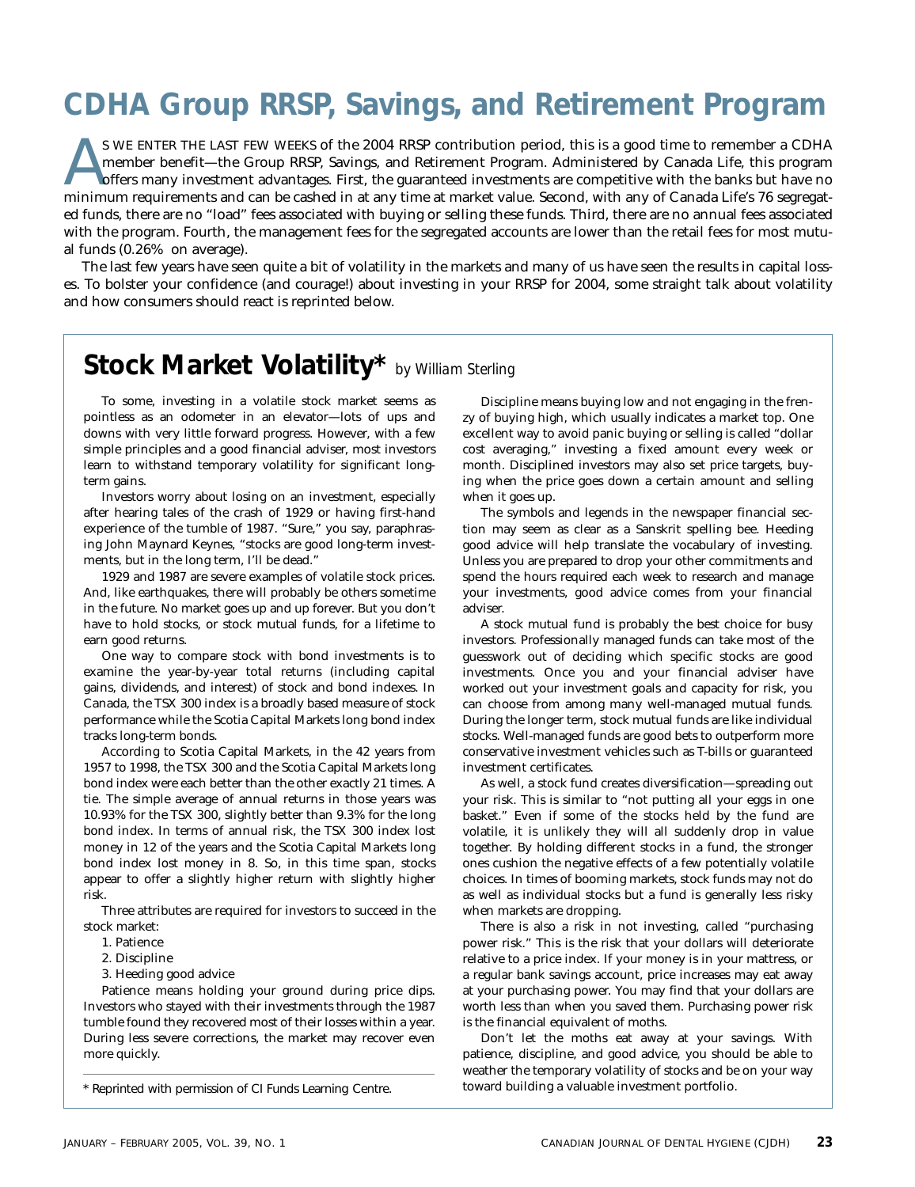# CDHA Group RRSP, Savings, and Retirement Program

AS WE ENTER THE LAST FEW WEEKS of the 2004 RRSP contribution period, this is a good time to remember a CDHA member benefit—the Group RRSP, Savings, and Retirement Program. Administered by Canada Life, this program offers many investment advantages. First, the guaranteed investments are competitive with the banks but have no minimum requirements and can be cashed in at any time at market value. Second, with any of Canada Life's 76 segregated funds, there are no "load" fees associated with buying or selling these funds. Third, there are no annual fees associated with the program. Fourth, the management fees for the segregated accounts are lower than the retail fees for most mutual funds (0.26% on average).

The last few years have seen quite a bit of volatility in the markets and many of us have seen the results in capital losses. To bolster your confidence (and courage!) about investing in your RRSP for 2004, some straight talk about volatility and how consumers should react is reprinted below.

## Stock Market Volatility* *by William Sterling*

To some, investing in a volatile stock market seems as pointless as an odometer in an elevator—lots of ups and downs with very little forward progress. However, with a few simple principles and a good financial adviser, most investors learn to withstand temporary volatility for significant long-term gains.

Investors worry about losing on an investment, especially after hearing tales of the crash of 1929 or having first-hand experience of the tumble of 1987. "Sure," you say, paraphrasing John Maynard Keynes, "stocks are good long-term investments, but in the long term, I'll be dead."

1929 and 1987 are severe examples of volatile stock prices. And, like earthquakes, there will probably be others sometime in the future. No market goes up and up forever. But you don't have to hold stocks, or stock mutual funds, for a lifetime to earn good returns.

One way to compare stock with bond investments is to examine the year-by-year total returns (including capital gains, dividends, and interest) of stock and bond indexes. In Canada, the TSX 300 index is a broadly based measure of stock performance while the Scotia Capital Markets long bond index tracks long-term bonds.

According to Scotia Capital Markets, in the 42 years from 1957 to 1998, the TSX 300 and the Scotia Capital Markets long bond index were each better than the other exactly 21 times. A tie. The simple average of annual returns in those years was 10.93% for the TSX 300, slightly better than 9.3% for the long bond index. In terms of annual risk, the TSX 300 index lost money in 12 of the years and the Scotia Capital Markets long bond index lost money in 8. So, in this time span, stocks appear to offer a slightly higher return with slightly higher risk.

Three attributes are required for investors to succeed in the stock market:

1. Patience
2. Discipline
3. Heeding good advice

Patience means holding your ground during price dips. Investors who stayed with their investments through the 1987 tumble found they recovered most of their losses within a year. During less severe corrections, the market may recover even more quickly.

Discipline means buying low and not engaging in the frenzy of buying high, which usually indicates a market top. One excellent way to avoid panic buying or selling is called "dollar cost averaging," investing a fixed amount every week or month. Disciplined investors may also set price targets, buying when the price goes down a certain amount and selling when it goes up.

The symbols and legends in the newspaper financial section may seem as clear as a Sanskrit spelling bee. Heeding good advice will help translate the vocabulary of investing. Unless you are prepared to drop your other commitments and spend the hours required each week to research and manage your investments, good advice comes from your financial adviser.

A stock mutual fund is probably the best choice for busy investors. Professionally managed funds can take most of the guesswork out of deciding which specific stocks are good investments. Once you and your financial adviser have worked out your investment goals and capacity for risk, you can choose from among many well-managed mutual funds. During the longer term, stock mutual funds are like individual stocks. Well-managed funds are good bets to outperform more conservative investment vehicles such as T-bills or guaranteed investment certificates.

As well, a stock fund creates diversification—spreading out your risk. This is similar to "not putting all your eggs in one basket." Even if some of the stocks held by the fund are volatile, it is unlikely they will all suddenly drop in value together. By holding different stocks in a fund, the stronger ones cushion the negative effects of a few potentially volatile choices. In times of booming markets, stock funds may not do as well as individual stocks but a fund is generally less risky when markets are dropping.

There is also a risk in not investing, called "purchasing power risk." This is the risk that your dollars will deteriorate relative to a price index. If your money is in your mattress, or a regular bank savings account, price increases may eat away at your purchasing power. You may find that your dollars are worth less than when you saved them. Purchasing power risk is the financial equivalent of moths.

Don't let the moths eat away at your savings. With patience, discipline, and good advice, you should be able to weather the temporary volatility of stocks and be on your way toward building a valuable investment portfolio.

\* Reprinted with permission of CI Funds Learning Centre.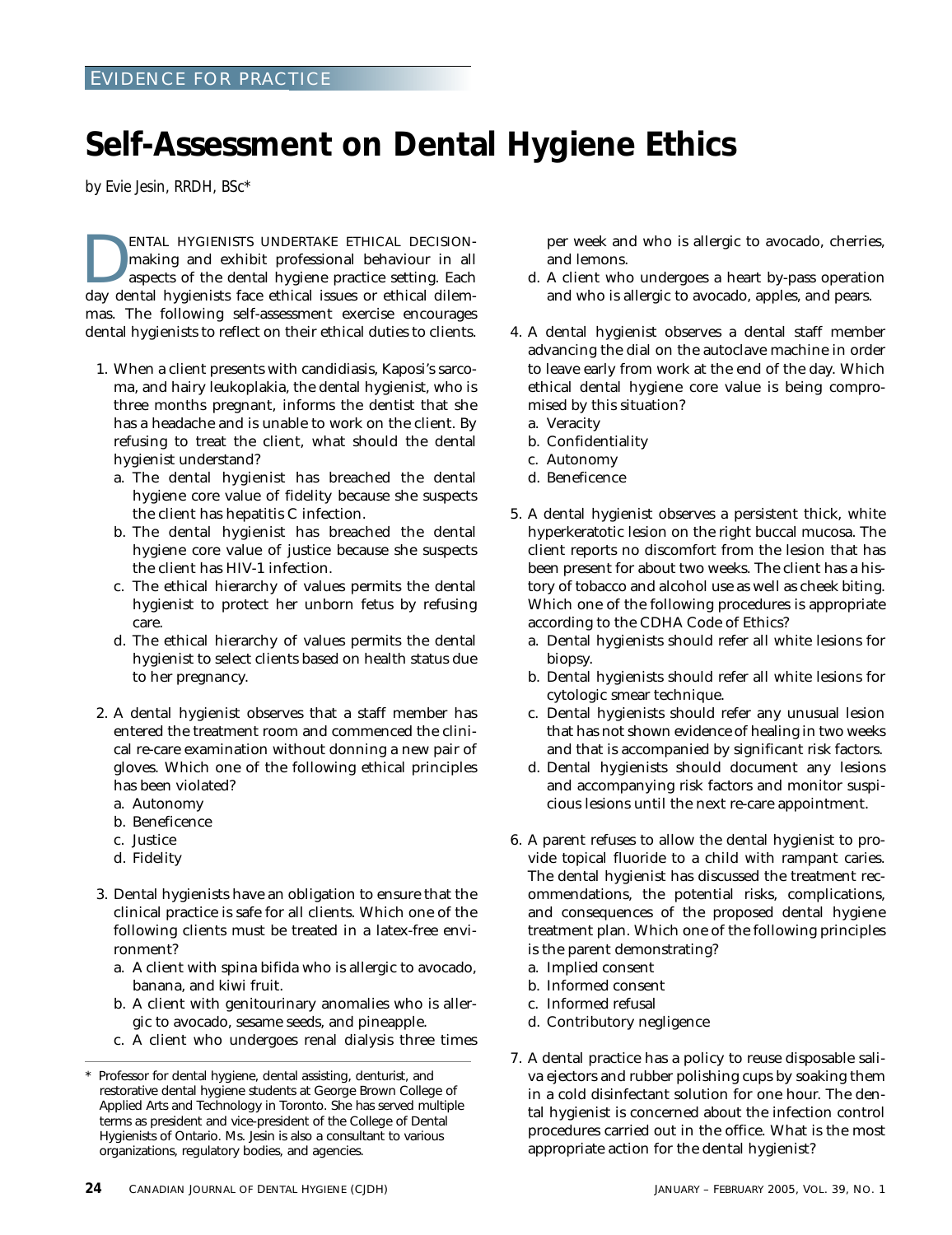EVIDENCE FOR PRACTICE

# Self-Assessment on Dental Hygiene Ethics

*by Evie Jesin, RRDH, BSc**

DENTAL HYGIENISTS UNDERTAKE ETHICAL DECISION-making and exhibit professional behaviour in all aspects of the dental hygiene practice setting. Each day dental hygienists face ethical issues or ethical dilemmas. The following self-assessment exercise encourages dental hygienists to reflect on their ethical duties to clients.

1. When a client presents with candidiasis, Kaposi's sarcoma, and hairy leukoplakia, the dental hygienist, who is three months pregnant, informs the dentist that she has a headache and is unable to work on the client. By refusing to treat the client, what should the dental hygienist understand?
   a. The dental hygienist has breached the dental hygiene core value of fidelity because she suspects the client has hepatitis C infection.
   b. The dental hygienist has breached the dental hygiene core value of justice because she suspects the client has HIV-1 infection.
   c. The ethical hierarchy of values permits the dental hygienist to protect her unborn fetus by refusing care.
   d. The ethical hierarchy of values permits the dental hygienist to select clients based on health status due to her pregnancy.

2. A dental hygienist observes that a staff member has entered the treatment room and commenced the clinical re-care examination without donning a new pair of gloves. Which one of the following ethical principles has been violated?
   a. Autonomy
   b. Beneficence
   c. Justice
   d. Fidelity

3. Dental hygienists have an obligation to ensure that the clinical practice is safe for all clients. Which one of the following clients must be treated in a latex-free environment?
   a. A client with spina bifida who is allergic to avocado, banana, and kiwi fruit.
   b. A client with genitourinary anomalies who is allergic to avocado, sesame seeds, and pineapple.
   c. A client who undergoes renal dialysis three times per week and who is allergic to avocado, cherries, and lemons.
   d. A client who undergoes a heart by-pass operation and who is allergic to avocado, apples, and pears.

4. A dental hygienist observes a dental staff member advancing the dial on the autoclave machine in order to leave early from work at the end of the day. Which ethical dental hygiene core value is being compromised by this situation?
   a. Veracity
   b. Confidentiality
   c. Autonomy
   d. Beneficence

5. A dental hygienist observes a persistent thick, white hyperkeratotic lesion on the right buccal mucosa. The client reports no discomfort from the lesion that has been present for about two weeks. The client has a history of tobacco and alcohol use as well as cheek biting. Which one of the following procedures is appropriate according to the CDHA Code of Ethics?
   a. Dental hygienists should refer all white lesions for biopsy.
   b. Dental hygienists should refer all white lesions for cytologic smear technique.
   c. Dental hygienists should refer any unusual lesion that has not shown evidence of healing in two weeks and that is accompanied by significant risk factors.
   d. Dental hygienists should document any lesions and accompanying risk factors and monitor suspicious lesions until the next re-care appointment.

6. A parent refuses to allow the dental hygienist to provide topical fluoride to a child with rampant caries. The dental hygienist has discussed the treatment recommendations, the potential risks, complications, and consequences of the proposed dental hygiene treatment plan. Which one of the following principles is the parent demonstrating?
   a. Implied consent
   b. Informed consent
   c. Informed refusal
   d. Contributory negligence

7. A dental practice has a policy to reuse disposable saliva ejectors and rubber polishing cups by soaking them in a cold disinfectant solution for one hour. The dental hygienist is concerned about the infection control procedures carried out in the office. What is the most appropriate action for the dental hygienist?

---

\* Professor for dental hygiene, dental assisting, denturist, and restorative dental hygiene students at George Brown College of Applied Arts and Technology in Toronto. She has served multiple terms as president and vice-president of the College of Dental Hygienists of Ontario. Ms. Jesin is also a consultant to various organizations, regulatory bodies, and agencies.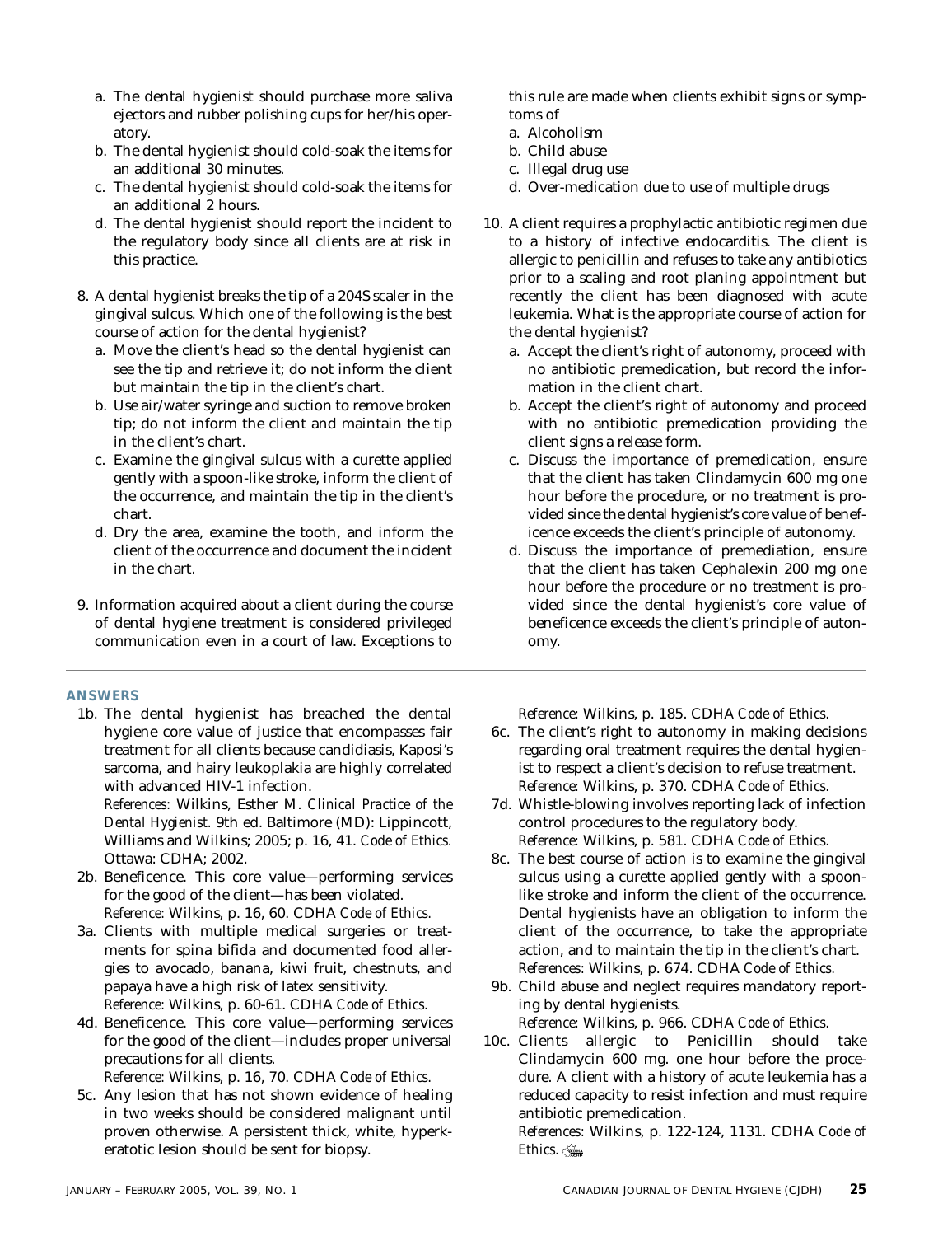a. The dental hygienist should purchase more saliva ejectors and rubber polishing cups for her/his operatory.
b. The dental hygienist should cold-soak the items for an additional 30 minutes.
c. The dental hygienist should cold-soak the items for an additional 2 hours.
d. The dental hygienist should report the incident to the regulatory body since all clients are at risk in this practice.

8. A dental hygienist breaks the tip of a 204S scaler in the gingival sulcus. Which one of the following is the best course of action for the dental hygienist?
   a. Move the client's head so the dental hygienist can see the tip and retrieve it; do not inform the client but maintain the tip in the client's chart.
   b. Use air/water syringe and suction to remove broken tip; do not inform the client and maintain the tip in the client's chart.
   c. Examine the gingival sulcus with a curette applied gently with a spoon-like stroke, inform the client of the occurrence, and maintain the tip in the client's chart.
   d. Dry the area, examine the tooth, and inform the client of the occurrence and document the incident in the chart.

9. Information acquired about a client during the course of dental hygiene treatment is considered privileged communication even in a court of law. Exceptions to this rule are made when clients exhibit signs or symptoms of
   a. Alcoholism
   b. Child abuse
   c. Illegal drug use
   d. Over-medication due to use of multiple drugs

10. A client requires a prophylactic antibiotic regimen due to a history of infective endocarditis. The client is allergic to penicillin and refuses to take any antibiotics prior to a scaling and root planing appointment but recently the client has been diagnosed with acute leukemia. What is the appropriate course of action for the dental hygienist?
    a. Accept the client's right of autonomy, proceed with no antibiotic premedication, but record the information in the client chart.
    b. Accept the client's right of autonomy and proceed with no antibiotic premedication providing the client signs a release form.
    c. Discuss the importance of premedication, ensure that the client has taken Clindamycin 600 mg one hour before the procedure, or no treatment is provided since the dental hygienist's core value of beneficence exceeds the client's principle of autonomy.
    d. Discuss the importance of premediation, ensure that the client has taken Cephalexin 200 mg one hour before the procedure or no treatment is provided since the dental hygienist's core value of beneficence exceeds the client's principle of autonomy.

## ANSWERS

1b. The dental hygienist has breached the dental hygiene core value of justice that encompasses fair treatment for all clients because candidiasis, Kaposi's sarcoma, and hairy leukoplakia are highly correlated with advanced HIV-1 infection.
*References:* Wilkins, Esther M. *Clinical Practice of the Dental Hygienist.* 9th ed. Baltimore (MD): Lippincott, Williams and Wilkins; 2005; p. 16, 41. *Code of Ethics.* Ottawa: CDHA; 2002.

2b. Beneficence. This core value—performing services for the good of the client—has been violated.
*Reference:* Wilkins, p. 16, 60. CDHA *Code of Ethics.*

3a. Clients with multiple medical surgeries or treatments for spina bifida and documented food allergies to avocado, banana, kiwi fruit, chestnuts, and papaya have a high risk of latex sensitivity.
*Reference:* Wilkins, p. 60-61. CDHA *Code of Ethics.*

4d. Beneficence. This core value—performing services for the good of the client—includes proper universal precautions for all clients.
*Reference:* Wilkins, p. 16, 70. CDHA *Code of Ethics.*

5c. Any lesion that has not shown evidence of healing in two weeks should be considered malignant until proven otherwise. A persistent thick, white, hyperkeratotic lesion should be sent for biopsy.
*Reference:* Wilkins, p. 185. CDHA *Code of Ethics.*

6c. The client's right to autonomy in making decisions regarding oral treatment requires the dental hygienist to respect a client's decision to refuse treatment.
*Reference:* Wilkins, p. 370. CDHA *Code of Ethics.*

7d. Whistle-blowing involves reporting lack of infection control procedures to the regulatory body.
*Reference:* Wilkins, p. 581. CDHA *Code of Ethics.*

8c. The best course of action is to examine the gingival sulcus using a curette applied gently with a spoon-like stroke and inform the client of the occurrence. Dental hygienists have an obligation to inform the client of the occurrence, to take the appropriate action, and to maintain the tip in the client's chart.
*References:* Wilkins, p. 674. CDHA *Code of Ethics.*

9b. Child abuse and neglect requires mandatory reporting by dental hygienists.
*Reference:* Wilkins, p. 966. CDHA *Code of Ethics.*

10c. Clients allergic to Penicillin should take Clindamycin 600 mg. one hour before the procedure. A client with a history of acute leukemia has a reduced capacity to resist infection and must require antibiotic premedication.
*References:* Wilkins, p. 122-124, 1131. CDHA *Code of Ethics.*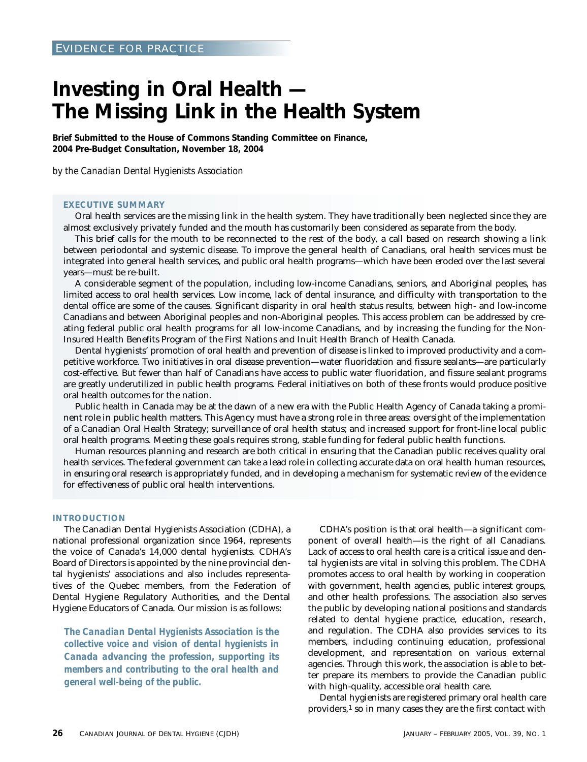EVIDENCE FOR PRACTICE

# Investing in Oral Health — The Missing Link in the Health System

**Brief Submitted to the House of Commons Standing Committee on Finance, 2004 Pre-Budget Consultation, November 18, 2004**

*by the Canadian Dental Hygienists Association*

## EXECUTIVE SUMMARY

Oral health services are the missing link in the health system. They have traditionally been neglected since they are almost exclusively privately funded and the mouth has customarily been considered as separate from the body.

This brief calls for the mouth to be reconnected to the rest of the body, a call based on research showing a link between periodontal and systemic disease. To improve the general health of Canadians, oral health services must be integrated into general health services, and public oral health programs—which have been eroded over the last several years—must be re-built.

A considerable segment of the population, including low-income Canadians, seniors, and Aboriginal peoples, has limited access to oral health services. Low income, lack of dental insurance, and difficulty with transportation to the dental office are some of the causes. Significant disparity in oral health status results, between high- and low-income Canadians and between Aboriginal peoples and non-Aboriginal peoples. This access problem can be addressed by creating federal public oral health programs for all low-income Canadians, and by increasing the funding for the Non-Insured Health Benefits Program of the First Nations and Inuit Health Branch of Health Canada.

Dental hygienists' promotion of oral health and prevention of disease is linked to improved productivity and a competitive workforce. Two initiatives in oral disease prevention—water fluoridation and fissure sealants—are particularly cost-effective. But fewer than half of Canadians have access to public water fluoridation, and fissure sealant programs are greatly underutilized in public health programs. Federal initiatives on both of these fronts would produce positive oral health outcomes for the nation.

Public health in Canada may be at the dawn of a new era with the Public Health Agency of Canada taking a prominent role in public health matters. This Agency must have a strong role in three areas: oversight of the implementation of a Canadian Oral Health Strategy; surveillance of oral health status; and increased support for front-line local public oral health programs. Meeting these goals requires strong, stable funding for federal public health functions.

Human resources planning and research are both critical in ensuring that the Canadian public receives quality oral health services. The federal government can take a lead role in collecting accurate data on oral health human resources, in ensuring oral research is appropriately funded, and in developing a mechanism for systematic review of the evidence for effectiveness of public oral health interventions.

## INTRODUCTION

The Canadian Dental Hygienists Association (CDHA), a national professional organization since 1964, represents the voice of Canada's 14,000 dental hygienists. CDHA's Board of Directors is appointed by the nine provincial dental hygienists' associations and also includes representatives of the Quebec members, from the Federation of Dental Hygiene Regulatory Authorities, and the Dental Hygiene Educators of Canada. Our mission is as follows:

***The Canadian Dental Hygienists Association is the collective voice and vision of dental hygienists in Canada advancing the profession, supporting its members and contributing to the oral health and general well-being of the public.***

CDHA's position is that oral health—a significant component of overall health—is the right of all Canadians. Lack of access to oral health care is a critical issue and dental hygienists are vital in solving this problem. The CDHA promotes access to oral health by working in cooperation with government, health agencies, public interest groups, and other health professions. The association also serves the public by developing national positions and standards related to dental hygiene practice, education, research, and regulation. The CDHA also provides services to its members, including continuing education, professional development, and representation on various external agencies. Through this work, the association is able to better prepare its members to provide the Canadian public with high-quality, accessible oral health care.

Dental hygienists are registered primary oral health care providers,[1] so in many cases they are the first contact with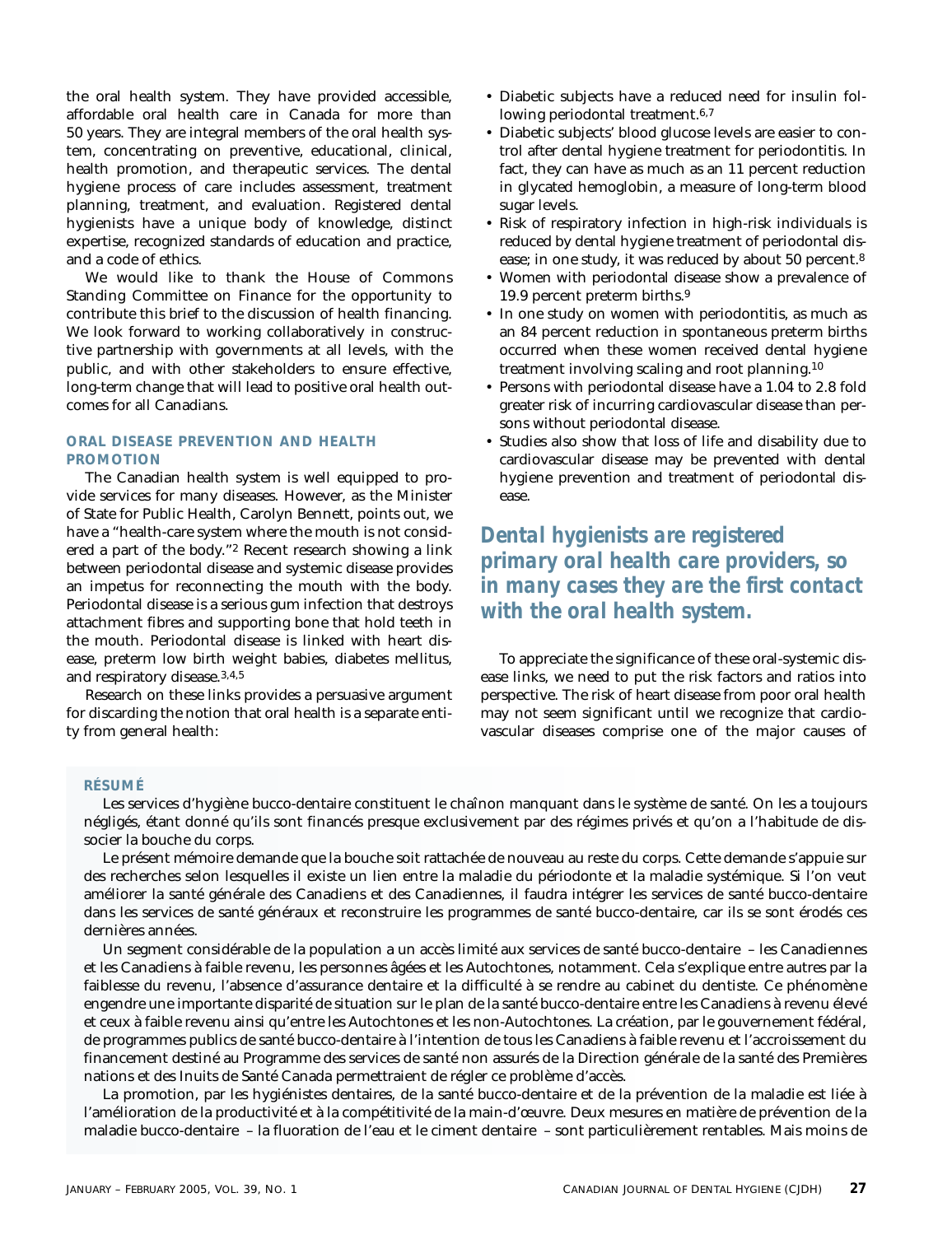the oral health system. They have provided accessible, affordable oral health care in Canada for more than 50 years. They are integral members of the oral health system, concentrating on preventive, educational, clinical, health promotion, and therapeutic services. The dental hygiene process of care includes assessment, treatment planning, treatment, and evaluation. Registered dental hygienists have a unique body of knowledge, distinct expertise, recognized standards of education and practice, and a code of ethics.

We would like to thank the House of Commons Standing Committee on Finance for the opportunity to contribute this brief to the discussion of health financing. We look forward to working collaboratively in constructive partnership with governments at all levels, with the public, and with other stakeholders to ensure effective, long-term change that will lead to positive oral health outcomes for all Canadians.

### ORAL DISEASE PREVENTION AND HEALTH PROMOTION

The Canadian health system is well equipped to provide services for many diseases. However, as the Minister of State for Public Health, Carolyn Bennett, points out, we have a "health-care system where the mouth is not considered a part of the body."[2] Recent research showing a link between periodontal disease and systemic disease provides an impetus for reconnecting the mouth with the body. Periodontal disease is a serious gum infection that destroys attachment fibres and supporting bone that hold teeth in the mouth. Periodontal disease is linked with heart disease, preterm low birth weight babies, diabetes mellitus, and respiratory disease.[3,4,5]

Research on these links provides a persuasive argument for discarding the notion that oral health is a separate entity from general health:

- Diabetic subjects have a reduced need for insulin following periodontal treatment.[6,7]
- Diabetic subjects' blood glucose levels are easier to control after dental hygiene treatment for periodontitis. In fact, they can have as much as an 11 percent reduction in glycated hemoglobin, a measure of long-term blood sugar levels.
- Risk of respiratory infection in high-risk individuals is reduced by dental hygiene treatment of periodontal disease; in one study, it was reduced by about 50 percent.[8]
- Women with periodontal disease show a prevalence of 19.9 percent preterm births.[9]
- In one study on women with periodontitis, as much as an 84 percent reduction in spontaneous preterm births occurred when these women received dental hygiene treatment involving scaling and root planning.[10]
- Persons with periodontal disease have a 1.04 to 2.8 fold greater risk of incurring cardiovascular disease than persons without periodontal disease.
- Studies also show that loss of life and disability due to cardiovascular disease may be prevented with dental hygiene prevention and treatment of periodontal disease.

***Dental hygienists are registered primary oral health care providers, so in many cases they are the first contact with the oral health system.***

To appreciate the significance of these oral-systemic disease links, we need to put the risk factors and ratios into perspective. The risk of heart disease from poor oral health may not seem significant until we recognize that cardiovascular diseases comprise one of the major causes of

### RÉSUMÉ

Les services d'hygiène bucco-dentaire constituent le chaînon manquant dans le système de santé. On les a toujours négligés, étant donné qu'ils sont financés presque exclusivement par des régimes privés et qu'on a l'habitude de dissocier la bouche du corps.

Le présent mémoire demande que la bouche soit rattachée de nouveau au reste du corps. Cette demande s'appuie sur des recherches selon lesquelles il existe un lien entre la maladie du périodonte et la maladie systémique. Si l'on veut améliorer la santé générale des Canadiens et des Canadiennes, il faudra intégrer les services de santé bucco-dentaire dans les services de santé généraux et reconstruire les programmes de santé bucco-dentaire, car ils se sont érodés ces dernières années.

Un segment considérable de la population a un accès limité aux services de santé bucco-dentaire – les Canadiennes et les Canadiens à faible revenu, les personnes âgées et les Autochtones, notamment. Cela s'explique entre autres par la faiblesse du revenu, l'absence d'assurance dentaire et la difficulté à se rendre au cabinet du dentiste. Ce phénomène engendre une importante disparité de situation sur le plan de la santé bucco-dentaire entre les Canadiens à revenu élevé et ceux à faible revenu ainsi qu'entre les Autochtones et les non-Autochtones. La création, par le gouvernement fédéral, de programmes publics de santé bucco-dentaire à l'intention de tous les Canadiens à faible revenu et l'accroissement du financement destiné au Programme des services de santé non assurés de la Direction générale de la santé des Premières nations et des Inuits de Santé Canada permettraient de régler ce problème d'accès.

La promotion, par les hygiénistes dentaires, de la santé bucco-dentaire et de la prévention de la maladie est liée à l'amélioration de la productivité et à la compétitivité de la main-d'œuvre. Deux mesures en matière de prévention de la maladie bucco-dentaire – la fluoration de l'eau et le ciment dentaire – sont particulièrement rentables. Mais moins de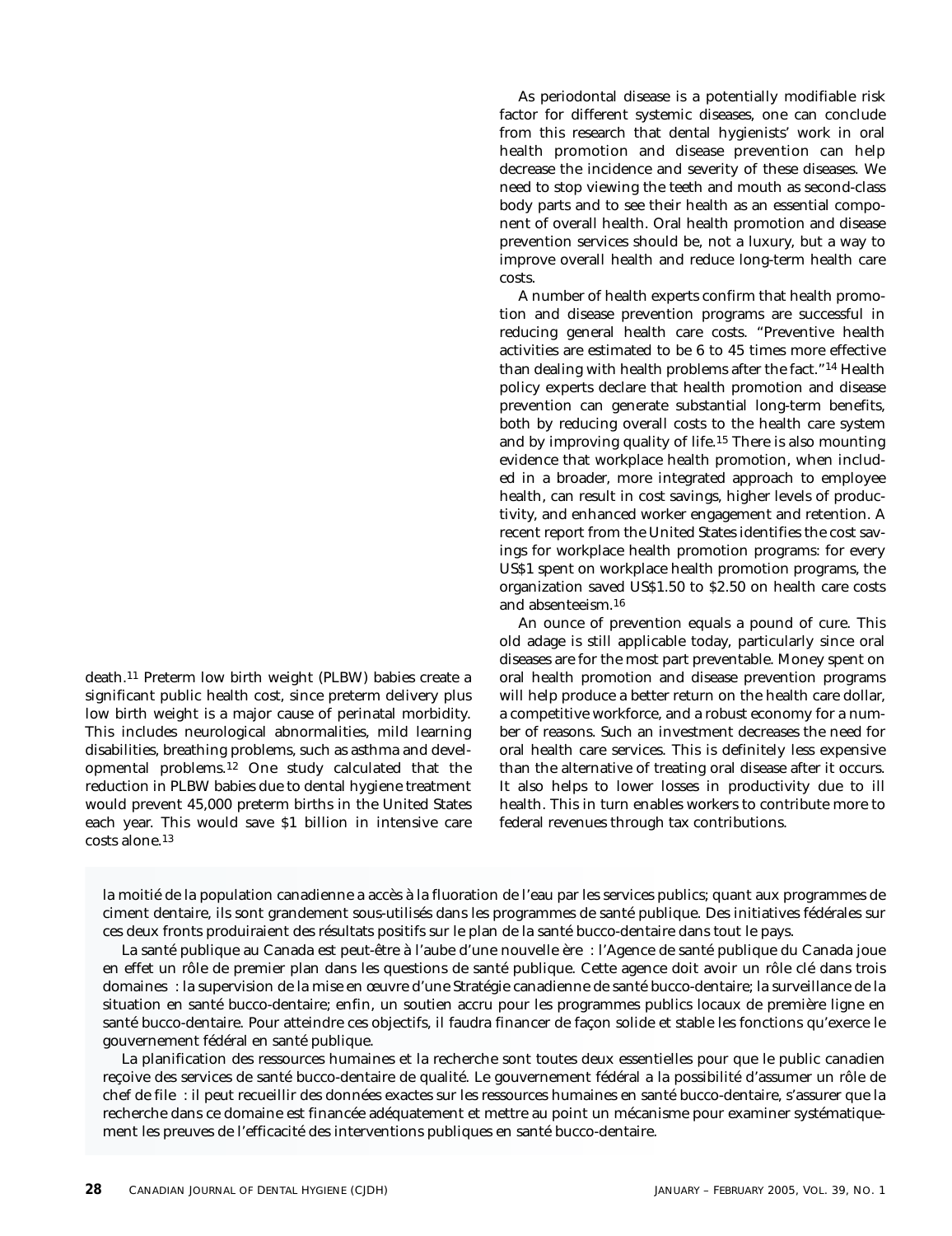death.[11] Preterm low birth weight (PLBW) babies create a significant public health cost, since preterm delivery plus low birth weight is a major cause of perinatal morbidity. This includes neurological abnormalities, mild learning disabilities, breathing problems, such as asthma and developmental problems.[12] One study calculated that the reduction in PLBW babies due to dental hygiene treatment would prevent 45,000 preterm births in the United States each year. This would save $1 billion in intensive care costs alone.[13]

As periodontal disease is a potentially modifiable risk factor for different systemic diseases, one can conclude from this research that dental hygienists' work in oral health promotion and disease prevention can help decrease the incidence and severity of these diseases. We need to stop viewing the teeth and mouth as second-class body parts and to see their health as an essential component of overall health. Oral health promotion and disease prevention services should be, not a luxury, but a way to improve overall health and reduce long-term health care costs.

A number of health experts confirm that health promotion and disease prevention programs are successful in reducing general health care costs. "Preventive health activities are estimated to be 6 to 45 times more effective than dealing with health problems after the fact."[14] Health policy experts declare that health promotion and disease prevention can generate substantial long-term benefits, both by reducing overall costs to the health care system and by improving quality of life.[15] There is also mounting evidence that workplace health promotion, when included in a broader, more integrated approach to employee health, can result in cost savings, higher levels of productivity, and enhanced worker engagement and retention. A recent report from the United States identifies the cost savings for workplace health promotion programs: for every US$1 spent on workplace health promotion programs, the organization saved US$1.50 to $2.50 on health care costs and absenteeism.[16]

An ounce of prevention equals a pound of cure. This old adage is still applicable today, particularly since oral diseases are for the most part preventable. Money spent on oral health promotion and disease prevention programs will help produce a better return on the health care dollar, a competitive workforce, and a robust economy for a number of reasons. Such an investment decreases the need for oral health care services. This is definitely less expensive than the alternative of treating oral disease after it occurs. It also helps to lower losses in productivity due to ill health. This in turn enables workers to contribute more to federal revenues through tax contributions.

la moitié de la population canadienne a accès à la fluoration de l'eau par les services publics; quant aux programmes de ciment dentaire, ils sont grandement sous-utilisés dans les programmes de santé publique. Des initiatives fédérales sur ces deux fronts produiraient des résultats positifs sur le plan de la santé bucco-dentaire dans tout le pays.

La santé publique au Canada est peut-être à l'aube d'une nouvelle ère : l'Agence de santé publique du Canada joue en effet un rôle de premier plan dans les questions de santé publique. Cette agence doit avoir un rôle clé dans trois domaines : la supervision de la mise en œuvre d'une Stratégie canadienne de santé bucco-dentaire; la surveillance de la situation en santé bucco-dentaire; enfin, un soutien accru pour les programmes publics locaux de première ligne en santé bucco-dentaire. Pour atteindre ces objectifs, il faudra financer de façon solide et stable les fonctions qu'exerce le gouvernement fédéral en santé publique.

La planification des ressources humaines et la recherche sont toutes deux essentielles pour que le public canadien reçoive des services de santé bucco-dentaire de qualité. Le gouvernement fédéral a la possibilité d'assumer un rôle de chef de file : il peut recueillir des données exactes sur les ressources humaines en santé bucco-dentaire, s'assurer que la recherche dans ce domaine est financée adéquatement et mettre au point un mécanisme pour examiner systématiquement les preuves de l'efficacité des interventions publiques en santé bucco-dentaire.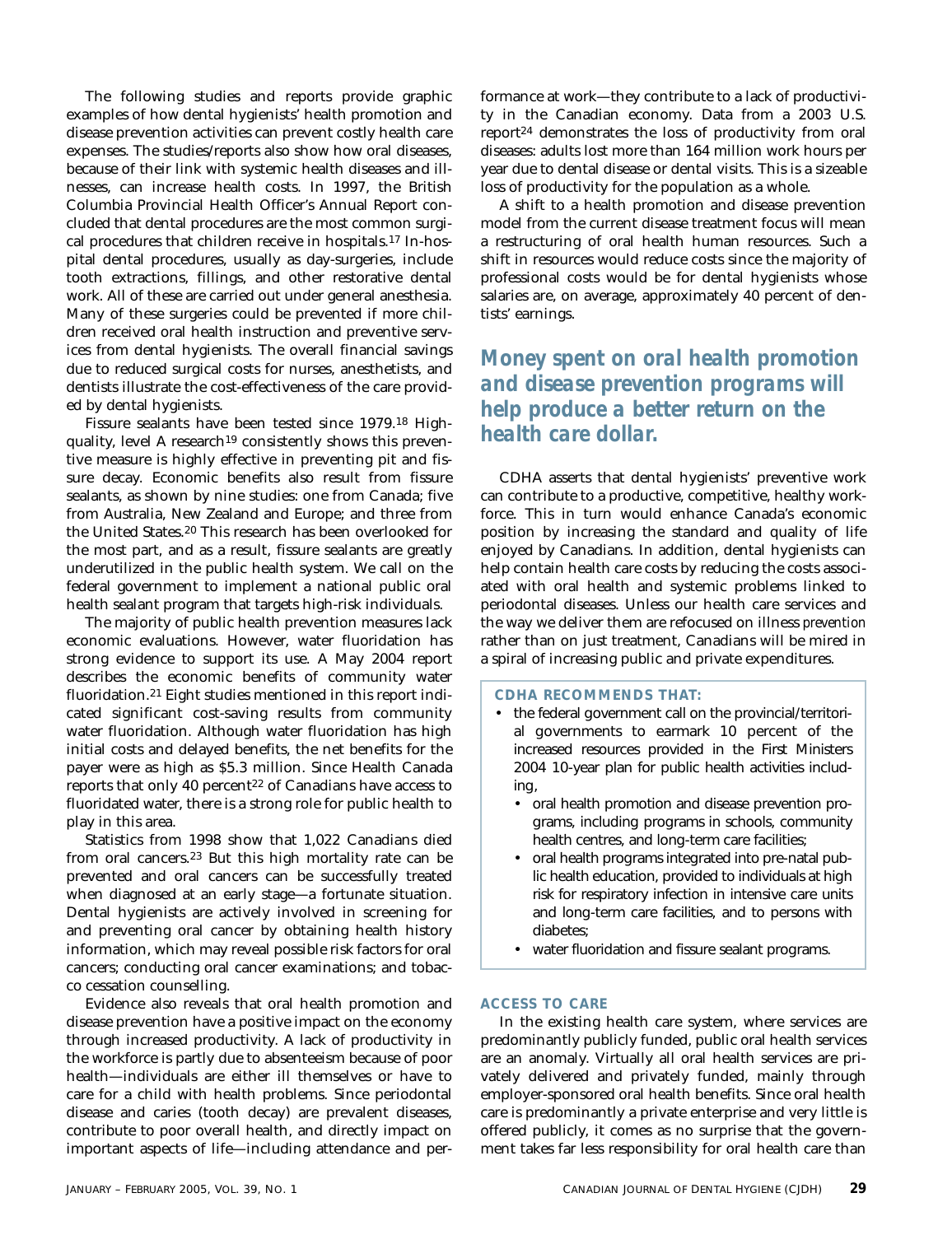The following studies and reports provide graphic examples of how dental hygienists' health promotion and disease prevention activities can prevent costly health care expenses. The studies/reports also show how oral diseases, because of their link with systemic health diseases and illnesses, can increase health costs. In 1997, the British Columbia Provincial Health Officer's Annual Report concluded that dental procedures are the most common surgical procedures that children receive in hospitals.[17] In-hospital dental procedures, usually as day-surgeries, include tooth extractions, fillings, and other restorative dental work. All of these are carried out under general anesthesia. Many of these surgeries could be prevented if more children received oral health instruction and preventive services from dental hygienists. The overall financial savings due to reduced surgical costs for nurses, anesthetists, and dentists illustrate the cost-effectiveness of the care provided by dental hygienists.

Fissure sealants have been tested since 1979.[18] High-quality, level A research[19] consistently shows this preventive measure is highly effective in preventing pit and fissure decay. Economic benefits also result from fissure sealants, as shown by nine studies: one from Canada; five from Australia, New Zealand and Europe; and three from the United States.[20] This research has been overlooked for the most part, and as a result, fissure sealants are greatly underutilized in the public health system. We call on the federal government to implement a national public oral health sealant program that targets high-risk individuals.

The majority of public health prevention measures lack economic evaluations. However, water fluoridation has strong evidence to support its use. A May 2004 report describes the economic benefits of community water fluoridation.[21] Eight studies mentioned in this report indicated significant cost-saving results from community water fluoridation. Although water fluoridation has high initial costs and delayed benefits, the net benefits for the payer were as high as $5.3 million. Since Health Canada reports that only 40 percent[22] of Canadians have access to fluoridated water, there is a strong role for public health to play in this area.

Statistics from 1998 show that 1,022 Canadians died from oral cancers.[23] But this high mortality rate can be prevented and oral cancers can be successfully treated when diagnosed at an early stage—a fortunate situation. Dental hygienists are actively involved in screening for and preventing oral cancer by obtaining health history information, which may reveal possible risk factors for oral cancers; conducting oral cancer examinations; and tobacco cessation counselling.

Evidence also reveals that oral health promotion and disease prevention have a positive impact on the economy through increased productivity. A lack of productivity in the workforce is partly due to absenteeism because of poor health—individuals are either ill themselves or have to care for a child with health problems. Since periodontal disease and caries (tooth decay) are prevalent diseases, contribute to poor overall health, and directly impact on important aspects of life—including attendance and performance at work—they contribute to a lack of productivity in the Canadian economy. Data from a 2003 U.S. report[24] demonstrates the loss of productivity from oral diseases: adults lost more than 164 million work hours per year due to dental disease or dental visits. This is a sizeable loss of productivity for the population as a whole.

A shift to a health promotion and disease prevention model from the current disease treatment focus will mean a restructuring of oral health human resources. Such a shift in resources would reduce costs since the majority of professional costs would be for dental hygienists whose salaries are, on average, approximately 40 percent of dentists' earnings.

## *Money spent on oral health promotion and disease prevention programs will help produce a better return on the health care dollar.*

CDHA asserts that dental hygienists' preventive work can contribute to a productive, competitive, healthy workforce. This in turn would enhance Canada's economic position by increasing the standard and quality of life enjoyed by Canadians. In addition, dental hygienists can help contain health care costs by reducing the costs associated with oral health and systemic problems linked to periodontal diseases. Unless our health care services and the way we deliver them are refocused on illness *prevention* rather than on just treatment, Canadians will be mired in a spiral of increasing public and private expenditures.

**CDHA RECOMMENDS THAT:**

- the federal government call on the provincial/territorial governments to earmark 10 percent of the increased resources provided in the First Ministers 2004 10-year plan for public health activities including,
  - oral health promotion and disease prevention programs, including programs in schools, community health centres, and long-term care facilities;
  - oral health programs integrated into pre-natal public health education, provided to individuals at high risk for respiratory infection in intensive care units and long-term care facilities, and to persons with diabetes;
  - water fluoridation and fissure sealant programs.

### ACCESS TO CARE

In the existing health care system, where services are predominantly publicly funded, public oral health services are an anomaly. Virtually all oral health services are privately delivered and privately funded, mainly through employer-sponsored oral health benefits. Since oral health care is predominantly a private enterprise and very little is offered publicly, it comes as no surprise that the government takes far less responsibility for oral health care than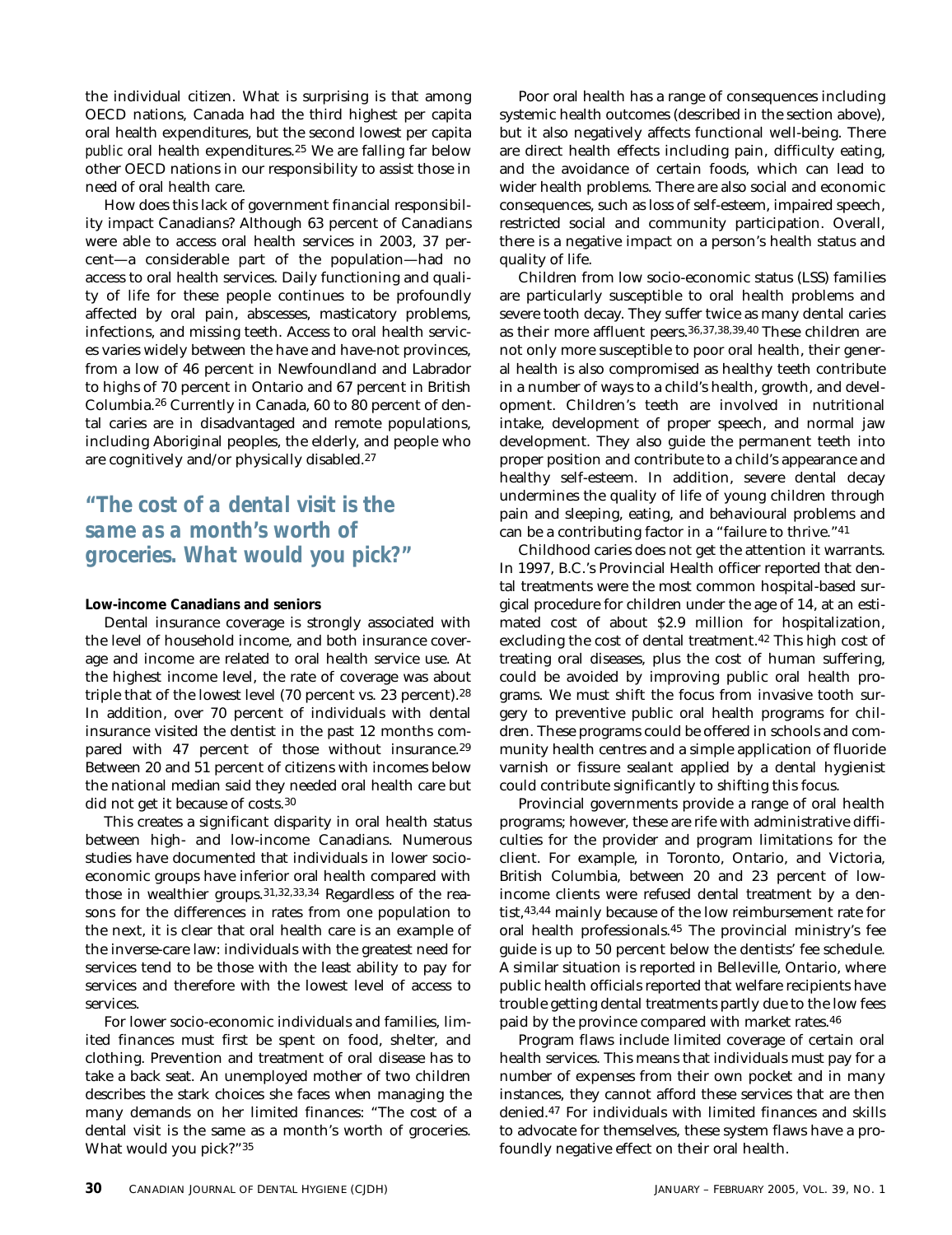the individual citizen. What is surprising is that among OECD nations, Canada had the third highest per capita oral health expenditures, but the second lowest per capita *public* oral health expenditures.[25] We are falling far below other OECD nations in our responsibility to assist those in need of oral health care.

How does this lack of government financial responsibility impact Canadians? Although 63 percent of Canadians were able to access oral health services in 2003, 37 percent—a considerable part of the population—had no access to oral health services. Daily functioning and quality of life for these people continues to be profoundly affected by oral pain, abscesses, masticatory problems, infections, and missing teeth. Access to oral health services varies widely between the have and have-not provinces, from a low of 46 percent in Newfoundland and Labrador to highs of 70 percent in Ontario and 67 percent in British Columbia.[26] Currently in Canada, 60 to 80 percent of dental caries are in disadvantaged and remote populations, including Aboriginal peoples, the elderly, and people who are cognitively and/or physically disabled.[27]

## *"The cost of a dental visit is the same as a month's worth of groceries. What would you pick?"*

**Low-income Canadians and seniors**

Dental insurance coverage is strongly associated with the level of household income, and both insurance coverage and income are related to oral health service use. At the highest income level, the rate of coverage was about triple that of the lowest level (70 percent vs. 23 percent).[28] In addition, over 70 percent of individuals with dental insurance visited the dentist in the past 12 months compared with 47 percent of those without insurance.[29] Between 20 and 51 percent of citizens with incomes below the national median said they needed oral health care but did not get it because of costs.[30]

This creates a significant disparity in oral health status between high- and low-income Canadians. Numerous studies have documented that individuals in lower socio-economic groups have inferior oral health compared with those in wealthier groups.[31,32,33,34] Regardless of the reasons for the differences in rates from one population to the next, it is clear that oral health care is an example of the inverse-care law: individuals with the greatest need for services tend to be those with the least ability to pay for services and therefore with the lowest level of access to services.

For lower socio-economic individuals and families, limited finances must first be spent on food, shelter, and clothing. Prevention and treatment of oral disease has to take a back seat. An unemployed mother of two children describes the stark choices she faces when managing the many demands on her limited finances: "The cost of a dental visit is the same as a month's worth of groceries. What would you pick?"[35]

Poor oral health has a range of consequences including systemic health outcomes (described in the section above), but it also negatively affects functional well-being. There are direct health effects including pain, difficulty eating, and the avoidance of certain foods, which can lead to wider health problems. There are also social and economic consequences, such as loss of self-esteem, impaired speech, restricted social and community participation. Overall, there is a negative impact on a person's health status and quality of life.

Children from low socio-economic status (LSS) families are particularly susceptible to oral health problems and severe tooth decay. They suffer twice as many dental caries as their more affluent peers.[36,37,38,39,40] These children are not only more susceptible to poor oral health, their general health is also compromised as healthy teeth contribute in a number of ways to a child's health, growth, and development. Children's teeth are involved in nutritional intake, development of proper speech, and normal jaw development. They also guide the permanent teeth into proper position and contribute to a child's appearance and healthy self-esteem. In addition, severe dental decay undermines the quality of life of young children through pain and sleeping, eating, and behavioural problems and can be a contributing factor in a "failure to thrive."[41]

Childhood caries does not get the attention it warrants. In 1997, B.C.'s Provincial Health officer reported that dental treatments were the most common hospital-based surgical procedure for children under the age of 14, at an estimated cost of about $2.9 million for hospitalization, excluding the cost of dental treatment.[42] This high cost of treating oral diseases, plus the cost of human suffering, could be avoided by improving public oral health programs. We must shift the focus from invasive tooth surgery to preventive public oral health programs for children. These programs could be offered in schools and community health centres and a simple application of fluoride varnish or fissure sealant applied by a dental hygienist could contribute significantly to shifting this focus.

Provincial governments provide a range of oral health programs; however, these are rife with administrative difficulties for the provider and program limitations for the client. For example, in Toronto, Ontario, and Victoria, British Columbia, between 20 and 23 percent of low-income clients were refused dental treatment by a dentist,[43,44] mainly because of the low reimbursement rate for oral health professionals.[45] The provincial ministry's fee guide is up to 50 percent below the dentists' fee schedule. A similar situation is reported in Belleville, Ontario, where public health officials reported that welfare recipients have trouble getting dental treatments partly due to the low fees paid by the province compared with market rates.[46]

Program flaws include limited coverage of certain oral health services. This means that individuals must pay for a number of expenses from their own pocket and in many instances, they cannot afford these services that are then denied.[47] For individuals with limited finances and skills to advocate for themselves, these system flaws have a profoundly negative effect on their oral health.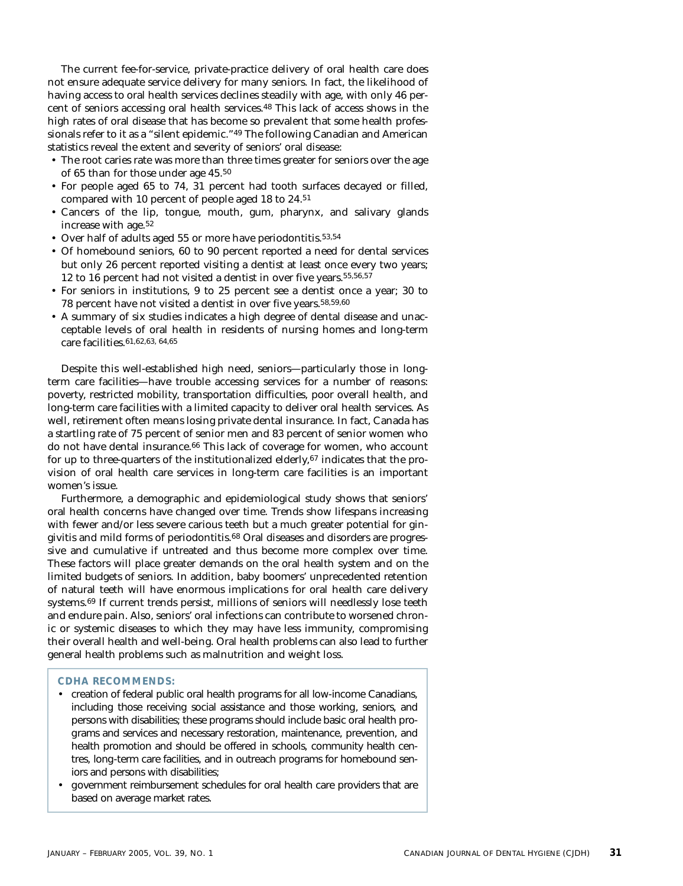The current fee-for-service, private-practice delivery of oral health care does not ensure adequate service delivery for many seniors. In fact, the likelihood of having access to oral health services declines steadily with age, with only 46 percent of seniors accessing oral health services.[48] This lack of access shows in the high rates of oral disease that has become so prevalent that some health professionals refer to it as a "silent epidemic."[49] The following Canadian and American statistics reveal the extent and severity of seniors' oral disease:

- The root caries rate was more than three times greater for seniors over the age of 65 than for those under age 45.[50]
- For people aged 65 to 74, 31 percent had tooth surfaces decayed or filled, compared with 10 percent of people aged 18 to 24.[51]
- Cancers of the lip, tongue, mouth, gum, pharynx, and salivary glands increase with age.[52]
- Over half of adults aged 55 or more have periodontitis.[53,54]
- Of homebound seniors, 60 to 90 percent reported a need for dental services but only 26 percent reported visiting a dentist at least once every two years; 12 to 16 percent had not visited a dentist in over five years.[55,56,57]
- For seniors in institutions, 9 to 25 percent see a dentist once a year; 30 to 78 percent have not visited a dentist in over five years.[58,59,60]
- A summary of six studies indicates a high degree of dental disease and unacceptable levels of oral health in residents of nursing homes and long-term care facilities.[61,62,63, 64,65]

Despite this well-established high need, seniors—particularly those in long-term care facilities—have trouble accessing services for a number of reasons: poverty, restricted mobility, transportation difficulties, poor overall health, and long-term care facilities with a limited capacity to deliver oral health services. As well, retirement often means losing private dental insurance. In fact, Canada has a startling rate of 75 percent of senior men and 83 percent of senior women who do not have dental insurance.[66] This lack of coverage for women, who account for up to three-quarters of the institutionalized elderly,[67] indicates that the provision of oral health care services in long-term care facilities is an important women's issue.

Furthermore, a demographic and epidemiological study shows that seniors' oral health concerns have changed over time. Trends show lifespans increasing with fewer and/or less severe carious teeth but a much greater potential for gingivitis and mild forms of periodontitis.[68] Oral diseases and disorders are progressive and cumulative if untreated and thus become more complex over time. These factors will place greater demands on the oral health system and on the limited budgets of seniors. In addition, baby boomers' unprecedented retention of natural teeth will have enormous implications for oral health care delivery systems.[69] If current trends persist, millions of seniors will needlessly lose teeth and endure pain. Also, seniors' oral infections can contribute to worsened chronic or systemic diseases to which they may have less immunity, compromising their overall health and well-being. Oral health problems can also lead to further general health problems such as malnutrition and weight loss.

**CDHA RECOMMENDS:**

- creation of federal public oral health programs for all low-income Canadians, including those receiving social assistance and those working, seniors, and persons with disabilities; these programs should include basic oral health programs and services and necessary restoration, maintenance, prevention, and health promotion and should be offered in schools, community health centres, long-term care facilities, and in outreach programs for homebound seniors and persons with disabilities;
- government reimbursement schedules for oral health care providers that are based on average market rates.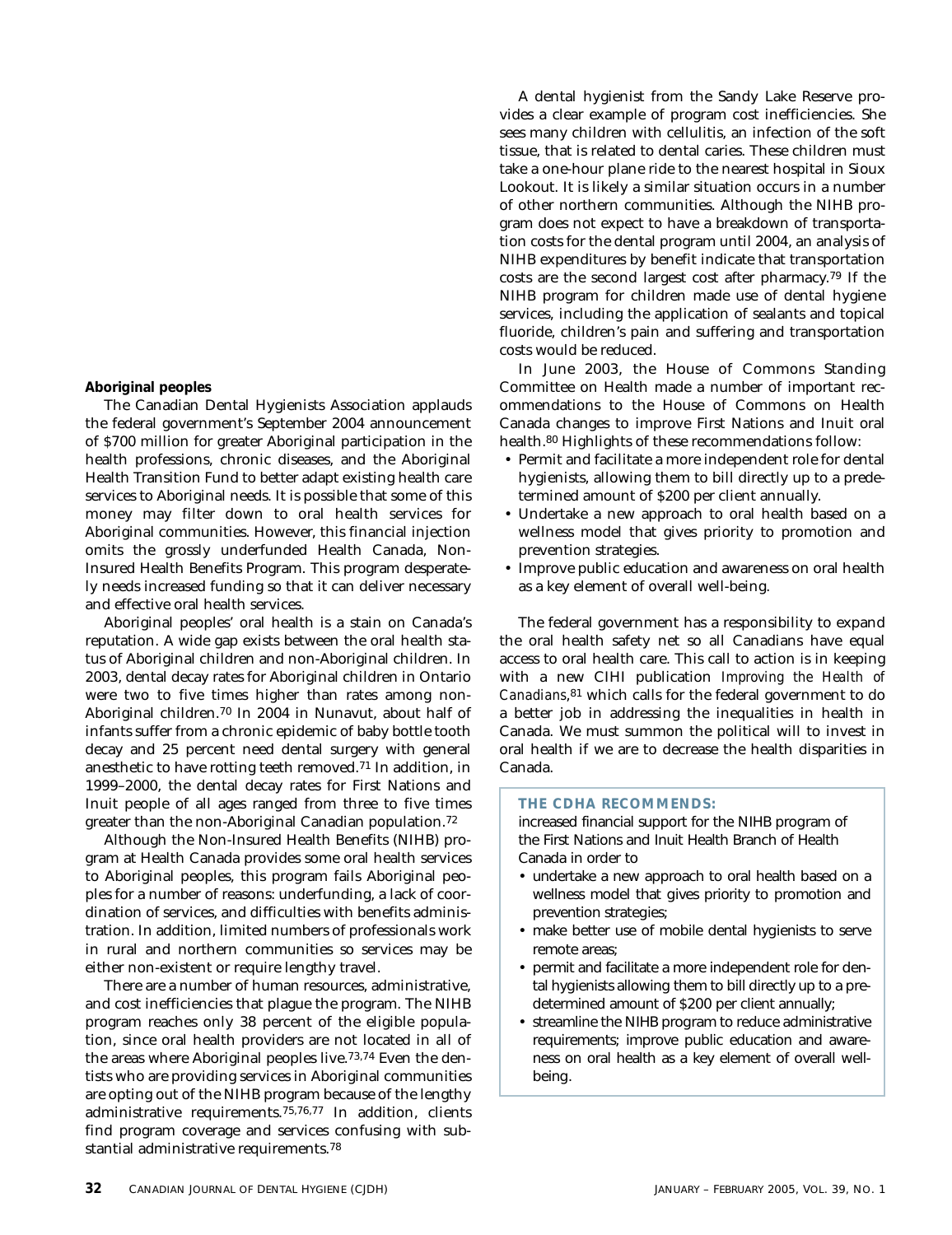### Aboriginal peoples

The Canadian Dental Hygienists Association applauds the federal government's September 2004 announcement of $700 million for greater Aboriginal participation in the health professions, chronic diseases, and the Aboriginal Health Transition Fund to better adapt existing health care services to Aboriginal needs. It is possible that some of this money may filter down to oral health services for Aboriginal communities. However, this financial injection omits the grossly underfunded Health Canada, Non-Insured Health Benefits Program. This program desperately needs increased funding so that it can deliver necessary and effective oral health services.

Aboriginal peoples' oral health is a stain on Canada's reputation. A wide gap exists between the oral health status of Aboriginal children and non-Aboriginal children. In 2003, dental decay rates for Aboriginal children in Ontario were two to five times higher than rates among non-Aboriginal children.[70] In 2004 in Nunavut, about half of infants suffer from a chronic epidemic of baby bottle tooth decay and 25 percent need dental surgery with general anesthetic to have rotting teeth removed.[71] In addition, in 1999–2000, the dental decay rates for First Nations and Inuit people of all ages ranged from three to five times greater than the non-Aboriginal Canadian population.[72]

Although the Non-Insured Health Benefits (NIHB) program at Health Canada provides some oral health services to Aboriginal peoples, this program fails Aboriginal peoples for a number of reasons: underfunding, a lack of coordination of services, and difficulties with benefits administration. In addition, limited numbers of professionals work in rural and northern communities so services may be either non-existent or require lengthy travel.

There are a number of human resources, administrative, and cost inefficiencies that plague the program. The NIHB program reaches only 38 percent of the eligible population, since oral health providers are not located in all of the areas where Aboriginal peoples live.[73,74] Even the dentists who are providing services in Aboriginal communities are opting out of the NIHB program because of the lengthy administrative requirements.[75,76,77] In addition, clients find program coverage and services confusing with substantial administrative requirements.[78]

A dental hygienist from the Sandy Lake Reserve provides a clear example of program cost inefficiencies. She sees many children with cellulitis, an infection of the soft tissue, that is related to dental caries. These children must take a one-hour plane ride to the nearest hospital in Sioux Lookout. It is likely a similar situation occurs in a number of other northern communities. Although the NIHB program does not expect to have a breakdown of transportation costs for the dental program until 2004, an analysis of NIHB expenditures by benefit indicate that transportation costs are the second largest cost after pharmacy.[79] If the NIHB program for children made use of dental hygiene services, including the application of sealants and topical fluoride, children's pain and suffering and transportation costs would be reduced.

In June 2003, the House of Commons Standing Committee on Health made a number of important recommendations to the House of Commons on Health Canada changes to improve First Nations and Inuit oral health.[80] Highlights of these recommendations follow:

- Permit and facilitate a more independent role for dental hygienists, allowing them to bill directly up to a predetermined amount of $200 per client annually.
- Undertake a new approach to oral health based on a wellness model that gives priority to promotion and prevention strategies.
- Improve public education and awareness on oral health as a key element of overall well-being.

The federal government has a responsibility to expand the oral health safety net so all Canadians have equal access to oral health care. This call to action is in keeping with a new CIHI publication *Improving the Health of Canadians*,[81] which calls for the federal government to do a better job in addressing the inequalities in health in Canada. We must summon the political will to invest in oral health if we are to decrease the health disparities in Canada.

**THE CDHA RECOMMENDS:**

increased financial support for the NIHB program of the First Nations and Inuit Health Branch of Health Canada in order to

- undertake a new approach to oral health based on a wellness model that gives priority to promotion and prevention strategies;
- make better use of mobile dental hygienists to serve remote areas;
- permit and facilitate a more independent role for dental hygienists allowing them to bill directly up to a predetermined amount of $200 per client annually;
- streamline the NIHB program to reduce administrative requirements; improve public education and awareness on oral health as a key element of overall well-being.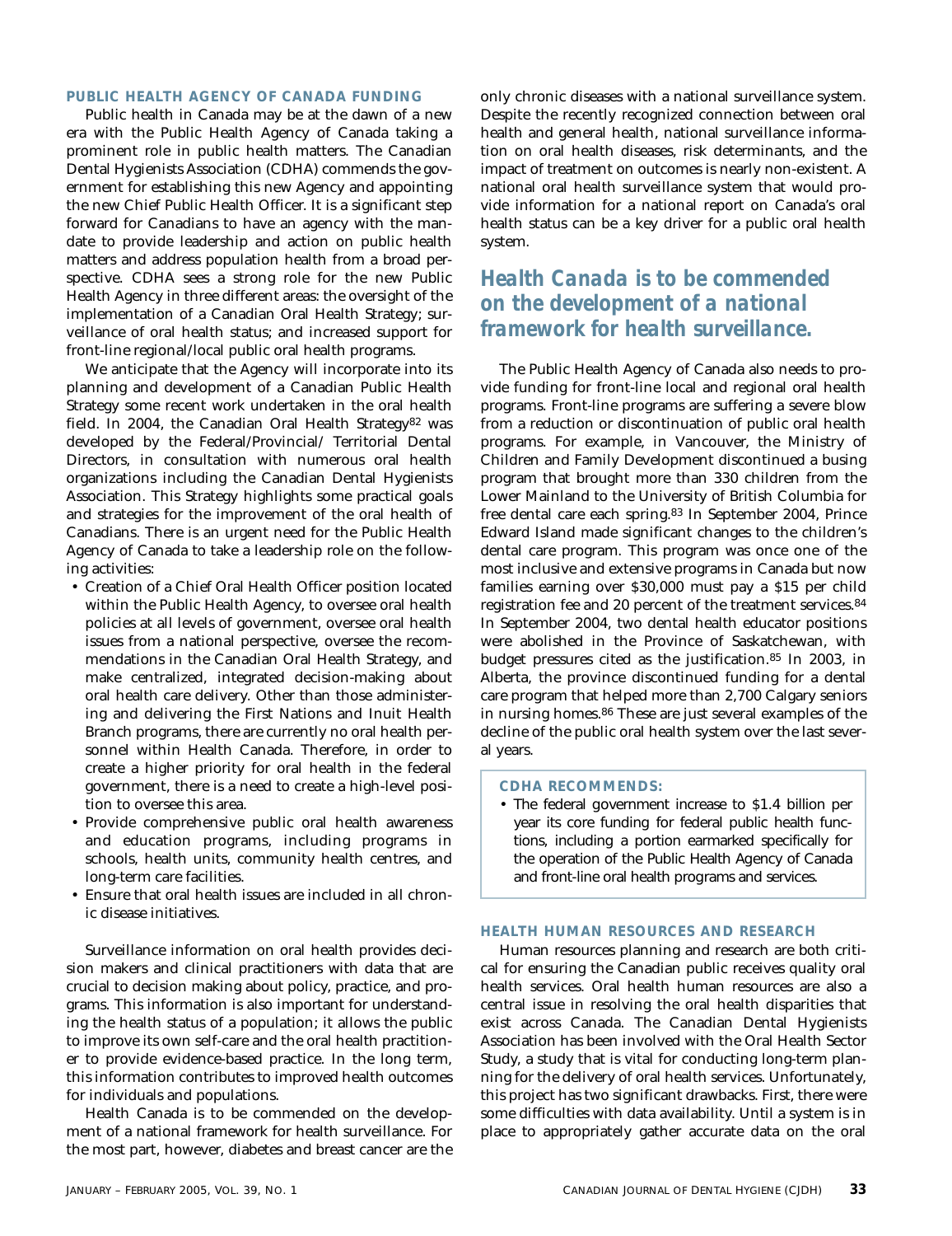### PUBLIC HEALTH AGENCY OF CANADA FUNDING

Public health in Canada may be at the dawn of a new era with the Public Health Agency of Canada taking a prominent role in public health matters. The Canadian Dental Hygienists Association (CDHA) commends the government for establishing this new Agency and appointing the new Chief Public Health Officer. It is a significant step forward for Canadians to have an agency with the mandate to provide leadership and action on public health matters and address population health from a broad perspective. CDHA sees a strong role for the new Public Health Agency in three different areas: the oversight of the implementation of a Canadian Oral Health Strategy; surveillance of oral health status; and increased support for front-line regional/local public oral health programs.

We anticipate that the Agency will incorporate into its planning and development of a Canadian Public Health Strategy some recent work undertaken in the oral health field. In 2004, the Canadian Oral Health Strategy[82] was developed by the Federal/Provincial/ Territorial Dental Directors, in consultation with numerous oral health organizations including the Canadian Dental Hygienists Association. This Strategy highlights some practical goals and strategies for the improvement of the oral health of Canadians. There is an urgent need for the Public Health Agency of Canada to take a leadership role on the following activities:

- Creation of a Chief Oral Health Officer position located within the Public Health Agency, to oversee oral health policies at all levels of government, oversee oral health issues from a national perspective, oversee the recommendations in the Canadian Oral Health Strategy, and make centralized, integrated decision-making about oral health care delivery. Other than those administering and delivering the First Nations and Inuit Health Branch programs, there are currently no oral health personnel within Health Canada. Therefore, in order to create a higher priority for oral health in the federal government, there is a need to create a high-level position to oversee this area.
- Provide comprehensive public oral health awareness and education programs, including programs in schools, health units, community health centres, and long-term care facilities.
- Ensure that oral health issues are included in all chronic disease initiatives.

Surveillance information on oral health provides decision makers and clinical practitioners with data that are crucial to decision making about policy, practice, and programs. This information is also important for understanding the health status of a population; it allows the public to improve its own self-care and the oral health practitioner to provide evidence-based practice. In the long term, this information contributes to improved health outcomes for individuals and populations.

Health Canada is to be commended on the development of a national framework for health surveillance. For the most part, however, diabetes and breast cancer are the only chronic diseases with a national surveillance system. Despite the recently recognized connection between oral health and general health, national surveillance information on oral health diseases, risk determinants, and the impact of treatment on outcomes is nearly non-existent. A national oral health surveillance system that would provide information for a national report on Canada's oral health status can be a key driver for a public oral health system.

> ***Health Canada is to be commended on the development of a national framework for health surveillance.***

The Public Health Agency of Canada also needs to provide funding for front-line local and regional oral health programs. Front-line programs are suffering a severe blow from a reduction or discontinuation of public oral health programs. For example, in Vancouver, the Ministry of Children and Family Development discontinued a busing program that brought more than 330 children from the Lower Mainland to the University of British Columbia for free dental care each spring.[83] In September 2004, Prince Edward Island made significant changes to the children's dental care program. This program was once one of the most inclusive and extensive programs in Canada but now families earning over $30,000 must pay a $15 per child registration fee and 20 percent of the treatment services.[84] In September 2004, two dental health educator positions were abolished in the Province of Saskatchewan, with budget pressures cited as the justification.[85] In 2003, in Alberta, the province discontinued funding for a dental care program that helped more than 2,700 Calgary seniors in nursing homes.[86] These are just several examples of the decline of the public oral health system over the last several years.

> **CDHA RECOMMENDS:**
>
> - The federal government increase to $1.4 billion per year its core funding for federal public health functions, including a portion earmarked specifically for the operation of the Public Health Agency of Canada and front-line oral health programs and services.

### HEALTH HUMAN RESOURCES AND RESEARCH

Human resources planning and research are both critical for ensuring the Canadian public receives quality oral health services. Oral health human resources are also a central issue in resolving the oral health disparities that exist across Canada. The Canadian Dental Hygienists Association has been involved with the Oral Health Sector Study, a study that is vital for conducting long-term planning for the delivery of oral health services. Unfortunately, this project has two significant drawbacks. First, there were some difficulties with data availability. Until a system is in place to appropriately gather accurate data on the oral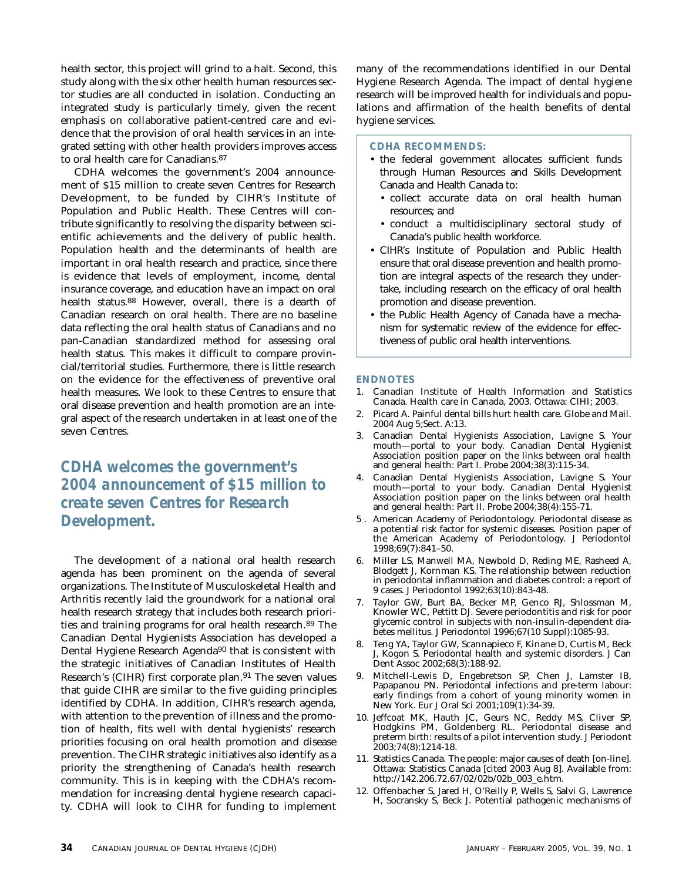health sector, this project will grind to a halt. Second, this study along with the six other health human resources sector studies are all conducted in isolation. Conducting an integrated study is particularly timely, given the recent emphasis on collaborative patient-centred care and evidence that the provision of oral health services in an integrated setting with other health providers improves access to oral health care for Canadians.[87]

CDHA welcomes the government's 2004 announcement of $15 million to create seven Centres for Research Development, to be funded by CIHR's Institute of Population and Public Health. These Centres will contribute significantly to resolving the disparity between scientific achievements and the delivery of public health. Population health and the determinants of health are important in oral health research and practice, since there is evidence that levels of employment, income, dental insurance coverage, and education have an impact on oral health status.[88] However, overall, there is a dearth of Canadian research on oral health. There are no baseline data reflecting the oral health status of Canadians and no pan-Canadian standardized method for assessing oral health status. This makes it difficult to compare provincial/territorial studies. Furthermore, there is little research on the evidence for the effectiveness of preventive oral health measures. We look to these Centres to ensure that oral disease prevention and health promotion are an integral aspect of the research undertaken in at least one of the seven Centres.

## *CDHA welcomes the government's 2004 announcement of $15 million to create seven Centres for Research Development.*

The development of a national oral health research agenda has been prominent on the agenda of several organizations. The Institute of Musculoskeletal Health and Arthritis recently laid the groundwork for a national oral health research strategy that includes both research priorities and training programs for oral health research.[89] The Canadian Dental Hygienists Association has developed a Dental Hygiene Research Agenda[90] that is consistent with the strategic initiatives of Canadian Institutes of Health Research's (CIHR) first corporate plan.[91] The seven values that guide CIHR are similar to the five guiding principles identified by CDHA. In addition, CIHR's research agenda, with attention to the prevention of illness and the promotion of health, fits well with dental hygienists' research priorities focusing on oral health promotion and disease prevention. The CIHR strategic initiatives also identify as a priority the strengthening of Canada's health research community. This is in keeping with the CDHA's recommendation for increasing dental hygiene research capacity. CDHA will look to CIHR for funding to implement many of the recommendations identified in our Dental Hygiene Research Agenda. The impact of dental hygiene research will be improved health for individuals and populations and affirmation of the health benefits of dental hygiene services.

**CDHA RECOMMENDS:**

- the federal government allocates sufficient funds through Human Resources and Skills Development Canada and Health Canada to:
  - collect accurate data on oral health human resources; and
  - conduct a multidisciplinary sectoral study of Canada's public health workforce.
- CIHR's Institute of Population and Public Health ensure that oral disease prevention and health promotion are integral aspects of the research they undertake, including research on the efficacy of oral health promotion and disease prevention.
- the Public Health Agency of Canada have a mechanism for systematic review of the evidence for effectiveness of public oral health interventions.

### ENDNOTES

1. Canadian Institute of Health Information and Statistics Canada. Health care in Canada, 2003. Ottawa: CIHI; 2003.
2. Picard A. Painful dental bills hurt health care. Globe and Mail. 2004 Aug 5;Sect. A:13.
3. Canadian Dental Hygienists Association, Lavigne S. Your mouth—portal to your body. Canadian Dental Hygienist Association position paper on the links between oral health and general health: Part I. Probe 2004;38(3):115-34.
4. Canadian Dental Hygienists Association, Lavigne S. Your mouth—portal to your body. Canadian Dental Hygienist Association position paper on the links between oral health and general health: Part II. Probe 2004;38(4):155-71.
5. American Academy of Periodontology. Periodontal disease as a potential risk factor for systemic diseases. Position paper of the American Academy of Periodontology. J Periodontol 1998;69(7):841–50.
6. Miller LS, Manwell MA, Newbold D, Reding ME, Rasheed A, Blodgett J, Kornman KS. The relationship between reduction in periodontal inflammation and diabetes control: a report of 9 cases. J Periodontol 1992;63(10):843-48.
7. Taylor GW, Burt BA, Becker MP, Genco RJ, Shlossman M, Knowler WC, Pettitt DJ. Severe periodontitis and risk for poor glycemic control in subjects with non-insulin-dependent diabetes mellitus. J Periodontol 1996;67(10 Suppl):1085-93.
8. Teng YA, Taylor GW, Scannapieco F, Kinane D, Curtis M, Beck J, Kogon S. Periodontal health and systemic disorders. J Can Dent Assoc 2002;68(3):188-92.
9. Mitchell-Lewis D, Engebretson SP, Chen J, Lamster IB, Papapanou PN. Periodontal infections and pre-term labour: early findings from a cohort of young minority women in New York. Eur J Oral Sci 2001;109(1):34-39.
10. Jeffcoat MK, Hauth JC, Geurs NC, Reddy MS, Cliver SP, Hodgkins PM, Goldenberg RL. Periodontal disease and preterm birth: results of a pilot intervention study. J Periodont 2003;74(8):1214-18.
11. Statistics Canada. The people: major causes of death [on-line]. Ottawa: Statistics Canada [cited 2003 Aug 8]. Available from: http://142.206.72.67/02/02b/02b_003_e.htm.
12. Offenbacher S, Jared H, O'Reilly P, Wells S, Salvi G, Lawrence H, Socransky S, Beck J. Potential pathogenic mechanisms of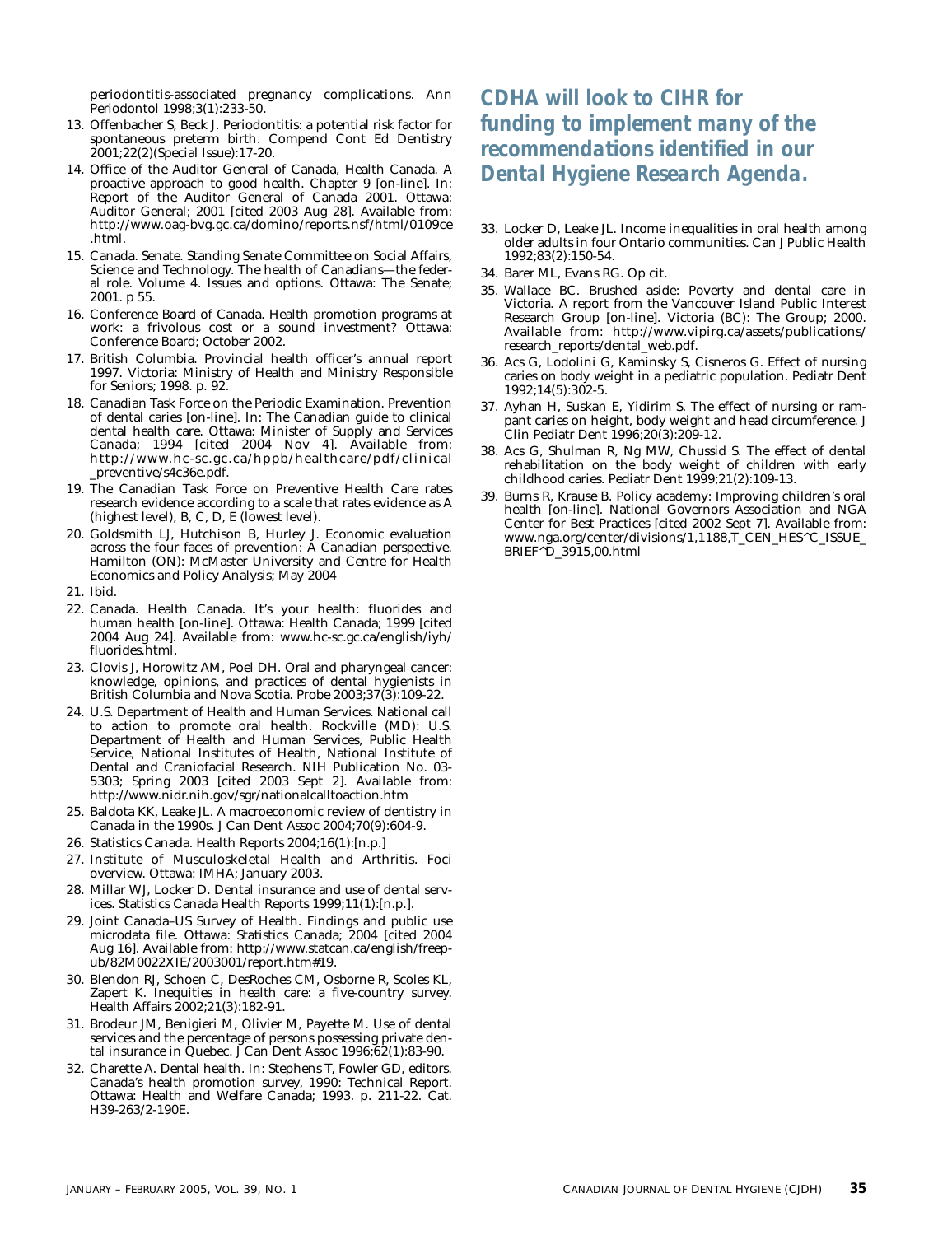periodontitis-associated pregnancy complications. Ann Periodontol 1998;3(1):233-50.

13. Offenbacher S, Beck J. Periodontitis: a potential risk factor for spontaneous preterm birth. Compend Cont Ed Dentistry 2001;22(2)(Special Issue):17-20.
14. Office of the Auditor General of Canada, Health Canada. A proactive approach to good health. Chapter 9 [on-line]. In: Report of the Auditor General of Canada 2001. Ottawa: Auditor General; 2001 [cited 2003 Aug 28]. Available from: http://www.oag-bvg.gc.ca/domino/reports.nsf/html/0109ce.html.
15. Canada. Senate. Standing Senate Committee on Social Affairs, Science and Technology. The health of Canadians—the federal role. Volume 4. Issues and options. Ottawa: The Senate; 2001. p 55.
16. Conference Board of Canada. Health promotion programs at work: a frivolous cost or a sound investment? Ottawa: Conference Board; October 2002.
17. British Columbia. Provincial health officer's annual report 1997. Victoria: Ministry of Health and Ministry Responsible for Seniors; 1998. p. 92.
18. Canadian Task Force on the Periodic Examination. Prevention of dental caries [on-line]. In: The Canadian guide to clinical dental health care. Ottawa: Minister of Supply and Services Canada; 1994 [cited 2004 Nov 4]. Available from: http://www.hc-sc.gc.ca/hppb/healthcare/pdf/clinical_preventive/s4c36e.pdf.
19. The Canadian Task Force on Preventive Health Care rates research evidence according to a scale that rates evidence as A (highest level), B, C, D, E (lowest level).
20. Goldsmith LJ, Hutchison B, Hurley J. Economic evaluation across the four faces of prevention: A Canadian perspective. Hamilton (ON): McMaster University and Centre for Health Economics and Policy Analysis; May 2004
21. Ibid.
22. Canada. Health Canada. It's your health: fluorides and human health [on-line]. Ottawa: Health Canada; 1999 [cited 2004 Aug 24]. Available from: www.hc-sc.gc.ca/english/iyh/fluorides.html.
23. Clovis J, Horowitz AM, Poel DH. Oral and pharyngeal cancer: knowledge, opinions, and practices of dental hygienists in British Columbia and Nova Scotia. Probe 2003;37(3):109-22.
24. U.S. Department of Health and Human Services. National call to action to promote oral health. Rockville (MD): U.S. Department of Health and Human Services, Public Health Service, National Institutes of Health, National Institute of Dental and Craniofacial Research. NIH Publication No. 03-5303; Spring 2003 [cited 2003 Sept 2]. Available from: http://www.nidr.nih.gov/sgr/nationalcalltoaction.htm
25. Baldota KK, Leake JL. A macroeconomic review of dentistry in Canada in the 1990s. J Can Dent Assoc 2004;70(9):604-9.
26. Statistics Canada. Health Reports 2004;16(1):[n.p.]
27. Institute of Musculoskeletal Health and Arthritis. Foci overview. Ottawa: IMHA; January 2003.
28. Millar WJ, Locker D. Dental insurance and use of dental services. Statistics Canada Health Reports 1999;11(1):[n.p.].
29. Joint Canada–US Survey of Health. Findings and public use microdata file. Ottawa: Statistics Canada; 2004 [cited 2004 Aug 16]. Available from: http://www.statcan.ca/english/freepub/82M0022XIE/2003001/report.htm#19.
30. Blendon RJ, Schoen C, DesRoches CM, Osborne R, Scoles KL, Zapert K. Inequities in health care: a five-country survey. Health Affairs 2002;21(3):182-91.
31. Brodeur JM, Benigieri M, Olivier M, Payette M. Use of dental services and the percentage of persons possessing private dental insurance in Quebec. J Can Dent Assoc 1996;62(1):83-90.
32. Charette A. Dental health. In: Stephens T, Fowler GD, editors. Canada's health promotion survey, 1990: Technical Report. Ottawa: Health and Welfare Canada; 1993. p. 211-22. Cat. H39-263/2-190E.

**CDHA will look to CIHR for funding to implement many of the recommendations identified in our Dental Hygiene Research Agenda.**

33. Locker D, Leake JL. Income inequalities in oral health among older adults in four Ontario communities. Can J Public Health 1992;83(2):150-54.
34. Barer ML, Evans RG. Op cit.
35. Wallace BC. Brushed aside: Poverty and dental care in Victoria. A report from the Vancouver Island Public Interest Research Group [on-line]. Victoria (BC): The Group; 2000. Available from: http://www.vipirg.ca/assets/publications/research_reports/dental_web.pdf.
36. Acs G, Lodolini G, Kaminsky S, Cisneros G. Effect of nursing caries on body weight in a pediatric population. Pediatr Dent 1992;14(5):302-5.
37. Ayhan H, Suskan E, Yidirim S. The effect of nursing or rampant caries on height, body weight and head circumference. J Clin Pediatr Dent 1996;20(3):209-12.
38. Acs G, Shulman R, Ng MW, Chussid S. The effect of dental rehabilitation on the body weight of children with early childhood caries. Pediatr Dent 1999;21(2):109-13.
39. Burns R, Krause B. Policy academy: Improving children's oral health [on-line]. National Governors Association and NGA Center for Best Practices [cited 2002 Sept 7]. Available from: www.nga.org/center/divisions/1,1188,T_CEN_HES^C_ISSUE_BRIEF^D_3915,00.html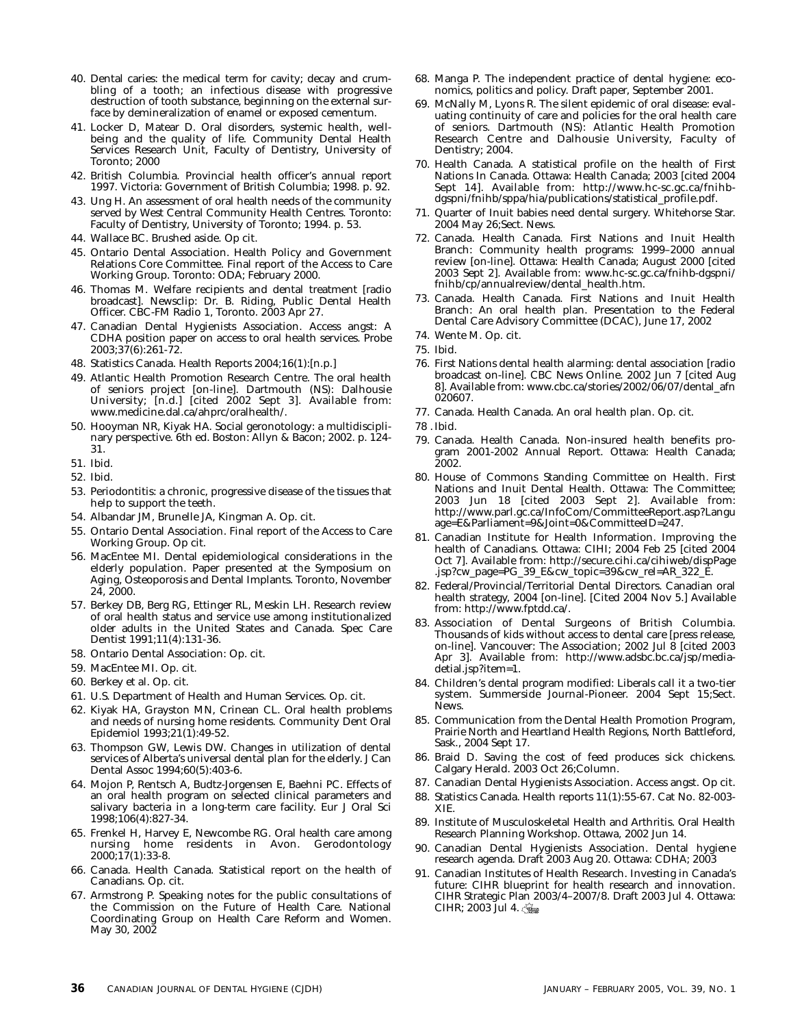40. Dental caries: the medical term for cavity; decay and crumbling of a tooth; an infectious disease with progressive destruction of tooth substance, beginning on the external surface by demineralization of enamel or exposed cementum.
41. Locker D, Matear D. Oral disorders, systemic health, well-being and the quality of life. Community Dental Health Services Research Unit, Faculty of Dentistry, University of Toronto; 2000
42. British Columbia. Provincial health officer's annual report 1997. Victoria: Government of British Columbia; 1998. p. 92.
43. Ung H. An assessment of oral health needs of the community served by West Central Community Health Centres. Toronto: Faculty of Dentistry, University of Toronto; 1994. p. 53.
44. Wallace BC. Brushed aside. Op cit.
45. Ontario Dental Association. Health Policy and Government Relations Core Committee. Final report of the Access to Care Working Group. Toronto: ODA; February 2000.
46. Thomas M. Welfare recipients and dental treatment [radio broadcast]. Newsclip: Dr. B. Riding, Public Dental Health Officer. CBC-FM Radio 1, Toronto. 2003 Apr 27.
47. Canadian Dental Hygienists Association. Access angst: A CDHA position paper on access to oral health services. Probe 2003;37(6):261-72.
48. Statistics Canada. Health Reports 2004;16(1):[n.p.]
49. Atlantic Health Promotion Research Centre. The oral health of seniors project [on-line]. Dartmouth (NS): Dalhousie University; [n.d.] [cited 2002 Sept 3]. Available from: www.medicine.dal.ca/ahprc/oralhealth/.
50. Hooyman NR, Kiyak HA. Social geronotology: a multidisciplinary perspective. 6th ed. Boston: Allyn & Bacon; 2002. p. 124-31.
51. Ibid.
52. Ibid.
53. Periodontitis: a chronic, progressive disease of the tissues that help to support the teeth.
54. Albandar JM, Brunelle JA, Kingman A. Op. cit.
55. Ontario Dental Association. Final report of the Access to Care Working Group. Op cit.
56. MacEntee MI. Dental epidemiological considerations in the elderly population. Paper presented at the Symposium on Aging, Osteoporosis and Dental Implants. Toronto, November 24, 2000.
57. Berkey DB, Berg RG, Ettinger RL, Meskin LH. Research review of oral health status and service use among institutionalized older adults in the United States and Canada. Spec Care Dentist 1991;11(4):131-36.
58. Ontario Dental Association: Op. cit.
59. MacEntee MI. Op. cit.
60. Berkey et al. Op. cit.
61. U.S. Department of Health and Human Services. Op. cit.
62. Kiyak HA, Grayston MN, Crinean CL. Oral health problems and needs of nursing home residents. Community Dent Oral Epidemiol 1993;21(1):49-52.
63. Thompson GW, Lewis DW. Changes in utilization of dental services of Alberta's universal dental plan for the elderly. J Can Dental Assoc 1994;60(5):403-6.
64. Mojon P, Rentsch A, Budtz-Jorgensen E, Baehni PC. Effects of an oral health program on selected clinical parameters and salivary bacteria in a long-term care facility. Eur J Oral Sci 1998;106(4):827-34.
65. Frenkel H, Harvey E, Newcombe RG. Oral health care among nursing home residents in Avon. Gerodontology 2000;17(1):33-8.
66. Canada. Health Canada. Statistical report on the health of Canadians. Op. cit.
67. Armstrong P. Speaking notes for the public consultations of the Commission on the Future of Health Care. National Coordinating Group on Health Care Reform and Women. May 30, 2002
68. Manga P. The independent practice of dental hygiene: economics, politics and policy. Draft paper, September 2001.
69. McNally M, Lyons R. The silent epidemic of oral disease: evaluating continuity of care and policies for the oral health care of seniors. Dartmouth (NS): Atlantic Health Promotion Research Centre and Dalhousie University, Faculty of Dentistry; 2004.
70. Health Canada. A statistical profile on the health of First Nations In Canada. Ottawa: Health Canada; 2003 [cited 2004 Sept 14]. Available from: http://www.hc-sc.gc.ca/fnihb-dgspni/fnihb/sppa/hia/publications/statistical_profile.pdf.
71. Quarter of Inuit babies need dental surgery. Whitehorse Star. 2004 May 26;Sect. News.
72. Canada. Health Canada. First Nations and Inuit Health Branch: Community health programs: 1999–2000 annual review [on-line]. Ottawa: Health Canada; August 2000 [cited 2003 Sept 2]. Available from: www.hc-sc.gc.ca/fnihb-dgspni/fnihb/cp/annualreview/dental_health.htm.
73. Canada. Health Canada. First Nations and Inuit Health Branch: An oral health plan. Presentation to the Federal Dental Care Advisory Committee (DCAC), June 17, 2002
74. Wente M. Op. cit.
75. Ibid.
76. First Nations dental health alarming: dental association [radio broadcast on-line]. CBC News Online. 2002 Jun 7 [cited Aug 8]. Available from: www.cbc.ca/stories/2002/06/07/dental_afn020607.
77. Canada. Health Canada. An oral health plan. Op. cit.
78 . Ibid.
79. Canada. Health Canada. Non-insured health benefits program 2001-2002 Annual Report. Ottawa: Health Canada; 2002.
80. House of Commons Standing Committee on Health. First Nations and Inuit Dental Health. Ottawa: The Committee; 2003 Jun 18 [cited 2003 Sept 2]. Available from: http://www.parl.gc.ca/InfoCom/CommitteeReport.asp?Language=E&Parliament=9&Joint=0&CommitteeID=247.
81. Canadian Institute for Health Information. Improving the health of Canadians. Ottawa: CIHI; 2004 Feb 25 [cited 2004 Oct 7]. Available from: http://secure.cihi.ca/cihiweb/dispPage.jsp?cw_page=PG_39_E&cw_topic=39&cw_rel=AR_322_E.
82. Federal/Provincial/Territorial Dental Directors. Canadian oral health strategy, 2004 [on-line]. [Cited 2004 Nov 5.] Available from: http://www.fptdd.ca/.
83. Association of Dental Surgeons of British Columbia. Thousands of kids without access to dental care [press release, on-line]. Vancouver: The Association; 2002 Jul 8 [cited 2003 Apr 3]. Available from: http://www.adsbc.bc.ca/jsp/media-detial.jsp?item=1.
84. Children's dental program modified: Liberals call it a two-tier system. Summerside Journal-Pioneer. 2004 Sept 15;Sect. News.
85. Communication from the Dental Health Promotion Program, Prairie North and Heartland Health Regions, North Battleford, Sask., 2004 Sept 17.
86. Braid D. Saving the cost of feed produces sick chickens. Calgary Herald. 2003 Oct 26;Column.
87. Canadian Dental Hygienists Association. Access angst. Op cit.
88. Statistics Canada. Health reports 11(1):55-67. Cat No. 82-003-XIE.
89. Institute of Musculoskeletal Health and Arthritis. Oral Health Research Planning Workshop. Ottawa, 2002 Jun 14.
90. Canadian Dental Hygienists Association. Dental hygiene research agenda. Draft 2003 Aug 20. Ottawa: CDHA; 2003
91. Canadian Institutes of Health Research. Investing in Canada's future: CIHR blueprint for health research and innovation. CIHR Strategic Plan 2003/4–2007/8. Draft 2003 Jul 4. Ottawa: CIHR; 2003 Jul 4.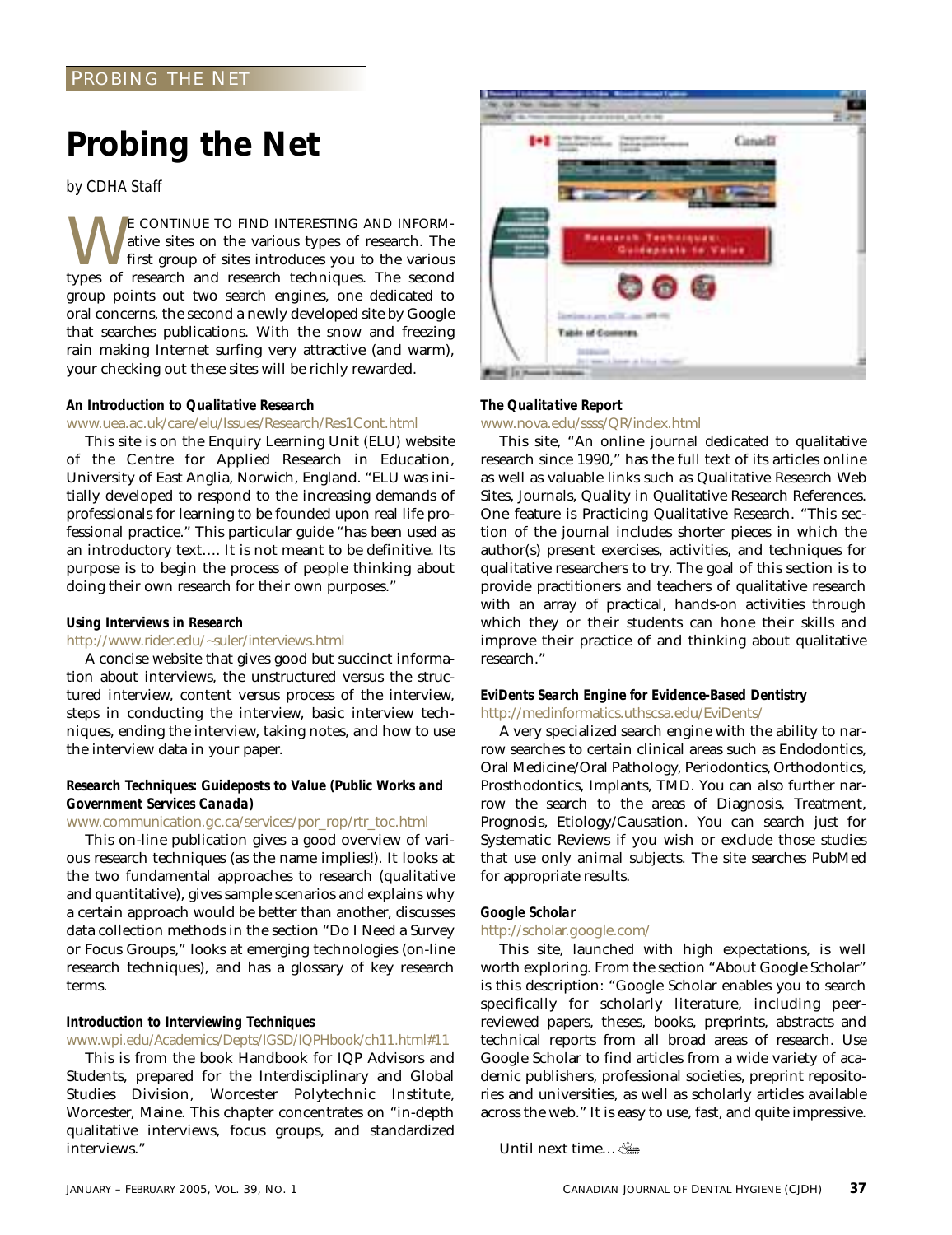# Probing the Net

*by CDHA Staff*

We continue to find interesting and informative sites on the various types of research. The first group of sites introduces you to the various types of research and research techniques. The second group points out two search engines, one dedicated to oral concerns, the second a newly developed site by Google that searches publications. With the snow and freezing rain making Internet surfing very attractive (and warm), your checking out these sites will be richly rewarded.

**An Introduction to Qualitative Research**
www.uea.ac.uk/care/elu/Issues/Research/Res1Cont.html

This site is on the Enquiry Learning Unit (ELU) website of the Centre for Applied Research in Education, University of East Anglia, Norwich, England. "ELU was initially developed to respond to the increasing demands of professionals for learning to be founded upon real life professional practice." This particular guide "has been used as an introductory text…. It is not meant to be definitive. Its purpose is to begin the process of people thinking about doing their own research for their own purposes."

**Using Interviews in Research**
http://www.rider.edu/~suler/interviews.html

A concise website that gives good but succinct information about interviews, the unstructured versus the structured interview, content versus process of the interview, steps in conducting the interview, basic interview techniques, ending the interview, taking notes, and how to use the interview data in your paper.

**Research Techniques: Guideposts to Value (Public Works and Government Services Canada)**
www.communication.gc.ca/services/por_rop/rtr_toc.html

This on-line publication gives a good overview of various research techniques (as the name implies!). It looks at the two fundamental approaches to research (qualitative and quantitative), gives sample scenarios and explains why a certain approach would be better than another, discusses data collection methods in the section "Do I Need a Survey or Focus Groups," looks at emerging technologies (on-line research techniques), and has a glossary of key research terms.

**Introduction to Interviewing Techniques**
www.wpi.edu/Academics/Depts/IGSD/IQPHbook/ch11.html#11

This is from the book Handbook for IQP Advisors and Students, prepared for the Interdisciplinary and Global Studies Division, Worcester Polytechnic Institute, Worcester, Maine. This chapter concentrates on "in-depth qualitative interviews, focus groups, and standardized interviews."

**The Qualitative Report**
www.nova.edu/ssss/QR/index.html

This site, "An online journal dedicated to qualitative research since 1990," has the full text of its articles online as well as valuable links such as Qualitative Research Web Sites, Journals, Quality in Qualitative Research References. One feature is Practicing Qualitative Research. "This section of the journal includes shorter pieces in which the author(s) present exercises, activities, and techniques for qualitative researchers to try. The goal of this section is to provide practitioners and teachers of qualitative research with an array of practical, hands-on activities through which they or their students can hone their skills and improve their practice of and thinking about qualitative research."

**EviDents Search Engine for Evidence-Based Dentistry**
http://medinformatics.uthscsa.edu/EviDents/

A very specialized search engine with the ability to narrow searches to certain clinical areas such as Endodontics, Oral Medicine/Oral Pathology, Periodontics, Orthodontics, Prosthodontics, Implants, TMD. You can also further narrow the search to the areas of Diagnosis, Treatment, Prognosis, Etiology/Causation. You can search just for Systematic Reviews if you wish or exclude those studies that use only animal subjects. The site searches PubMed for appropriate results.

**Google Scholar**
http://scholar.google.com/

This site, launched with high expectations, is well worth exploring. From the section "About Google Scholar" is this description: "Google Scholar enables you to search specifically for scholarly literature, including peer-reviewed papers, theses, books, preprints, abstracts and technical reports from all broad areas of research. Use Google Scholar to find articles from a wide variety of academic publishers, professional societies, preprint repositories and universities, as well as scholarly articles available across the web." It is easy to use, fast, and quite impressive.

Until next time…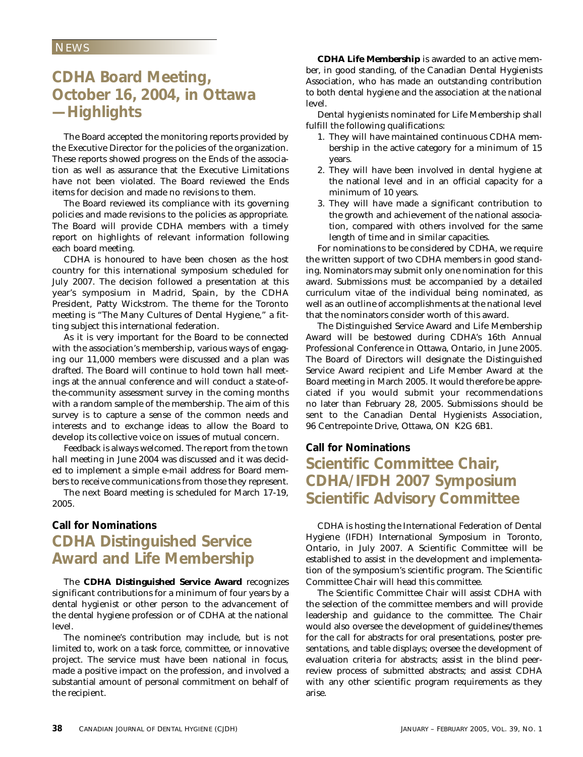NEWS

## CDHA Board Meeting, October 16, 2004, in Ottawa —Highlights

The Board accepted the monitoring reports provided by the Executive Director for the policies of the organization. These reports showed progress on the Ends of the association as well as assurance that the Executive Limitations have not been violated. The Board reviewed the Ends items for decision and made no revisions to them.

The Board reviewed its compliance with its governing policies and made revisions to the policies as appropriate. The Board will provide CDHA members with a timely report on highlights of relevant information following each board meeting.

CDHA is honoured to have been chosen as the host country for this international symposium scheduled for July 2007. The decision followed a presentation at this year's symposium in Madrid, Spain, by the CDHA President, Patty Wickstrom. The theme for the Toronto meeting is "The Many Cultures of Dental Hygiene," a fitting subject this international federation.

As it is very important for the Board to be connected with the association's membership, various ways of engaging our 11,000 members were discussed and a plan was drafted. The Board will continue to hold town hall meetings at the annual conference and will conduct a state-of-the-community assessment survey in the coming months with a random sample of the membership. The aim of this survey is to capture a sense of the common needs and interests and to exchange ideas to allow the Board to develop its collective voice on issues of mutual concern.

Feedback is always welcomed. The report from the town hall meeting in June 2004 was discussed and it was decided to implement a simple e-mail address for Board members to receive communications from those they represent.

The next Board meeting is scheduled for March 17-19, 2005.

**Call for Nominations**

## CDHA Distinguished Service Award and Life Membership

The **CDHA Distinguished Service Award** recognizes significant contributions for a minimum of four years by a dental hygienist or other person to the advancement of the dental hygiene profession or of CDHA at the national level.

The nominee's contribution may include, but is not limited to, work on a task force, committee, or innovative project. The service must have been national in focus, made a positive impact on the profession, and involved a substantial amount of personal commitment on behalf of the recipient.

**CDHA Life Membership** is awarded to an active member, in good standing, of the Canadian Dental Hygienists Association, who has made an outstanding contribution to both dental hygiene and the association at the national level.

Dental hygienists nominated for Life Membership shall fulfill the following qualifications:

1. They will have maintained continuous CDHA membership in the active category for a minimum of 15 years.
2. They will have been involved in dental hygiene at the national level and in an official capacity for a minimum of 10 years.
3. They will have made a significant contribution to the growth and achievement of the national association, compared with others involved for the same length of time and in similar capacities.

For nominations to be considered by CDHA, we require the written support of two CDHA members in good standing. Nominators may submit only one nomination for this award. Submissions must be accompanied by a detailed curriculum vitae of the individual being nominated, as well as an outline of accomplishments at the national level that the nominators consider worth of this award.

The Distinguished Service Award and Life Membership Award will be bestowed during CDHA's 16th Annual Professional Conference in Ottawa, Ontario, in June 2005. The Board of Directors will designate the Distinguished Service Award recipient and Life Member Award at the Board meeting in March 2005. It would therefore be appreciated if you would submit your recommendations no later than February 28, 2005. Submissions should be sent to the Canadian Dental Hygienists Association, 96 Centrepointe Drive, Ottawa, ON K2G 6B1.

**Call for Nominations**

## Scientific Committee Chair, CDHA/IFDH 2007 Symposium Scientific Advisory Committee

CDHA is hosting the International Federation of Dental Hygiene (IFDH) International Symposium in Toronto, Ontario, in July 2007. A Scientific Committee will be established to assist in the development and implementation of the symposium's scientific program. The Scientific Committee Chair will head this committee.

The Scientific Committee Chair will assist CDHA with the selection of the committee members and will provide leadership and guidance to the committee. The Chair would also oversee the development of guidelines/themes for the call for abstracts for oral presentations, poster presentations, and table displays; oversee the development of evaluation criteria for abstracts; assist in the blind peer-review process of submitted abstracts; and assist CDHA with any other scientific program requirements as they arise.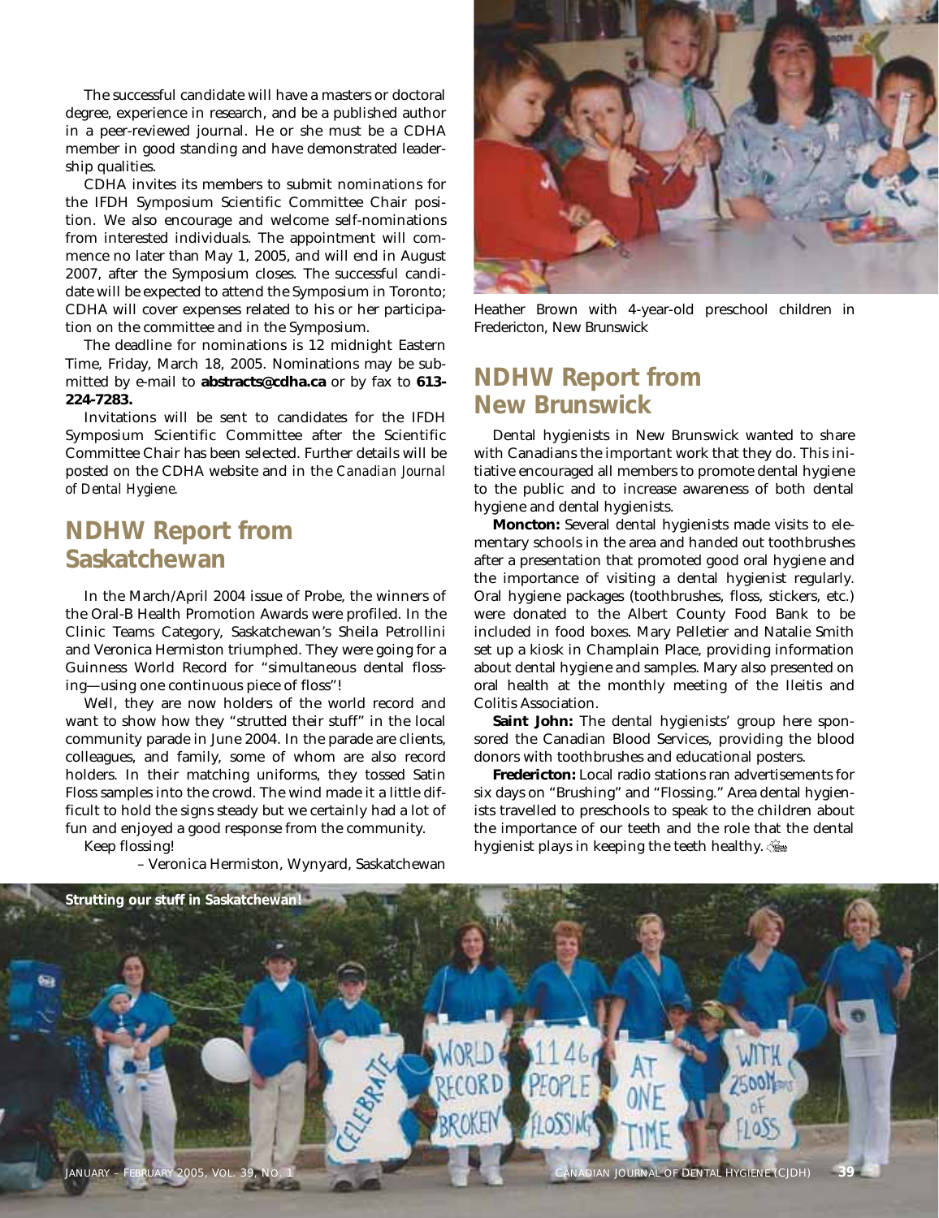The successful candidate will have a masters or doctoral degree, experience in research, and be a published author in a peer-reviewed journal. He or she must be a CDHA member in good standing and have demonstrated leadership qualities.

CDHA invites its members to submit nominations for the IFDH Symposium Scientific Committee Chair position. We also encourage and welcome self-nominations from interested individuals. The appointment will commence no later than May 1, 2005, and will end in August 2007, after the Symposium closes. The successful candidate will be expected to attend the Symposium in Toronto; CDHA will cover expenses related to his or her participation on the committee and in the Symposium.

The deadline for nominations is 12 midnight Eastern Time, Friday, March 18, 2005. Nominations may be submitted by e-mail to **abstracts@cdha.ca** or by fax to **613-224-7283.**

Invitations will be sent to candidates for the IFDH Symposium Scientific Committee after the Scientific Committee Chair has been selected. Further details will be posted on the CDHA website and in the *Canadian Journal of Dental Hygiene.*

## NDHW Report from Saskatchewan

In the March/April 2004 issue of Probe, the winners of the Oral-B Health Promotion Awards were profiled. In the Clinic Teams Category, Saskatchewan's Sheila Petrollini and Veronica Hermiston triumphed. They were going for a Guinness World Record for "simultaneous dental flossing—using one continuous piece of floss"!

Well, they are now holders of the world record and want to show how they "strutted their stuff" in the local community parade in June 2004. In the parade are clients, colleagues, and family, some of whom are also record holders. In their matching uniforms, they tossed Satin Floss samples into the crowd. The wind made it a little difficult to hold the signs steady but we certainly had a lot of fun and enjoyed a good response from the community.

Keep flossing!

– Veronica Hermiston, Wynyard, Saskatchewan

Heather Brown with 4-year-old preschool children in Fredericton, New Brunswick

## NDHW Report from New Brunswick

Dental hygienists in New Brunswick wanted to share with Canadians the important work that they do. This initiative encouraged all members to promote dental hygiene to the public and to increase awareness of both dental hygiene and dental hygienists.

**Moncton:** Several dental hygienists made visits to elementary schools in the area and handed out toothbrushes after a presentation that promoted good oral hygiene and the importance of visiting a dental hygienist regularly. Oral hygiene packages (toothbrushes, floss, stickers, etc.) were donated to the Albert County Food Bank to be included in food boxes. Mary Pelletier and Natalie Smith set up a kiosk in Champlain Place, providing information about dental hygiene and samples. Mary also presented on oral health at the monthly meeting of the Ileitis and Colitis Association.

**Saint John:** The dental hygienists' group here sponsored the Canadian Blood Services, providing the blood donors with toothbrushes and educational posters.

**Fredericton:** Local radio stations ran advertisements for six days on "Brushing" and "Flossing." Area dental hygienists travelled to preschools to speak to the children about the importance of our teeth and the role that the dental hygienist plays in keeping the teeth healthy.

**Strutting our stuff in Saskatchewan!**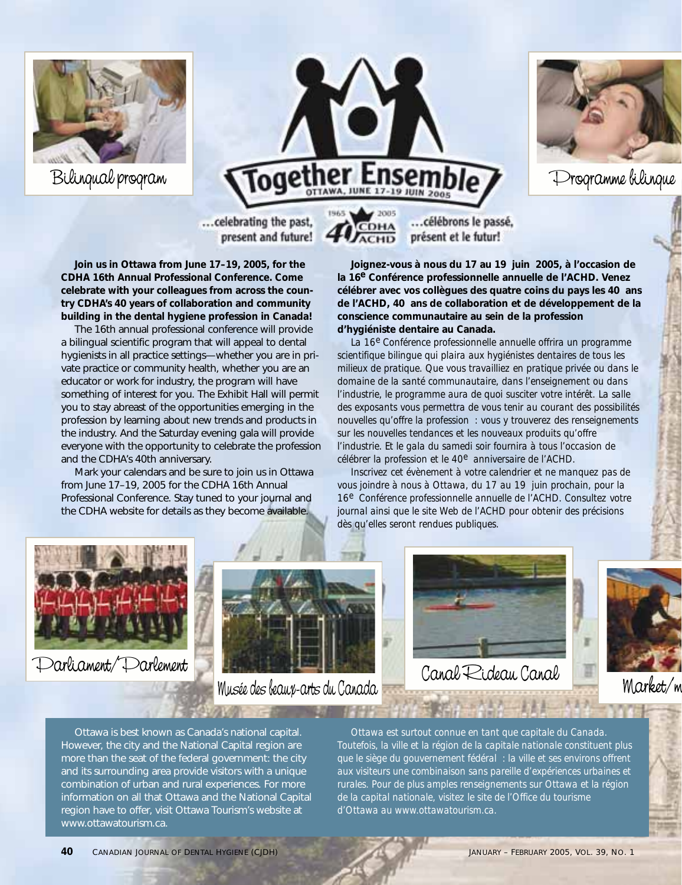Bilingual program

# Together Ensemble

OTTAWA, JUNE 17–19 JUIN 2005

Programme bilingue

…celebrating the past, present and future!

1965 2005 40 CDHA ACHD

…célébrons le passé, présent et le futur!

**Join us in Ottawa from June 17–19, 2005, for the CDHA 16th Annual Professional Conference. Come celebrate with your colleagues from across the country CDHA's 40 years of collaboration and community building in the dental hygiene profession in Canada!**

The 16th annual professional conference will provide a bilingual scientific program that will appeal to dental hygienists in all practice settings—whether you are in private practice or community health, whether you are an educator or work for industry, the program will have something of interest for you. The Exhibit Hall will permit you to stay abreast of the opportunities emerging in the profession by learning about new trends and products in the industry. And the Saturday evening gala will provide everyone with the opportunity to celebrate the profession and the CDHA's 40th anniversary.

Mark your calendars and be sure to join us in Ottawa from June 17–19, 2005 for the CDHA 16th Annual Professional Conference. Stay tuned to your journal and the CDHA website for details as they become available.

**Joignez-vous à nous du 17 au 19 juin 2005, à l'occasion de la 16e Conférence professionnelle annuelle de l'ACHD. Venez célébrer avec vos collègues des quatre coins du pays les 40 ans de l'ACHD, 40 ans de collaboration et de développement de la conscience communautaire au sein de la profession d'hygiéniste dentaire au Canada.**

*La 16e Conférence professionnelle annuelle offrira un programme scientifique bilingue qui plaira aux hygiénistes dentaires de tous les milieux de pratique. Que vous travailliez en pratique privée ou dans le domaine de la santé communautaire, dans l'enseignement ou dans l'industrie, le programme aura de quoi susciter votre intérêt. La salle des exposants vous permettra de vous tenir au courant des possibilités nouvelles qu'offre la profession : vous y trouverez des renseignements sur les nouvelles tendances et les nouveaux produits qu'offre l'industrie. Et le gala du samedi soir fournira à tous l'occasion de célébrer la profession et le 40e anniversaire de l'ACHD.*

*Inscrivez cet évènement à votre calendrier et ne manquez pas de vous joindre à nous à Ottawa, du 17 au 19 juin prochain, pour la 16e Conférence professionnelle annuelle de l'ACHD. Consultez votre journal ainsi que le site Web de l'ACHD pour obtenir des précisions dès qu'elles seront rendues publiques.*

Parliament/Parlement

Musée des beaux-arts du Canada

Canal Rideau Canal

Market/m

Ottawa is best known as Canada's national capital. However, the city and the National Capital region are more than the seat of the federal government: the city and its surrounding area provide visitors with a unique combination of urban and rural experiences. For more information on all that Ottawa and the National Capital region have to offer, visit Ottawa Tourism's website at www.ottawatourism.ca.

*Ottawa est surtout connue en tant que capitale du Canada. Toutefois, la ville et la région de la capitale nationale constituent plus que le siège du gouvernement fédéral : la ville et ses environs offrent aux visiteurs une combinaison sans pareille d'expériences urbaines et rurales. Pour de plus amples renseignements sur Ottawa et la région de la capital nationale, visitez le site de l'Office du tourisme d'Ottawa au www.ottawatourism.ca.*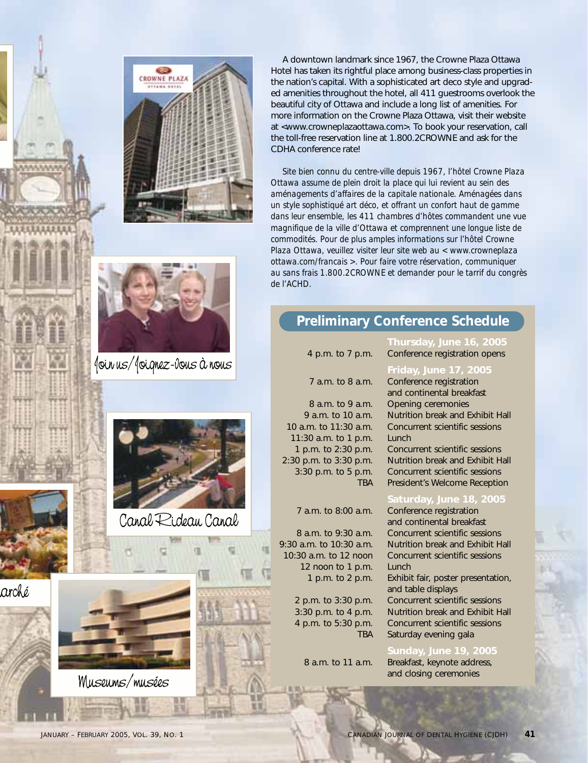A downtown landmark since 1967, the Crowne Plaza Ottawa Hotel has taken its rightful place among business-class properties in the nation's capital. With a sophisticated art deco style and upgraded amenities throughout the hotel, all 411 guestrooms overlook the beautiful city of Ottawa and include a long list of amenities. For more information on the Crowne Plaza Ottawa, visit their website at <www.crowneplazaottawa.com>. To book your reservation, call the toll-free reservation line at 1.800.2CROWNE and ask for the CDHA conference rate!

*Site bien connu du centre-ville depuis 1967, l'hôtel Crowne Plaza Ottawa assume de plein droit la place qui lui revient au sein des aménagements d'affaires de la capitale nationale. Aménagées dans un style sophistiqué art déco, et offrant un confort haut de gamme dans leur ensemble, les 411 chambres d'hôtes commandent une vue magnifique de la ville d'Ottawa et comprennent une longue liste de commodités. Pour de plus amples informations sur l'hôtel Crowne Plaza Ottawa, veuillez visiter leur site web au < www.crowneplaza ottawa.com/francais >. Pour faire votre réservation, communiquer au sans frais 1.800.2CROWNE et demander pour le tarif du congrès de l'ACHD.*

Join us/Joignez-vous à nous

Canal Rideau Canal

Marché

Museums/musées

## Preliminary Conference Schedule

| | |
|---|---|
| | **Thursday, June 16, 2005** |
| 4 p.m. to 7 p.m. | Conference registration opens |
| | **Friday, June 17, 2005** |
| 7 a.m. to 8 a.m. | Conference registration and continental breakfast |
| 8 a.m. to 9 a.m. | Opening ceremonies |
| 9 a.m. to 10 a.m. | Nutrition break and Exhibit Hall |
| 10 a.m. to 11:30 a.m. | Concurrent scientific sessions |
| 11:30 a.m. to 1 p.m. | Lunch |
| 1 p.m. to 2:30 p.m. | Concurrent scientific sessions |
| 2:30 p.m. to 3:30 p.m. | Nutrition break and Exhibit Hall |
| 3:30 p.m. to 5 p.m. | Concurrent scientific sessions |
| TBA | President's Welcome Reception |
| | **Saturday, June 18, 2005** |
| 7 a.m. to 8:00 a.m. | Conference registration and continental breakfast |
| 8 a.m. to 9:30 a.m. | Concurrent scientific sessions |
| 9:30 a.m. to 10:30 a.m. | Nutrition break and Exhibit Hall |
| 10:30 a.m. to 12 noon | Concurrent scientific sessions |
| 12 noon to 1 p.m. | Lunch |
| 1 p.m. to 2 p.m. | Exhibit fair, poster presentation, and table displays |
| 2 p.m. to 3:30 p.m. | Concurrent scientific sessions |
| 3:30 p.m. to 4 p.m. | Nutrition break and Exhibit Hall |
| 4 p.m. to 5:30 p.m. | Concurrent scientific sessions |
| TBA | Saturday evening gala |
| | **Sunday, June 19, 2005** |
| 8 a.m. to 11 a.m. | Breakfast, keynote address, and closing ceremonies |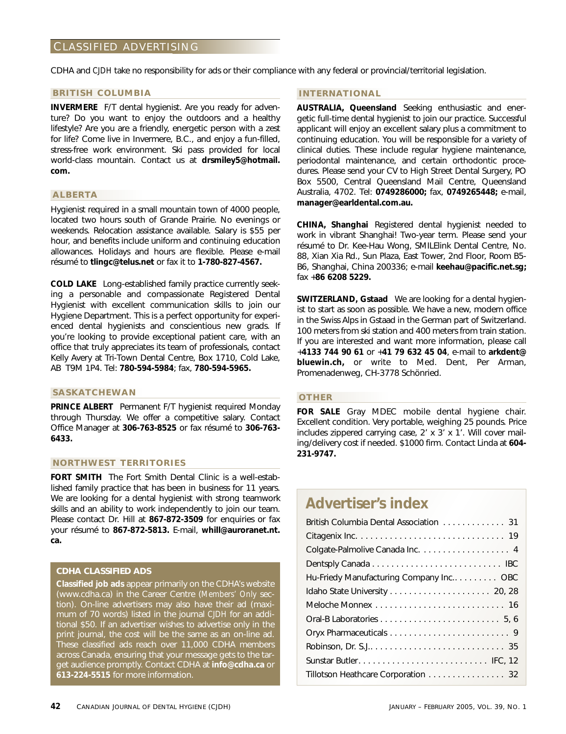# CLASSIFIED ADVERTISING

CDHA and *CJDH* take no responsibility for ads or their compliance with any federal or provincial/territorial legislation.

## BRITISH COLUMBIA

**INVERMERE** F/T dental hygienist. Are you ready for adventure? Do you want to enjoy the outdoors and a healthy lifestyle? Are you are a friendly, energetic person with a zest for life? Come live in Invermere, B.C., and enjoy a fun-filled, stress-free work environment. Ski pass provided for local world-class mountain. Contact us at **drsmiley5@hotmail.com.**

## ALBERTA

Hygienist required in a small mountain town of 4000 people, located two hours south of Grande Prairie. No evenings or weekends. Relocation assistance available. Salary is $55 per hour, and benefits include uniform and continuing education allowances. Holidays and hours are flexible. Please e-mail résumé to **tlingc@telus.net** or fax it to **1-780-827-4567.**

**COLD LAKE** Long-established family practice currently seeking a personable and compassionate Registered Dental Hygienist with excellent communication skills to join our Hygiene Department. This is a perfect opportunity for experienced dental hygienists and conscientious new grads. If you're looking to provide exceptional patient care, with an office that truly appreciates its team of professionals, contact Kelly Avery at Tri-Town Dental Centre, Box 1710, Cold Lake, AB T9M 1P4. Tel: **780-594-5984**; fax, **780-594-5965.**

## SASKATCHEWAN

**PRINCE ALBERT** Permanent F/T hygienist required Monday through Thursday. We offer a competitive salary. Contact Office Manager at **306-763-8525** or fax résumé to **306-763-6433.**

## NORTHWEST TERRITORIES

**FORT SMITH** The Fort Smith Dental Clinic is a well-established family practice that has been in business for 11 years. We are looking for a dental hygienist with strong teamwork skills and an ability to work independently to join our team. Please contact Dr. Hill at **867-872-3509** for enquiries or fax your résumé to **867-872-5813.** E-mail, **whill@auroranet.nt.ca.**

### CDHA CLASSIFIED ADS

**Classified job ads** appear primarily on the CDHA's website (www.cdha.ca) in the Career Centre (*Members' Only* section). On-line advertisers may also have their ad (maximum of 70 words) listed in the journal *CJDH* for an additional $50. If an advertiser wishes to advertise only in the print journal, the cost will be the same as an on-line ad. These classified ads reach over 11,000 CDHA members across Canada, ensuring that your message gets to the target audience promptly. Contact CDHA at **info@cdha.ca** or **613-224-5515** for more information.

## INTERNATIONAL

**AUSTRALIA, Queensland** Seeking enthusiastic and energetic full-time dental hygienist to join our practice. Successful applicant will enjoy an excellent salary plus a commitment to continuing education. You will be responsible for a variety of clinical duties. These include regular hygiene maintenance, periodontal maintenance, and certain orthodontic procedures. Please send your CV to High Street Dental Surgery, PO Box 5500, Central Queensland Mail Centre, Queensland Australia, 4702. Tel: **0749286000;** fax, **0749265448;** e-mail, **manager@earldental.com.au.**

**CHINA, Shanghai** Registered dental hygienist needed to work in vibrant Shanghai! Two-year term. Please send your résumé to Dr. Kee-Hau Wong, SMILElink Dental Centre, No. 88, Xian Xia Rd., Sun Plaza, East Tower, 2nd Floor, Room B5-B6, Shanghai, China 200336; e-mail **keehau@pacific.net.sg;** fax +**86 6208 5229.**

**SWITZERLAND, Gstaad** We are looking for a dental hygienist to start as soon as possible. We have a new, modern office in the Swiss Alps in Gstaad in the German part of Switzerland. 100 meters from ski station and 400 meters from train station. If you are interested and want more information, please call +**4133 744 90 61** or +**41 79 632 45 04**, e-mail to **arkdent@bluewin.ch,** or write to Med. Dent, Per Arman, Promenadenweg, CH-3778 Schönried.

## OTHER

**FOR SALE** Gray MDEC mobile dental hygiene chair. Excellent condition. Very portable, weighing 25 pounds. Price includes zippered carrying case, 2' x 3' x 1'. Will cover mailing/delivery cost if needed. $1000 firm. Contact Linda at **604-231-9747.**

## Advertiser's index

| Advertiser | Page |
|---|---|
| British Columbia Dental Association | 31 |
| Citagenix Inc. | 19 |
| Colgate-Palmolive Canada Inc. | 4 |
| Dentsply Canada | IBC |
| Hu-Friedy Manufacturing Company Inc. | OBC |
| Idaho State University | 20, 28 |
| Meloche Monnex | 16 |
| Oral-B Laboratories | 5, 6 |
| Oryx Pharmaceuticals | 9 |
| Robinson, Dr. S.J. | 35 |
| Sunstar Butler | IFC, 12 |
| Tillotson Heathcare Corporation | 32 |